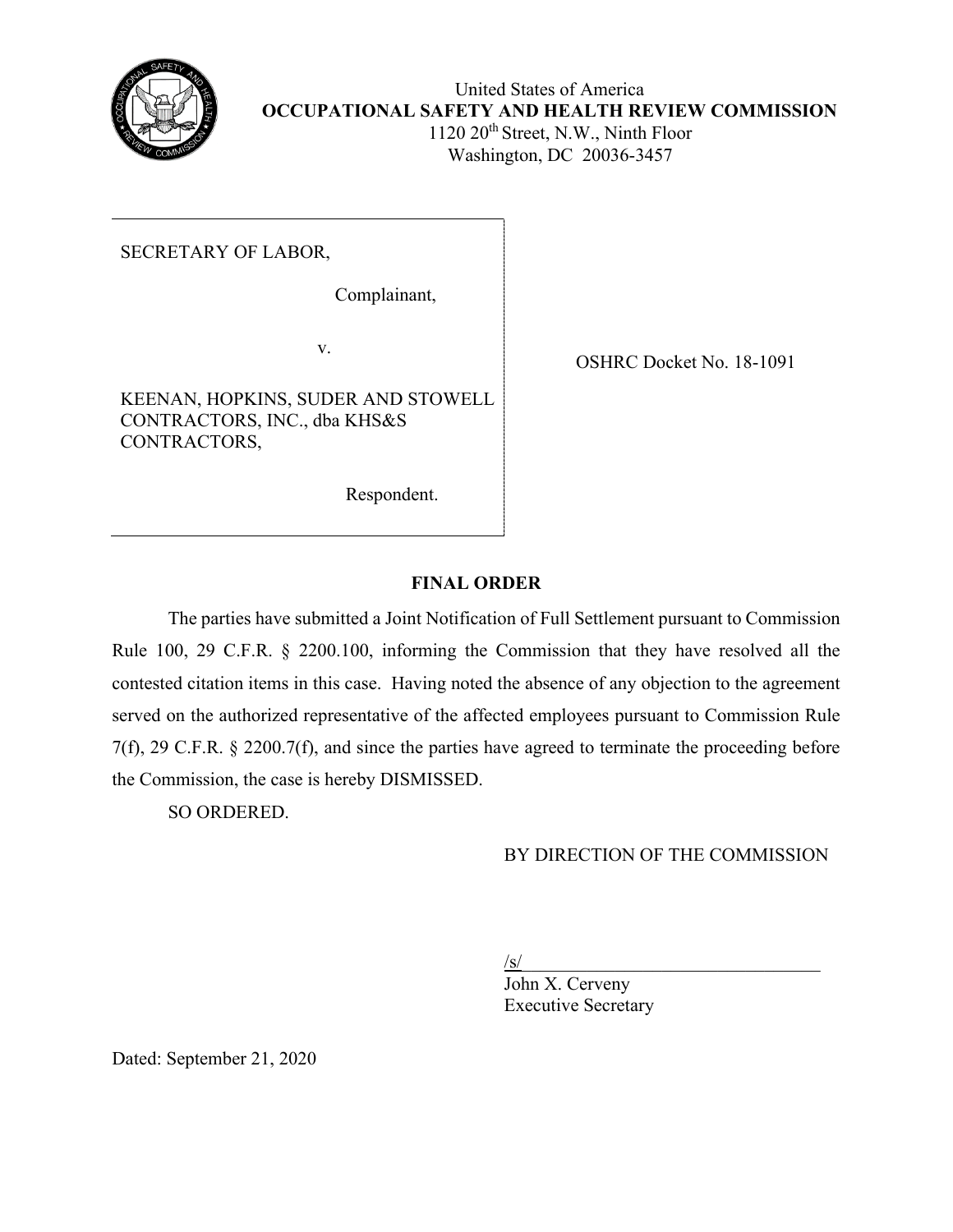United States of America
**OCCUPATIONAL SAFETY AND HEALTH REVIEW COMMISSION**
1120 20th Street, N.W., Ninth Floor
Washington, DC 20036-3457

| | |
|---|---|
| SECRETARY OF LABOR,<br><br>Complainant,<br><br>v.<br><br>KEENAN, HOPKINS, SUDER AND STOWELL CONTRACTORS, INC., dba KHS&S CONTRACTORS,<br><br>Respondent. | OSHRC Docket No. 18-1091 |

**FINAL ORDER**

The parties have submitted a Joint Notification of Full Settlement pursuant to Commission Rule 100, 29 C.F.R. § 2200.100, informing the Commission that they have resolved all the contested citation items in this case. Having noted the absence of any objection to the agreement served on the authorized representative of the affected employees pursuant to Commission Rule 7(f), 29 C.F.R. § 2200.7(f), and since the parties have agreed to terminate the proceeding before the Commission, the case is hereby DISMISSED.

SO ORDERED.

BY DIRECTION OF THE COMMISSION

/s/
John X. Cerveny
Executive Secretary

Dated: September 21, 2020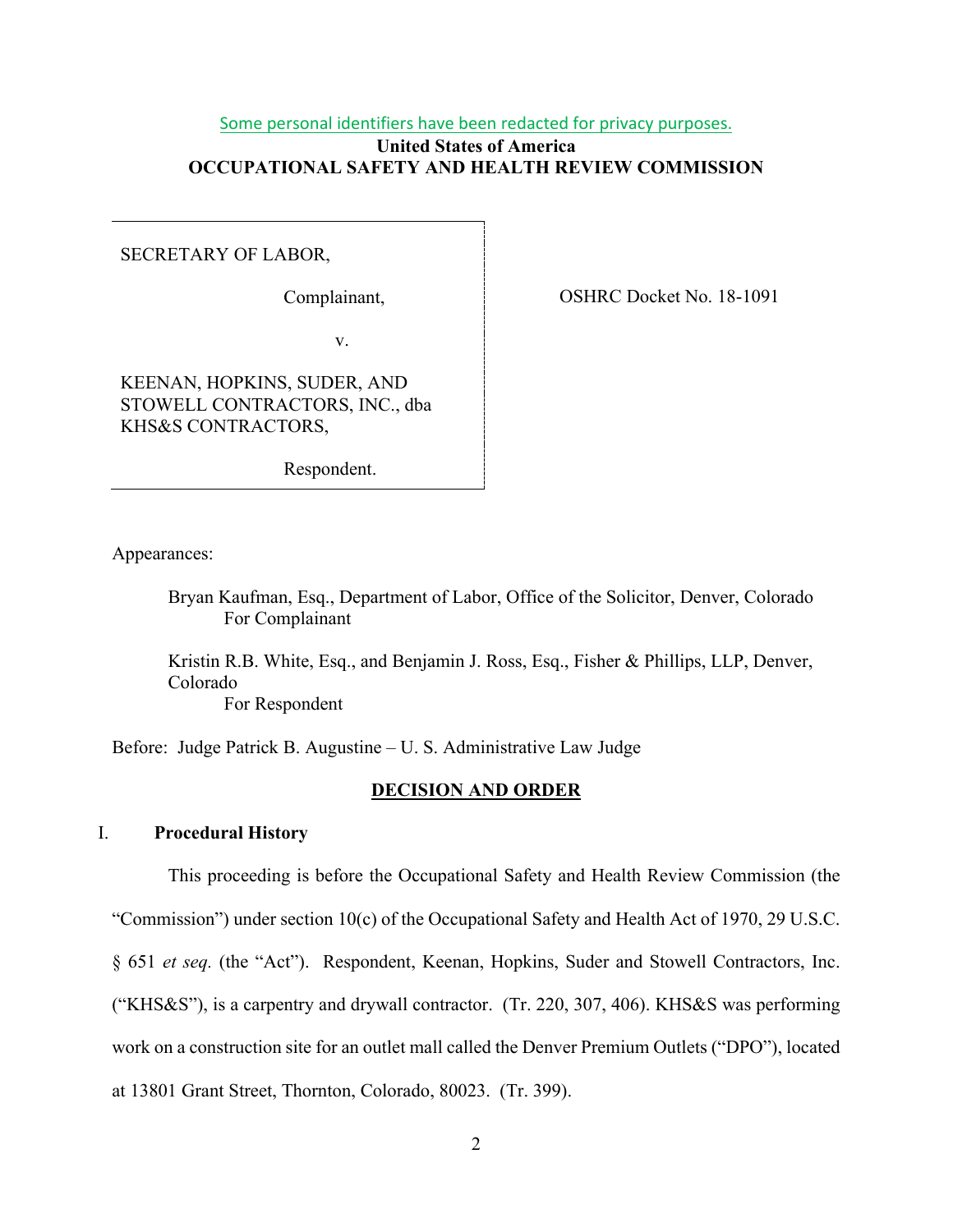Some personal identifiers have been redacted for privacy purposes.

**United States of America**
**OCCUPATIONAL SAFETY AND HEALTH REVIEW COMMISSION**

SECRETARY OF LABOR,

Complainant,

v.

KEENAN, HOPKINS, SUDER, AND STOWELL CONTRACTORS, INC., dba KHS&S CONTRACTORS,

Respondent.

OSHRC Docket No. 18-1091

Appearances:

Bryan Kaufman, Esq., Department of Labor, Office of the Solicitor, Denver, Colorado
For Complainant

Kristin R.B. White, Esq., and Benjamin J. Ross, Esq., Fisher & Phillips, LLP, Denver, Colorado
For Respondent

Before: Judge Patrick B. Augustine – U. S. Administrative Law Judge

## DECISION AND ORDER

### I. Procedural History

This proceeding is before the Occupational Safety and Health Review Commission (the "Commission") under section 10(c) of the Occupational Safety and Health Act of 1970, 29 U.S.C. § 651 *et seq.* (the "Act"). Respondent, Keenan, Hopkins, Suder and Stowell Contractors, Inc. ("KHS&S"), is a carpentry and drywall contractor. (Tr. 220, 307, 406). KHS&S was performing work on a construction site for an outlet mall called the Denver Premium Outlets ("DPO"), located at 13801 Grant Street, Thornton, Colorado, 80023. (Tr. 399).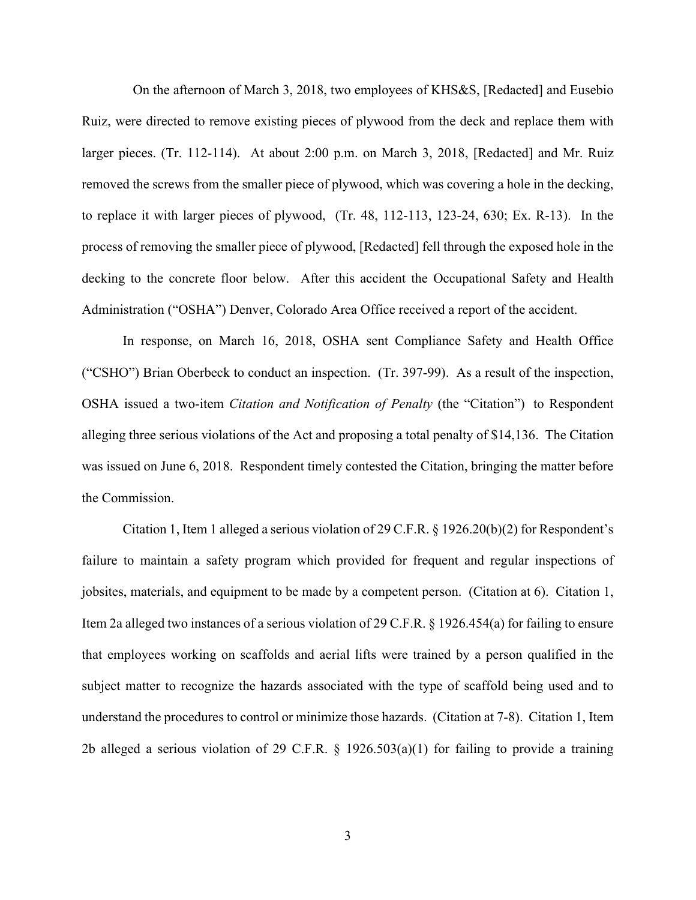On the afternoon of March 3, 2018, two employees of KHS&S, [Redacted] and Eusebio Ruiz, were directed to remove existing pieces of plywood from the deck and replace them with larger pieces. (Tr. 112-114). At about 2:00 p.m. on March 3, 2018, [Redacted] and Mr. Ruiz removed the screws from the smaller piece of plywood, which was covering a hole in the decking, to replace it with larger pieces of plywood, (Tr. 48, 112-113, 123-24, 630; Ex. R-13). In the process of removing the smaller piece of plywood, [Redacted] fell through the exposed hole in the decking to the concrete floor below. After this accident the Occupational Safety and Health Administration ("OSHA") Denver, Colorado Area Office received a report of the accident.

In response, on March 16, 2018, OSHA sent Compliance Safety and Health Office ("CSHO") Brian Oberbeck to conduct an inspection. (Tr. 397-99). As a result of the inspection, OSHA issued a two-item *Citation and Notification of Penalty* (the "Citation") to Respondent alleging three serious violations of the Act and proposing a total penalty of $14,136. The Citation was issued on June 6, 2018. Respondent timely contested the Citation, bringing the matter before the Commission.

Citation 1, Item 1 alleged a serious violation of 29 C.F.R. § 1926.20(b)(2) for Respondent's failure to maintain a safety program which provided for frequent and regular inspections of jobsites, materials, and equipment to be made by a competent person. (Citation at 6). Citation 1, Item 2a alleged two instances of a serious violation of 29 C.F.R. § 1926.454(a) for failing to ensure that employees working on scaffolds and aerial lifts were trained by a person qualified in the subject matter to recognize the hazards associated with the type of scaffold being used and to understand the procedures to control or minimize those hazards. (Citation at 7-8). Citation 1, Item 2b alleged a serious violation of 29 C.F.R. § 1926.503(a)(1) for failing to provide a training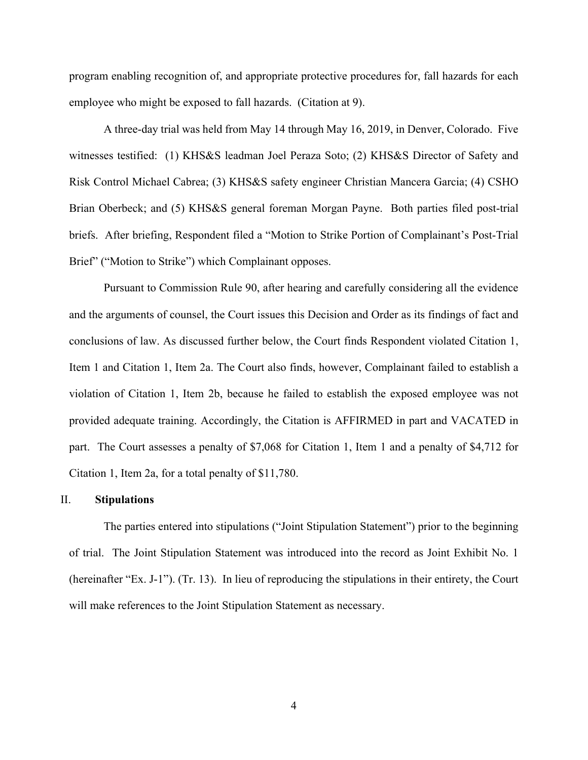program enabling recognition of, and appropriate protective procedures for, fall hazards for each employee who might be exposed to fall hazards. (Citation at 9).

A three-day trial was held from May 14 through May 16, 2019, in Denver, Colorado. Five witnesses testified: (1) KHS&S leadman Joel Peraza Soto; (2) KHS&S Director of Safety and Risk Control Michael Cabrea; (3) KHS&S safety engineer Christian Mancera Garcia; (4) CSHO Brian Oberbeck; and (5) KHS&S general foreman Morgan Payne. Both parties filed post-trial briefs. After briefing, Respondent filed a "Motion to Strike Portion of Complainant's Post-Trial Brief" ("Motion to Strike") which Complainant opposes.

Pursuant to Commission Rule 90, after hearing and carefully considering all the evidence and the arguments of counsel, the Court issues this Decision and Order as its findings of fact and conclusions of law. As discussed further below, the Court finds Respondent violated Citation 1, Item 1 and Citation 1, Item 2a. The Court also finds, however, Complainant failed to establish a violation of Citation 1, Item 2b, because he failed to establish the exposed employee was not provided adequate training. Accordingly, the Citation is AFFIRMED in part and VACATED in part. The Court assesses a penalty of $7,068 for Citation 1, Item 1 and a penalty of $4,712 for Citation 1, Item 2a, for a total penalty of $11,780.

## II. Stipulations

The parties entered into stipulations ("Joint Stipulation Statement") prior to the beginning of trial. The Joint Stipulation Statement was introduced into the record as Joint Exhibit No. 1 (hereinafter "Ex. J-1"). (Tr. 13). In lieu of reproducing the stipulations in their entirety, the Court will make references to the Joint Stipulation Statement as necessary.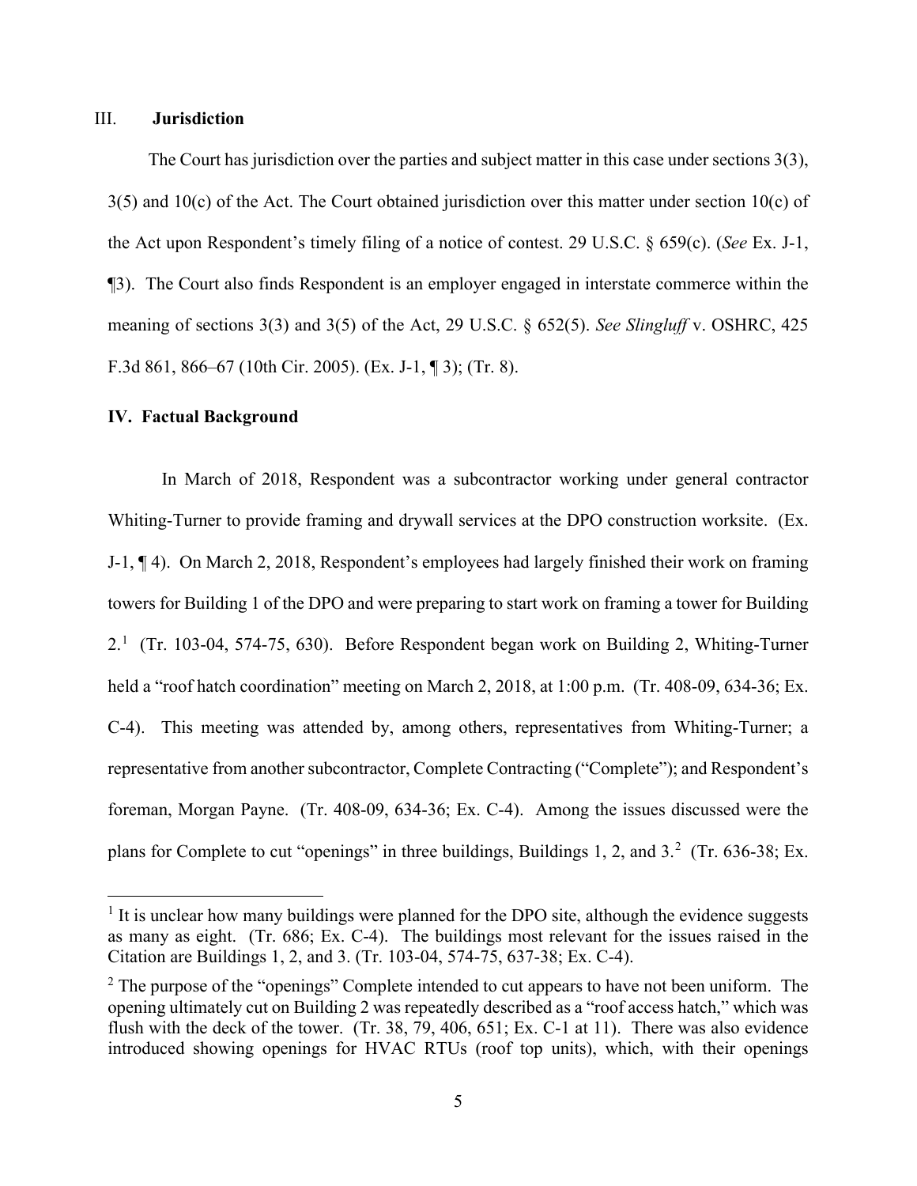## III. **Jurisdiction**

The Court has jurisdiction over the parties and subject matter in this case under sections 3(3), 3(5) and 10(c) of the Act. The Court obtained jurisdiction over this matter under section 10(c) of the Act upon Respondent's timely filing of a notice of contest. 29 U.S.C. § 659(c). (*See* Ex. J-1, ¶3). The Court also finds Respondent is an employer engaged in interstate commerce within the meaning of sections 3(3) and 3(5) of the Act, 29 U.S.C. § 652(5). *See Slingluff* v. OSHRC, 425 F.3d 861, 866–67 (10th Cir. 2005). (Ex. J-1, ¶ 3); (Tr. 8).

## **IV. Factual Background**

In March of 2018, Respondent was a subcontractor working under general contractor Whiting-Turner to provide framing and drywall services at the DPO construction worksite. (Ex. J-1, ¶ 4). On March 2, 2018, Respondent's employees had largely finished their work on framing towers for Building 1 of the DPO and were preparing to start work on framing a tower for Building 2.[1] (Tr. 103-04, 574-75, 630). Before Respondent began work on Building 2, Whiting-Turner held a "roof hatch coordination" meeting on March 2, 2018, at 1:00 p.m. (Tr. 408-09, 634-36; Ex. C-4). This meeting was attended by, among others, representatives from Whiting-Turner; a representative from another subcontractor, Complete Contracting ("Complete"); and Respondent's foreman, Morgan Payne. (Tr. 408-09, 634-36; Ex. C-4). Among the issues discussed were the plans for Complete to cut "openings" in three buildings, Buildings 1, 2, and 3.[2] (Tr. 636-38; Ex.

---

[1] It is unclear how many buildings were planned for the DPO site, although the evidence suggests as many as eight. (Tr. 686; Ex. C-4). The buildings most relevant for the issues raised in the Citation are Buildings 1, 2, and 3. (Tr. 103-04, 574-75, 637-38; Ex. C-4).

[2] The purpose of the "openings" Complete intended to cut appears to have not been uniform. The opening ultimately cut on Building 2 was repeatedly described as a "roof access hatch," which was flush with the deck of the tower. (Tr. 38, 79, 406, 651; Ex. C-1 at 11). There was also evidence introduced showing openings for HVAC RTUs (roof top units), which, with their openings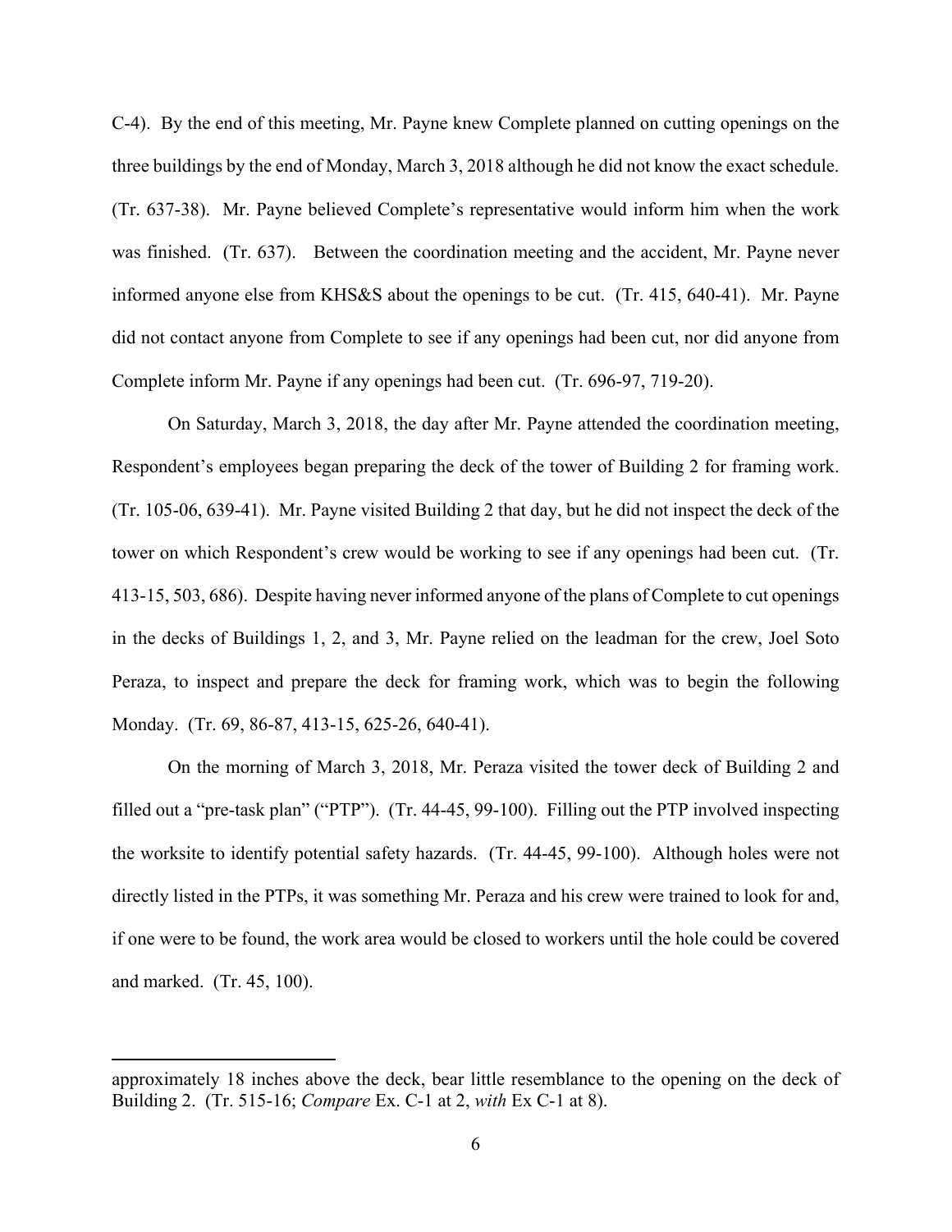C-4). By the end of this meeting, Mr. Payne knew Complete planned on cutting openings on the three buildings by the end of Monday, March 3, 2018 although he did not know the exact schedule. (Tr. 637-38). Mr. Payne believed Complete's representative would inform him when the work was finished. (Tr. 637). Between the coordination meeting and the accident, Mr. Payne never informed anyone else from KHS&S about the openings to be cut. (Tr. 415, 640-41). Mr. Payne did not contact anyone from Complete to see if any openings had been cut, nor did anyone from Complete inform Mr. Payne if any openings had been cut. (Tr. 696-97, 719-20).

On Saturday, March 3, 2018, the day after Mr. Payne attended the coordination meeting, Respondent's employees began preparing the deck of the tower of Building 2 for framing work. (Tr. 105-06, 639-41). Mr. Payne visited Building 2 that day, but he did not inspect the deck of the tower on which Respondent's crew would be working to see if any openings had been cut. (Tr. 413-15, 503, 686). Despite having never informed anyone of the plans of Complete to cut openings in the decks of Buildings 1, 2, and 3, Mr. Payne relied on the leadman for the crew, Joel Soto Peraza, to inspect and prepare the deck for framing work, which was to begin the following Monday. (Tr. 69, 86-87, 413-15, 625-26, 640-41).

On the morning of March 3, 2018, Mr. Peraza visited the tower deck of Building 2 and filled out a "pre-task plan" ("PTP"). (Tr. 44-45, 99-100). Filling out the PTP involved inspecting the worksite to identify potential safety hazards. (Tr. 44-45, 99-100). Although holes were not directly listed in the PTPs, it was something Mr. Peraza and his crew were trained to look for and, if one were to be found, the work area would be closed to workers until the hole could be covered and marked. (Tr. 45, 100).

---

approximately 18 inches above the deck, bear little resemblance to the opening on the deck of Building 2. (Tr. 515-16; *Compare* Ex. C-1 at 2, *with* Ex C-1 at 8).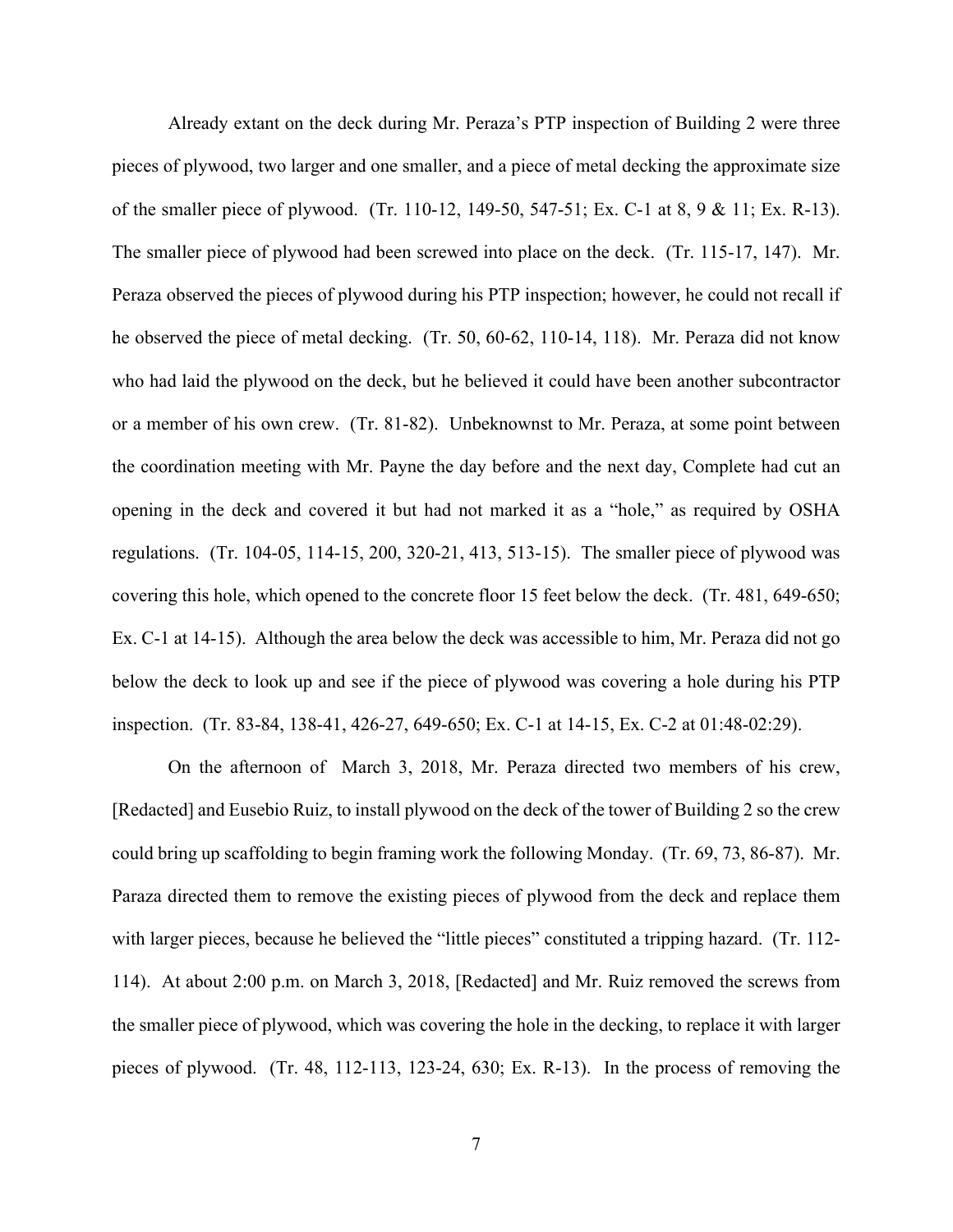Already extant on the deck during Mr. Peraza's PTP inspection of Building 2 were three pieces of plywood, two larger and one smaller, and a piece of metal decking the approximate size of the smaller piece of plywood. (Tr. 110-12, 149-50, 547-51; Ex. C-1 at 8, 9 & 11; Ex. R-13). The smaller piece of plywood had been screwed into place on the deck. (Tr. 115-17, 147). Mr. Peraza observed the pieces of plywood during his PTP inspection; however, he could not recall if he observed the piece of metal decking. (Tr. 50, 60-62, 110-14, 118). Mr. Peraza did not know who had laid the plywood on the deck, but he believed it could have been another subcontractor or a member of his own crew. (Tr. 81-82). Unbeknownst to Mr. Peraza, at some point between the coordination meeting with Mr. Payne the day before and the next day, Complete had cut an opening in the deck and covered it but had not marked it as a "hole," as required by OSHA regulations. (Tr. 104-05, 114-15, 200, 320-21, 413, 513-15). The smaller piece of plywood was covering this hole, which opened to the concrete floor 15 feet below the deck. (Tr. 481, 649-650; Ex. C-1 at 14-15). Although the area below the deck was accessible to him, Mr. Peraza did not go below the deck to look up and see if the piece of plywood was covering a hole during his PTP inspection. (Tr. 83-84, 138-41, 426-27, 649-650; Ex. C-1 at 14-15, Ex. C-2 at 01:48-02:29).

On the afternoon of March 3, 2018, Mr. Peraza directed two members of his crew, [Redacted] and Eusebio Ruiz, to install plywood on the deck of the tower of Building 2 so the crew could bring up scaffolding to begin framing work the following Monday. (Tr. 69, 73, 86-87). Mr. Paraza directed them to remove the existing pieces of plywood from the deck and replace them with larger pieces, because he believed the "little pieces" constituted a tripping hazard. (Tr. 112-114). At about 2:00 p.m. on March 3, 2018, [Redacted] and Mr. Ruiz removed the screws from the smaller piece of plywood, which was covering the hole in the decking, to replace it with larger pieces of plywood. (Tr. 48, 112-113, 123-24, 630; Ex. R-13). In the process of removing the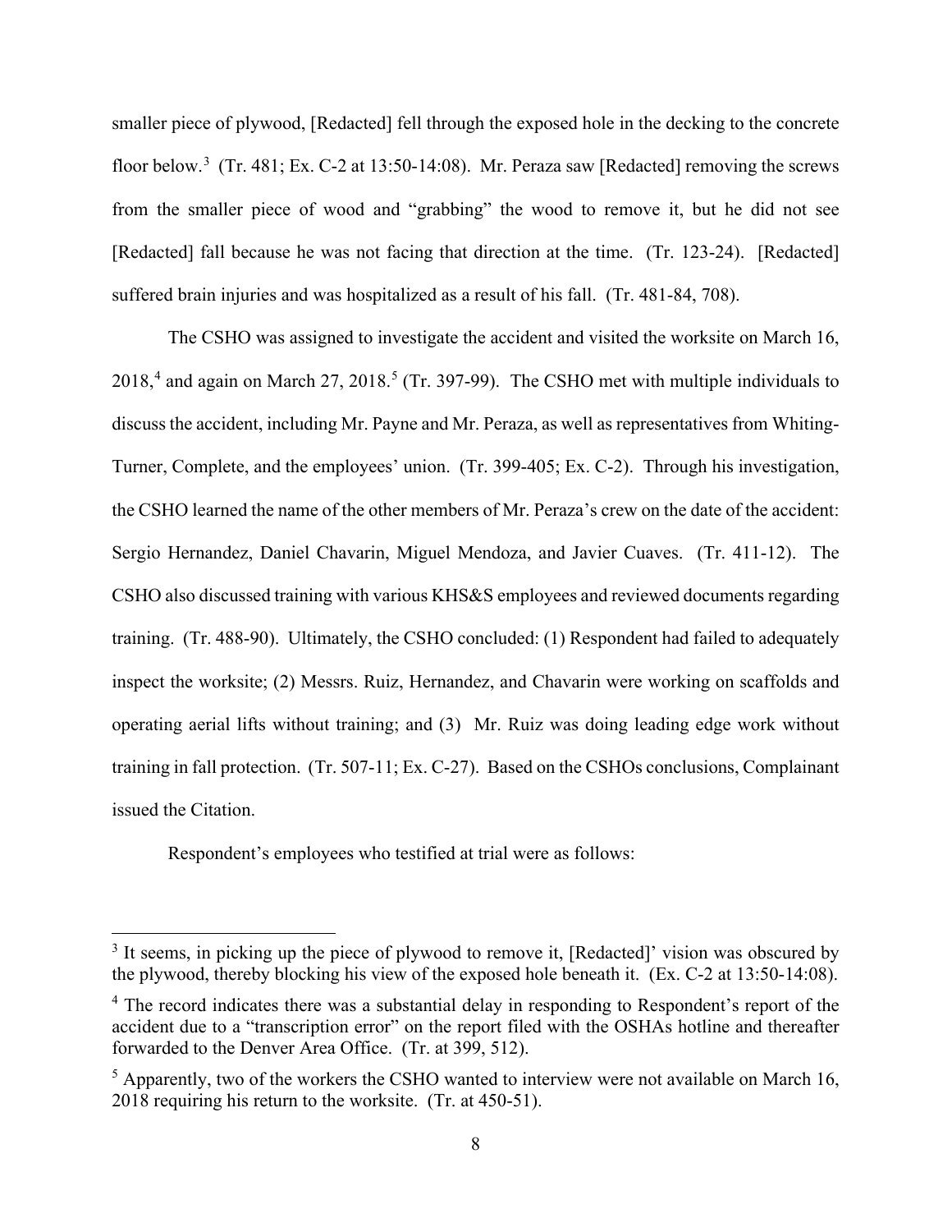smaller piece of plywood, [Redacted] fell through the exposed hole in the decking to the concrete floor below.[3] (Tr. 481; Ex. C-2 at 13:50-14:08). Mr. Peraza saw [Redacted] removing the screws from the smaller piece of wood and "grabbing" the wood to remove it, but he did not see [Redacted] fall because he was not facing that direction at the time. (Tr. 123-24). [Redacted] suffered brain injuries and was hospitalized as a result of his fall. (Tr. 481-84, 708).

The CSHO was assigned to investigate the accident and visited the worksite on March 16, 2018,[4] and again on March 27, 2018.[5] (Tr. 397-99). The CSHO met with multiple individuals to discuss the accident, including Mr. Payne and Mr. Peraza, as well as representatives from Whiting-Turner, Complete, and the employees' union. (Tr. 399-405; Ex. C-2). Through his investigation, the CSHO learned the name of the other members of Mr. Peraza's crew on the date of the accident: Sergio Hernandez, Daniel Chavarin, Miguel Mendoza, and Javier Cuaves. (Tr. 411-12). The CSHO also discussed training with various KHS&S employees and reviewed documents regarding training. (Tr. 488-90). Ultimately, the CSHO concluded: (1) Respondent had failed to adequately inspect the worksite; (2) Messrs. Ruiz, Hernandez, and Chavarin were working on scaffolds and operating aerial lifts without training; and (3) Mr. Ruiz was doing leading edge work without training in fall protection. (Tr. 507-11; Ex. C-27). Based on the CSHOs conclusions, Complainant issued the Citation.

Respondent's employees who testified at trial were as follows:

---

[3] It seems, in picking up the piece of plywood to remove it, [Redacted]' vision was obscured by the plywood, thereby blocking his view of the exposed hole beneath it. (Ex. C-2 at 13:50-14:08).

[4] The record indicates there was a substantial delay in responding to Respondent's report of the accident due to a "transcription error" on the report filed with the OSHAs hotline and thereafter forwarded to the Denver Area Office. (Tr. at 399, 512).

[5] Apparently, two of the workers the CSHO wanted to interview were not available on March 16, 2018 requiring his return to the worksite. (Tr. at 450-51).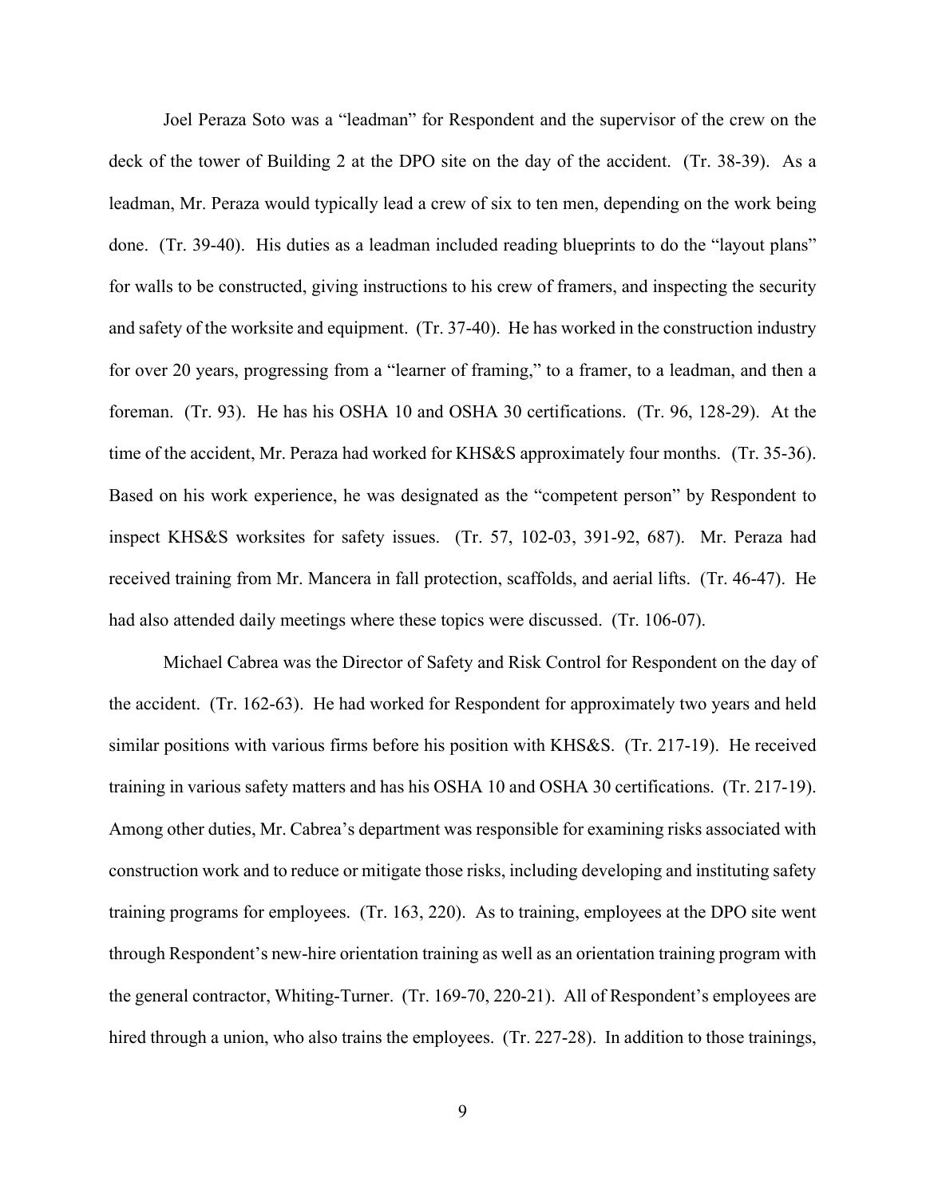Joel Peraza Soto was a "leadman" for Respondent and the supervisor of the crew on the deck of the tower of Building 2 at the DPO site on the day of the accident. (Tr. 38-39). As a leadman, Mr. Peraza would typically lead a crew of six to ten men, depending on the work being done. (Tr. 39-40). His duties as a leadman included reading blueprints to do the "layout plans" for walls to be constructed, giving instructions to his crew of framers, and inspecting the security and safety of the worksite and equipment. (Tr. 37-40). He has worked in the construction industry for over 20 years, progressing from a "learner of framing," to a framer, to a leadman, and then a foreman. (Tr. 93). He has his OSHA 10 and OSHA 30 certifications. (Tr. 96, 128-29). At the time of the accident, Mr. Peraza had worked for KHS&S approximately four months. (Tr. 35-36). Based on his work experience, he was designated as the "competent person" by Respondent to inspect KHS&S worksites for safety issues. (Tr. 57, 102-03, 391-92, 687). Mr. Peraza had received training from Mr. Mancera in fall protection, scaffolds, and aerial lifts. (Tr. 46-47). He had also attended daily meetings where these topics were discussed. (Tr. 106-07).

Michael Cabrea was the Director of Safety and Risk Control for Respondent on the day of the accident. (Tr. 162-63). He had worked for Respondent for approximately two years and held similar positions with various firms before his position with KHS&S. (Tr. 217-19). He received training in various safety matters and has his OSHA 10 and OSHA 30 certifications. (Tr. 217-19). Among other duties, Mr. Cabrea's department was responsible for examining risks associated with construction work and to reduce or mitigate those risks, including developing and instituting safety training programs for employees. (Tr. 163, 220). As to training, employees at the DPO site went through Respondent's new-hire orientation training as well as an orientation training program with the general contractor, Whiting-Turner. (Tr. 169-70, 220-21). All of Respondent's employees are hired through a union, who also trains the employees. (Tr. 227-28). In addition to those trainings,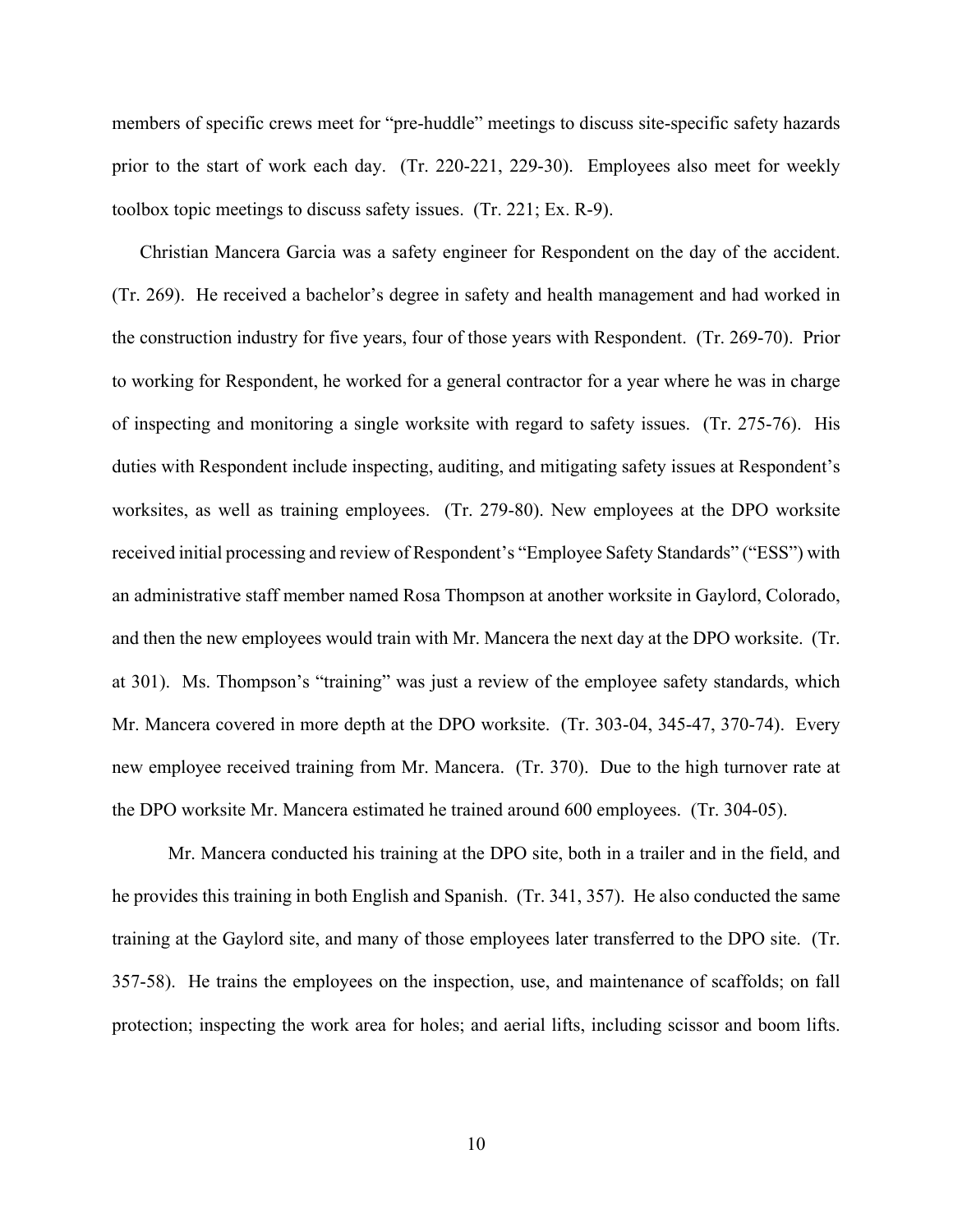members of specific crews meet for "pre-huddle" meetings to discuss site-specific safety hazards prior to the start of work each day. (Tr. 220-221, 229-30). Employees also meet for weekly toolbox topic meetings to discuss safety issues. (Tr. 221; Ex. R-9).

Christian Mancera Garcia was a safety engineer for Respondent on the day of the accident. (Tr. 269). He received a bachelor's degree in safety and health management and had worked in the construction industry for five years, four of those years with Respondent. (Tr. 269-70). Prior to working for Respondent, he worked for a general contractor for a year where he was in charge of inspecting and monitoring a single worksite with regard to safety issues. (Tr. 275-76). His duties with Respondent include inspecting, auditing, and mitigating safety issues at Respondent's worksites, as well as training employees. (Tr. 279-80). New employees at the DPO worksite received initial processing and review of Respondent's "Employee Safety Standards" ("ESS") with an administrative staff member named Rosa Thompson at another worksite in Gaylord, Colorado, and then the new employees would train with Mr. Mancera the next day at the DPO worksite. (Tr. at 301). Ms. Thompson's "training" was just a review of the employee safety standards, which Mr. Mancera covered in more depth at the DPO worksite. (Tr. 303-04, 345-47, 370-74). Every new employee received training from Mr. Mancera. (Tr. 370). Due to the high turnover rate at the DPO worksite Mr. Mancera estimated he trained around 600 employees. (Tr. 304-05).

Mr. Mancera conducted his training at the DPO site, both in a trailer and in the field, and he provides this training in both English and Spanish. (Tr. 341, 357). He also conducted the same training at the Gaylord site, and many of those employees later transferred to the DPO site. (Tr. 357-58). He trains the employees on the inspection, use, and maintenance of scaffolds; on fall protection; inspecting the work area for holes; and aerial lifts, including scissor and boom lifts.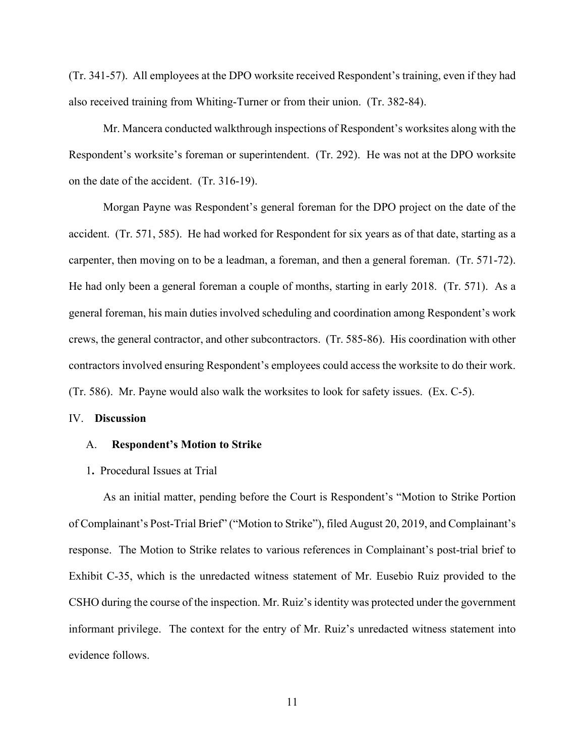(Tr. 341-57). All employees at the DPO worksite received Respondent's training, even if they had also received training from Whiting-Turner or from their union. (Tr. 382-84).

Mr. Mancera conducted walkthrough inspections of Respondent's worksites along with the Respondent's worksite's foreman or superintendent. (Tr. 292). He was not at the DPO worksite on the date of the accident. (Tr. 316-19).

Morgan Payne was Respondent's general foreman for the DPO project on the date of the accident. (Tr. 571, 585). He had worked for Respondent for six years as of that date, starting as a carpenter, then moving on to be a leadman, a foreman, and then a general foreman. (Tr. 571-72). He had only been a general foreman a couple of months, starting in early 2018. (Tr. 571). As a general foreman, his main duties involved scheduling and coordination among Respondent's work crews, the general contractor, and other subcontractors. (Tr. 585-86). His coordination with other contractors involved ensuring Respondent's employees could access the worksite to do their work. (Tr. 586). Mr. Payne would also walk the worksites to look for safety issues. (Ex. C-5).

## IV. **Discussion**

### A. **Respondent's Motion to Strike**

#### 1. Procedural Issues at Trial

As an initial matter, pending before the Court is Respondent's "Motion to Strike Portion of Complainant's Post-Trial Brief" ("Motion to Strike"), filed August 20, 2019, and Complainant's response. The Motion to Strike relates to various references in Complainant's post-trial brief to Exhibit C-35, which is the unredacted witness statement of Mr. Eusebio Ruiz provided to the CSHO during the course of the inspection. Mr. Ruiz's identity was protected under the government informant privilege. The context for the entry of Mr. Ruiz's unredacted witness statement into evidence follows.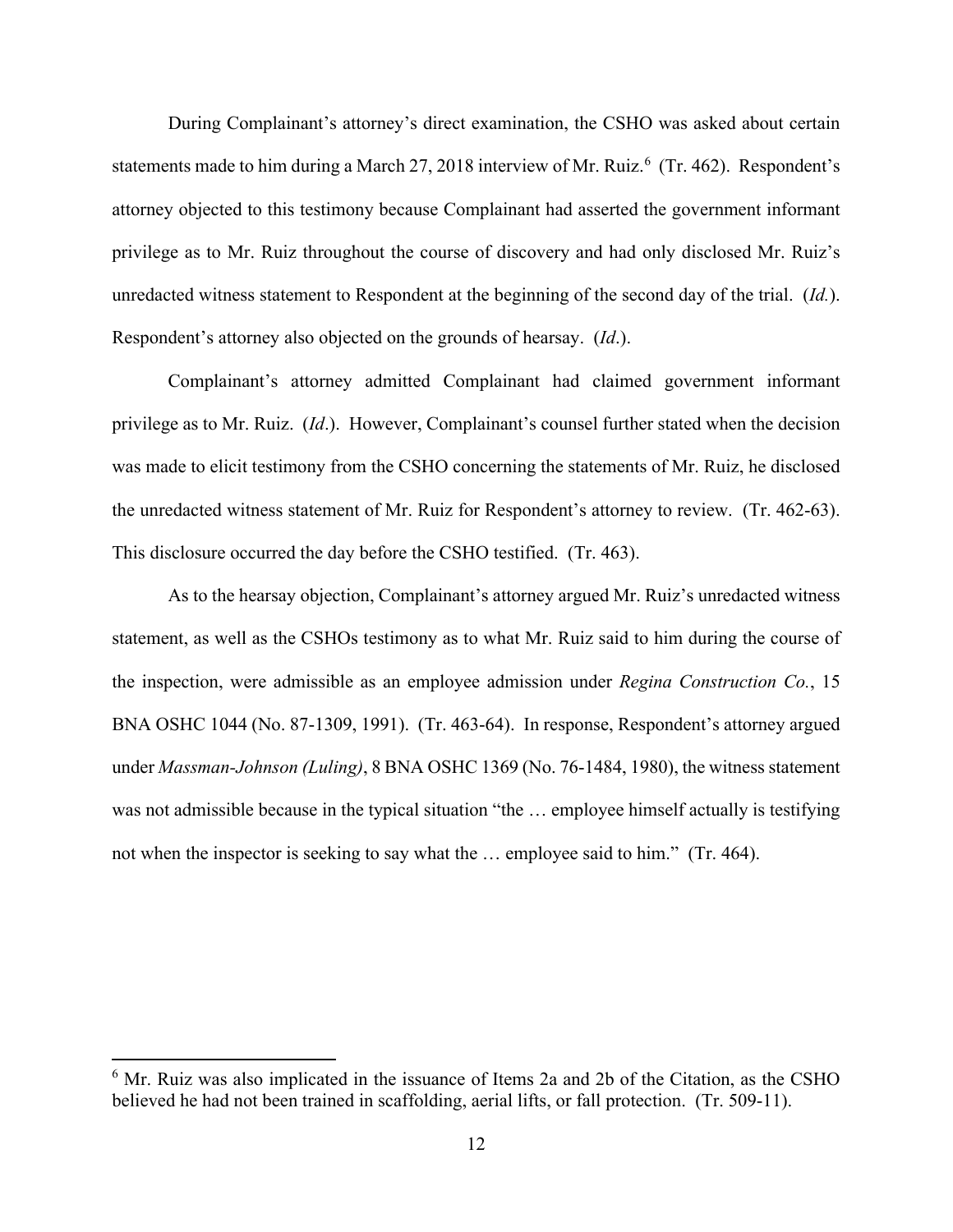During Complainant's attorney's direct examination, the CSHO was asked about certain statements made to him during a March 27, 2018 interview of Mr. Ruiz.[6] (Tr. 462). Respondent's attorney objected to this testimony because Complainant had asserted the government informant privilege as to Mr. Ruiz throughout the course of discovery and had only disclosed Mr. Ruiz's unredacted witness statement to Respondent at the beginning of the second day of the trial. (*Id.*). Respondent's attorney also objected on the grounds of hearsay. (*Id*.).

Complainant's attorney admitted Complainant had claimed government informant privilege as to Mr. Ruiz. (*Id*.). However, Complainant's counsel further stated when the decision was made to elicit testimony from the CSHO concerning the statements of Mr. Ruiz, he disclosed the unredacted witness statement of Mr. Ruiz for Respondent's attorney to review. (Tr. 462-63). This disclosure occurred the day before the CSHO testified. (Tr. 463).

As to the hearsay objection, Complainant's attorney argued Mr. Ruiz's unredacted witness statement, as well as the CSHOs testimony as to what Mr. Ruiz said to him during the course of the inspection, were admissible as an employee admission under *Regina Construction Co.*, 15 BNA OSHC 1044 (No. 87-1309, 1991). (Tr. 463-64). In response, Respondent's attorney argued under *Massman-Johnson (Luling)*, 8 BNA OSHC 1369 (No. 76-1484, 1980), the witness statement was not admissible because in the typical situation "the … employee himself actually is testifying not when the inspector is seeking to say what the … employee said to him." (Tr. 464).

---

[6] Mr. Ruiz was also implicated in the issuance of Items 2a and 2b of the Citation, as the CSHO believed he had not been trained in scaffolding, aerial lifts, or fall protection. (Tr. 509-11).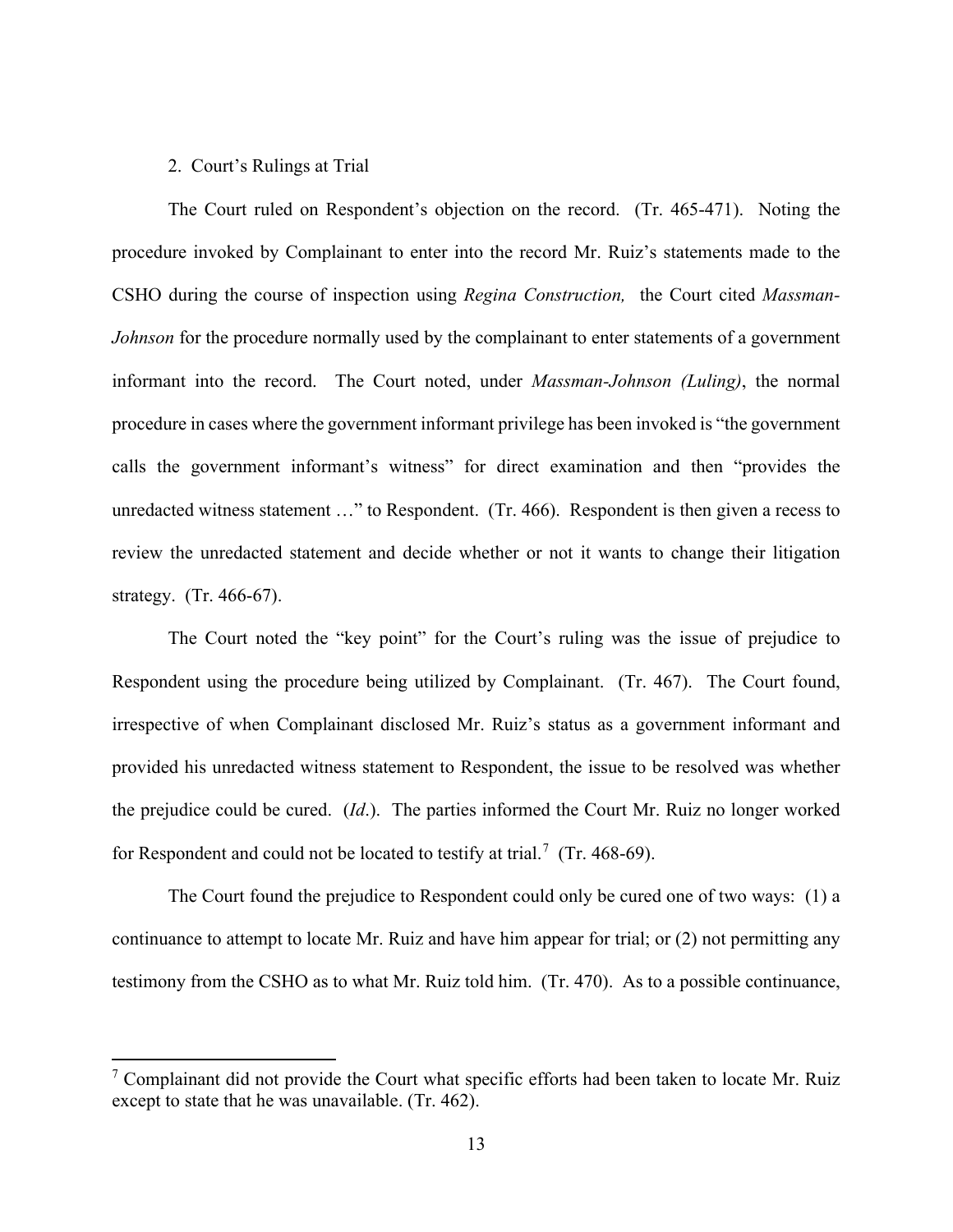2. Court's Rulings at Trial

The Court ruled on Respondent's objection on the record. (Tr. 465-471). Noting the procedure invoked by Complainant to enter into the record Mr. Ruiz's statements made to the CSHO during the course of inspection using *Regina Construction,* the Court cited *Massman-Johnson* for the procedure normally used by the complainant to enter statements of a government informant into the record. The Court noted, under *Massman-Johnson (Luling)*, the normal procedure in cases where the government informant privilege has been invoked is "the government calls the government informant's witness" for direct examination and then "provides the unredacted witness statement …" to Respondent. (Tr. 466). Respondent is then given a recess to review the unredacted statement and decide whether or not it wants to change their litigation strategy. (Tr. 466-67).

The Court noted the "key point" for the Court's ruling was the issue of prejudice to Respondent using the procedure being utilized by Complainant. (Tr. 467). The Court found, irrespective of when Complainant disclosed Mr. Ruiz's status as a government informant and provided his unredacted witness statement to Respondent, the issue to be resolved was whether the prejudice could be cured. (*Id*.). The parties informed the Court Mr. Ruiz no longer worked for Respondent and could not be located to testify at trial.[7] (Tr. 468-69).

The Court found the prejudice to Respondent could only be cured one of two ways: (1) a continuance to attempt to locate Mr. Ruiz and have him appear for trial; or (2) not permitting any testimony from the CSHO as to what Mr. Ruiz told him. (Tr. 470). As to a possible continuance,

[7] Complainant did not provide the Court what specific efforts had been taken to locate Mr. Ruiz except to state that he was unavailable. (Tr. 462).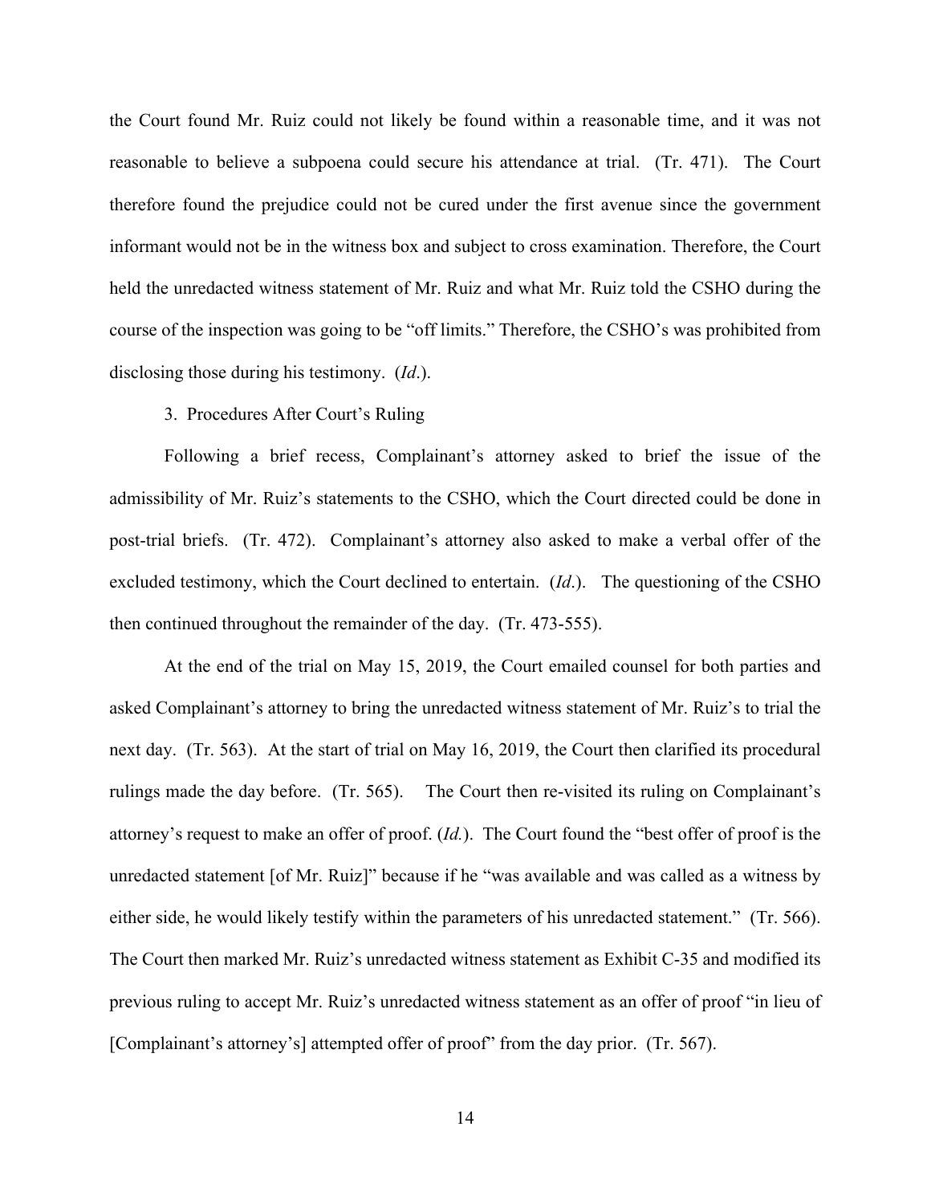the Court found Mr. Ruiz could not likely be found within a reasonable time, and it was not reasonable to believe a subpoena could secure his attendance at trial. (Tr. 471). The Court therefore found the prejudice could not be cured under the first avenue since the government informant would not be in the witness box and subject to cross examination. Therefore, the Court held the unredacted witness statement of Mr. Ruiz and what Mr. Ruiz told the CSHO during the course of the inspection was going to be "off limits." Therefore, the CSHO's was prohibited from disclosing those during his testimony. (*Id*.).

3. Procedures After Court's Ruling

Following a brief recess, Complainant's attorney asked to brief the issue of the admissibility of Mr. Ruiz's statements to the CSHO, which the Court directed could be done in post-trial briefs. (Tr. 472). Complainant's attorney also asked to make a verbal offer of the excluded testimony, which the Court declined to entertain. (*Id*.). The questioning of the CSHO then continued throughout the remainder of the day. (Tr. 473-555).

At the end of the trial on May 15, 2019, the Court emailed counsel for both parties and asked Complainant's attorney to bring the unredacted witness statement of Mr. Ruiz's to trial the next day. (Tr. 563). At the start of trial on May 16, 2019, the Court then clarified its procedural rulings made the day before. (Tr. 565). The Court then re-visited its ruling on Complainant's attorney's request to make an offer of proof. (*Id.*). The Court found the "best offer of proof is the unredacted statement [of Mr. Ruiz]" because if he "was available and was called as a witness by either side, he would likely testify within the parameters of his unredacted statement." (Tr. 566). The Court then marked Mr. Ruiz's unredacted witness statement as Exhibit C-35 and modified its previous ruling to accept Mr. Ruiz's unredacted witness statement as an offer of proof "in lieu of [Complainant's attorney's] attempted offer of proof" from the day prior. (Tr. 567).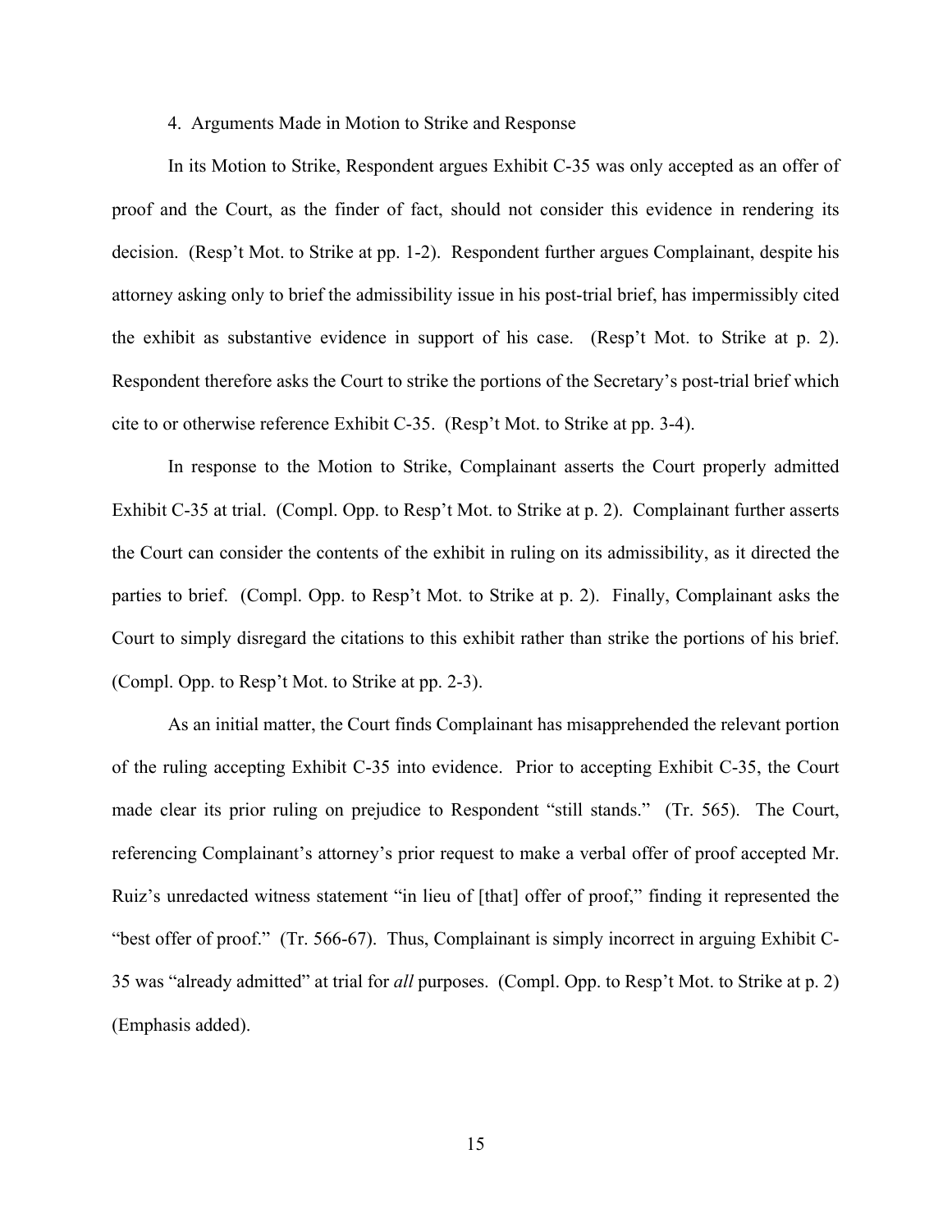### 4. Arguments Made in Motion to Strike and Response

In its Motion to Strike, Respondent argues Exhibit C-35 was only accepted as an offer of proof and the Court, as the finder of fact, should not consider this evidence in rendering its decision. (Resp't Mot. to Strike at pp. 1-2). Respondent further argues Complainant, despite his attorney asking only to brief the admissibility issue in his post-trial brief, has impermissibly cited the exhibit as substantive evidence in support of his case. (Resp't Mot. to Strike at p. 2). Respondent therefore asks the Court to strike the portions of the Secretary's post-trial brief which cite to or otherwise reference Exhibit C-35. (Resp't Mot. to Strike at pp. 3-4).

In response to the Motion to Strike, Complainant asserts the Court properly admitted Exhibit C-35 at trial. (Compl. Opp. to Resp't Mot. to Strike at p. 2). Complainant further asserts the Court can consider the contents of the exhibit in ruling on its admissibility, as it directed the parties to brief. (Compl. Opp. to Resp't Mot. to Strike at p. 2). Finally, Complainant asks the Court to simply disregard the citations to this exhibit rather than strike the portions of his brief. (Compl. Opp. to Resp't Mot. to Strike at pp. 2-3).

As an initial matter, the Court finds Complainant has misapprehended the relevant portion of the ruling accepting Exhibit C-35 into evidence. Prior to accepting Exhibit C-35, the Court made clear its prior ruling on prejudice to Respondent "still stands." (Tr. 565). The Court, referencing Complainant's attorney's prior request to make a verbal offer of proof accepted Mr. Ruiz's unredacted witness statement "in lieu of [that] offer of proof," finding it represented the "best offer of proof." (Tr. 566-67). Thus, Complainant is simply incorrect in arguing Exhibit C-35 was "already admitted" at trial for *all* purposes. (Compl. Opp. to Resp't Mot. to Strike at p. 2) (Emphasis added).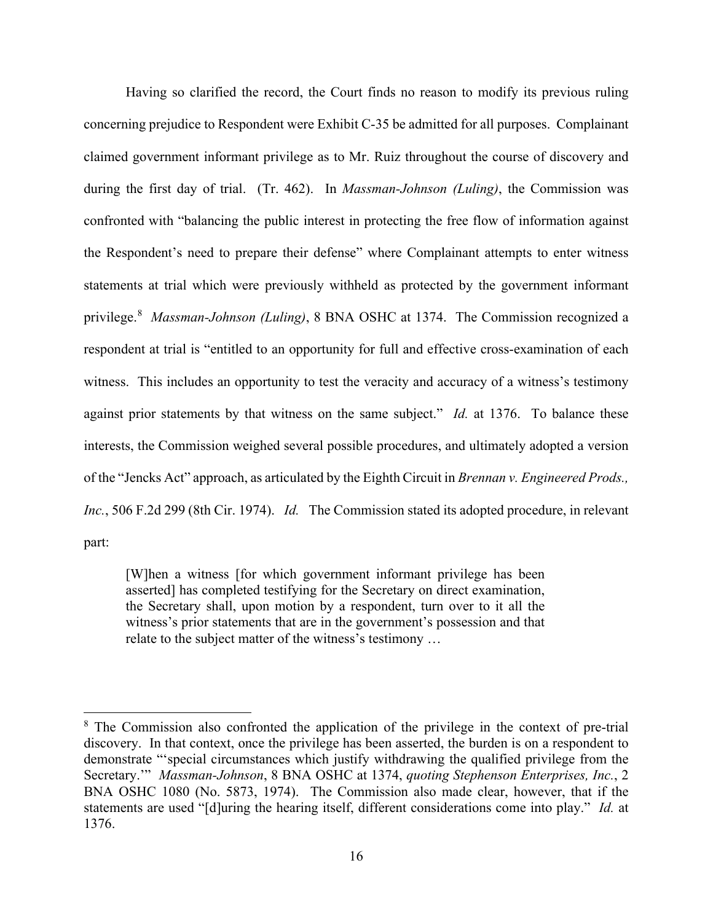Having so clarified the record, the Court finds no reason to modify its previous ruling concerning prejudice to Respondent were Exhibit C-35 be admitted for all purposes. Complainant claimed government informant privilege as to Mr. Ruiz throughout the course of discovery and during the first day of trial. (Tr. 462). In *Massman-Johnson (Luling)*, the Commission was confronted with "balancing the public interest in protecting the free flow of information against the Respondent's need to prepare their defense" where Complainant attempts to enter witness statements at trial which were previously withheld as protected by the government informant privilege.[8] *Massman-Johnson (Luling)*, 8 BNA OSHC at 1374. The Commission recognized a respondent at trial is "entitled to an opportunity for full and effective cross-examination of each witness. This includes an opportunity to test the veracity and accuracy of a witness's testimony against prior statements by that witness on the same subject." *Id.* at 1376. To balance these interests, the Commission weighed several possible procedures, and ultimately adopted a version of the "Jencks Act" approach, as articulated by the Eighth Circuit in *Brennan v. Engineered Prods., Inc.*, 506 F.2d 299 (8th Cir. 1974). *Id.* The Commission stated its adopted procedure, in relevant part:

> [W]hen a witness [for which government informant privilege has been asserted] has completed testifying for the Secretary on direct examination, the Secretary shall, upon motion by a respondent, turn over to it all the witness's prior statements that are in the government's possession and that relate to the subject matter of the witness's testimony …

---

[8] The Commission also confronted the application of the privilege in the context of pre-trial discovery. In that context, once the privilege has been asserted, the burden is on a respondent to demonstrate "'special circumstances which justify withdrawing the qualified privilege from the Secretary.'" *Massman-Johnson*, 8 BNA OSHC at 1374, *quoting Stephenson Enterprises, Inc.*, 2 BNA OSHC 1080 (No. 5873, 1974). The Commission also made clear, however, that if the statements are used "[d]uring the hearing itself, different considerations come into play." *Id.* at 1376.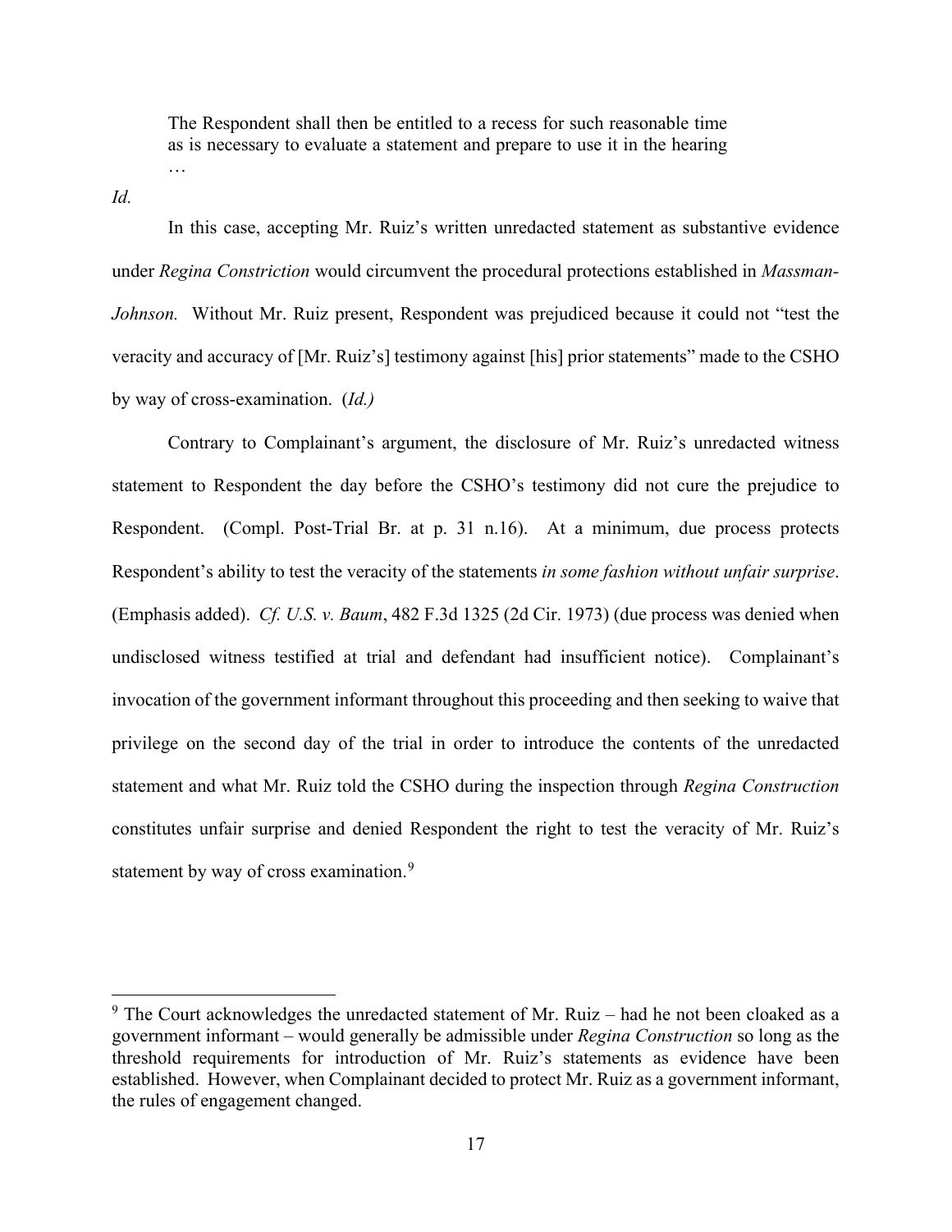> The Respondent shall then be entitled to a recess for such reasonable time as is necessary to evaluate a statement and prepare to use it in the hearing …

*Id.*

In this case, accepting Mr. Ruiz's written unredacted statement as substantive evidence under *Regina Constriction* would circumvent the procedural protections established in *Massman-Johnson.* Without Mr. Ruiz present, Respondent was prejudiced because it could not "test the veracity and accuracy of [Mr. Ruiz's] testimony against [his] prior statements" made to the CSHO by way of cross-examination. (*Id.)*

Contrary to Complainant's argument, the disclosure of Mr. Ruiz's unredacted witness statement to Respondent the day before the CSHO's testimony did not cure the prejudice to Respondent. (Compl. Post-Trial Br. at p. 31 n.16). At a minimum, due process protects Respondent's ability to test the veracity of the statements *in some fashion without unfair surprise*. (Emphasis added). *Cf. U.S. v. Baum*, 482 F.3d 1325 (2d Cir. 1973) (due process was denied when undisclosed witness testified at trial and defendant had insufficient notice). Complainant's invocation of the government informant throughout this proceeding and then seeking to waive that privilege on the second day of the trial in order to introduce the contents of the unredacted statement and what Mr. Ruiz told the CSHO during the inspection through *Regina Construction* constitutes unfair surprise and denied Respondent the right to test the veracity of Mr. Ruiz's statement by way of cross examination.[9]

[9] The Court acknowledges the unredacted statement of Mr. Ruiz – had he not been cloaked as a government informant – would generally be admissible under *Regina Construction* so long as the threshold requirements for introduction of Mr. Ruiz's statements as evidence have been established. However, when Complainant decided to protect Mr. Ruiz as a government informant, the rules of engagement changed.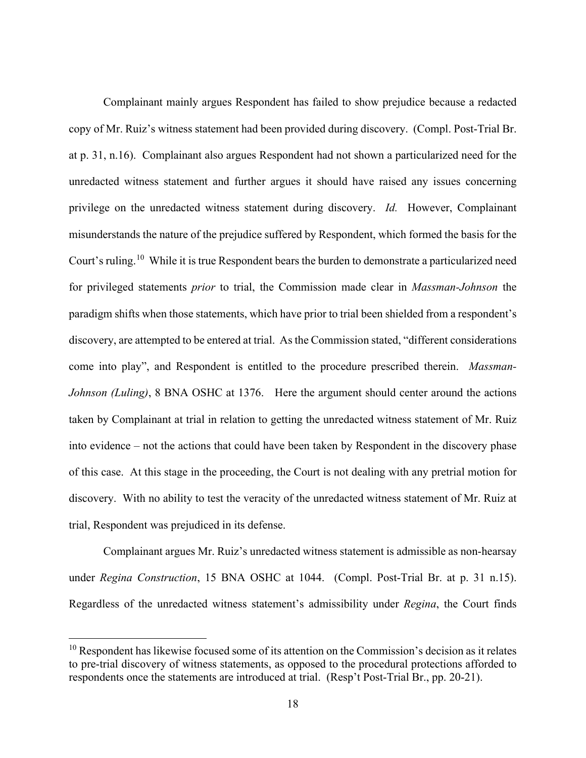Complainant mainly argues Respondent has failed to show prejudice because a redacted copy of Mr. Ruiz's witness statement had been provided during discovery. (Compl. Post-Trial Br. at p. 31, n.16). Complainant also argues Respondent had not shown a particularized need for the unredacted witness statement and further argues it should have raised any issues concerning privilege on the unredacted witness statement during discovery. *Id.* However, Complainant misunderstands the nature of the prejudice suffered by Respondent, which formed the basis for the Court's ruling.[10] While it is true Respondent bears the burden to demonstrate a particularized need for privileged statements *prior* to trial, the Commission made clear in *Massman-Johnson* the paradigm shifts when those statements, which have prior to trial been shielded from a respondent's discovery, are attempted to be entered at trial. As the Commission stated, "different considerations come into play", and Respondent is entitled to the procedure prescribed therein. *Massman-Johnson (Luling)*, 8 BNA OSHC at 1376. Here the argument should center around the actions taken by Complainant at trial in relation to getting the unredacted witness statement of Mr. Ruiz into evidence – not the actions that could have been taken by Respondent in the discovery phase of this case. At this stage in the proceeding, the Court is not dealing with any pretrial motion for discovery. With no ability to test the veracity of the unredacted witness statement of Mr. Ruiz at trial, Respondent was prejudiced in its defense.

Complainant argues Mr. Ruiz's unredacted witness statement is admissible as non-hearsay under *Regina Construction*, 15 BNA OSHC at 1044. (Compl. Post-Trial Br. at p. 31 n.15). Regardless of the unredacted witness statement's admissibility under *Regina*, the Court finds

---

[10] Respondent has likewise focused some of its attention on the Commission's decision as it relates to pre-trial discovery of witness statements, as opposed to the procedural protections afforded to respondents once the statements are introduced at trial. (Resp't Post-Trial Br., pp. 20-21).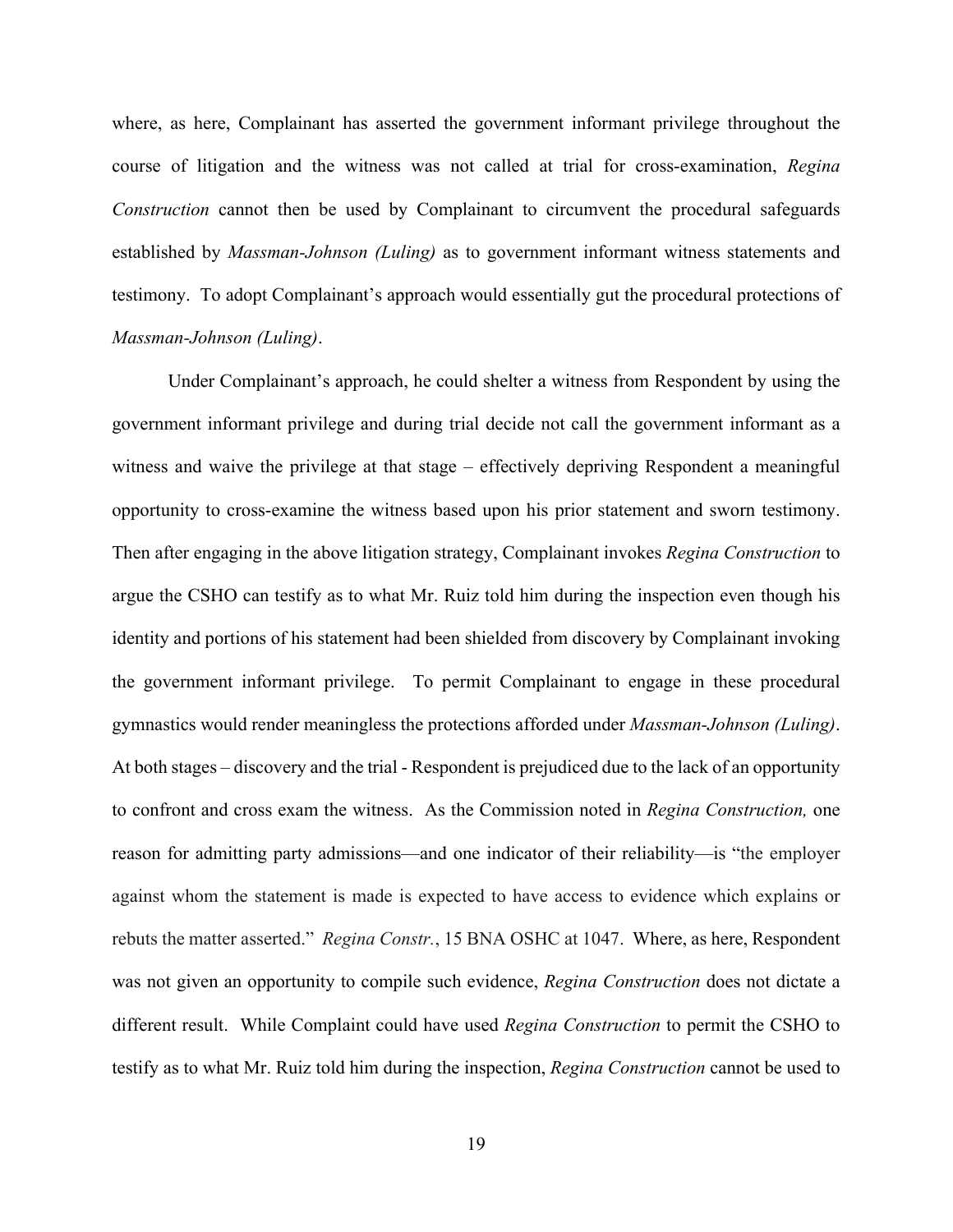where, as here, Complainant has asserted the government informant privilege throughout the course of litigation and the witness was not called at trial for cross-examination, *Regina Construction* cannot then be used by Complainant to circumvent the procedural safeguards established by *Massman-Johnson (Luling)* as to government informant witness statements and testimony. To adopt Complainant's approach would essentially gut the procedural protections of *Massman-Johnson (Luling)*.

Under Complainant's approach, he could shelter a witness from Respondent by using the government informant privilege and during trial decide not call the government informant as a witness and waive the privilege at that stage – effectively depriving Respondent a meaningful opportunity to cross-examine the witness based upon his prior statement and sworn testimony. Then after engaging in the above litigation strategy, Complainant invokes *Regina Construction* to argue the CSHO can testify as to what Mr. Ruiz told him during the inspection even though his identity and portions of his statement had been shielded from discovery by Complainant invoking the government informant privilege. To permit Complainant to engage in these procedural gymnastics would render meaningless the protections afforded under *Massman-Johnson (Luling)*. At both stages – discovery and the trial - Respondent is prejudiced due to the lack of an opportunity to confront and cross exam the witness. As the Commission noted in *Regina Construction,* one reason for admitting party admissions—and one indicator of their reliability—is "the employer against whom the statement is made is expected to have access to evidence which explains or rebuts the matter asserted." *Regina Constr.*, 15 BNA OSHC at 1047. Where, as here, Respondent was not given an opportunity to compile such evidence, *Regina Construction* does not dictate a different result. While Complaint could have used *Regina Construction* to permit the CSHO to testify as to what Mr. Ruiz told him during the inspection, *Regina Construction* cannot be used to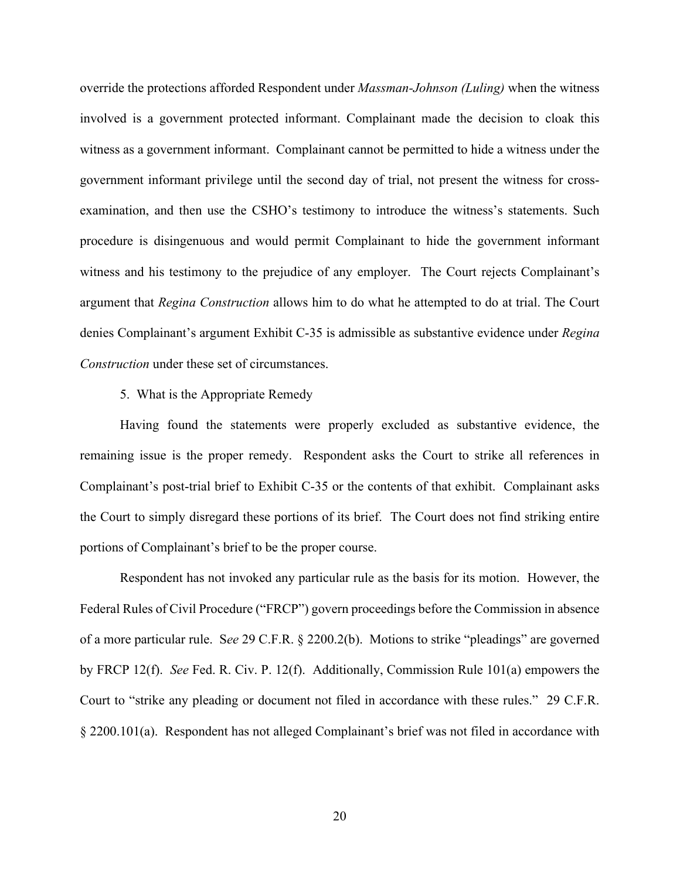override the protections afforded Respondent under *Massman-Johnson (Luling)* when the witness involved is a government protected informant. Complainant made the decision to cloak this witness as a government informant. Complainant cannot be permitted to hide a witness under the government informant privilege until the second day of trial, not present the witness for cross-examination, and then use the CSHO's testimony to introduce the witness's statements. Such procedure is disingenuous and would permit Complainant to hide the government informant witness and his testimony to the prejudice of any employer. The Court rejects Complainant's argument that *Regina Construction* allows him to do what he attempted to do at trial. The Court denies Complainant's argument Exhibit C-35 is admissible as substantive evidence under *Regina Construction* under these set of circumstances.

5. What is the Appropriate Remedy

Having found the statements were properly excluded as substantive evidence, the remaining issue is the proper remedy. Respondent asks the Court to strike all references in Complainant's post-trial brief to Exhibit C-35 or the contents of that exhibit. Complainant asks the Court to simply disregard these portions of its brief. The Court does not find striking entire portions of Complainant's brief to be the proper course.

Respondent has not invoked any particular rule as the basis for its motion. However, the Federal Rules of Civil Procedure ("FRCP") govern proceedings before the Commission in absence of a more particular rule. S*ee* 29 C.F.R. § 2200.2(b). Motions to strike "pleadings" are governed by FRCP 12(f). *See* Fed. R. Civ. P. 12(f). Additionally, Commission Rule 101(a) empowers the Court to "strike any pleading or document not filed in accordance with these rules." 29 C.F.R. § 2200.101(a). Respondent has not alleged Complainant's brief was not filed in accordance with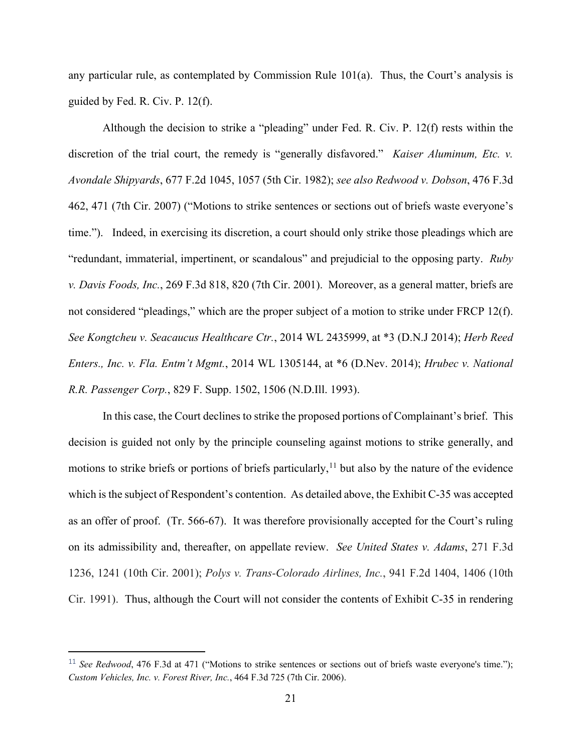any particular rule, as contemplated by Commission Rule 101(a). Thus, the Court's analysis is guided by Fed. R. Civ. P. 12(f).

Although the decision to strike a "pleading" under Fed. R. Civ. P. 12(f) rests within the discretion of the trial court, the remedy is "generally disfavored." *Kaiser Aluminum, Etc. v. Avondale Shipyards*, 677 F.2d 1045, 1057 (5th Cir. 1982); *see also Redwood v. Dobson*, 476 F.3d 462, 471 (7th Cir. 2007) ("Motions to strike sentences or sections out of briefs waste everyone's time."). Indeed, in exercising its discretion, a court should only strike those pleadings which are "redundant, immaterial, impertinent, or scandalous" and prejudicial to the opposing party. *Ruby v. Davis Foods, Inc.*, 269 F.3d 818, 820 (7th Cir. 2001). Moreover, as a general matter, briefs are not considered "pleadings," which are the proper subject of a motion to strike under FRCP 12(f). *See Kongtcheu v. Seacaucus Healthcare Ctr.*, 2014 WL 2435999, at \*3 (D.N.J 2014); *Herb Reed Enters., Inc. v. Fla. Entm't Mgmt.*, 2014 WL 1305144, at \*6 (D.Nev. 2014); *Hrubec v. National R.R. Passenger Corp.*, 829 F. Supp. 1502, 1506 (N.D.Ill. 1993).

In this case, the Court declines to strike the proposed portions of Complainant's brief. This decision is guided not only by the principle counseling against motions to strike generally, and motions to strike briefs or portions of briefs particularly,[11] but also by the nature of the evidence which is the subject of Respondent's contention. As detailed above, the Exhibit C-35 was accepted as an offer of proof. (Tr. 566-67). It was therefore provisionally accepted for the Court's ruling on its admissibility and, thereafter, on appellate review. *See United States v. Adams*, 271 F.3d 1236, 1241 (10th Cir. 2001); *Polys v. Trans-Colorado Airlines, Inc.*, 941 F.2d 1404, 1406 (10th Cir. 1991). Thus, although the Court will not consider the contents of Exhibit C-35 in rendering

---

[11] *See Redwood*, 476 F.3d at 471 ("Motions to strike sentences or sections out of briefs waste everyone's time."); *Custom Vehicles, Inc. v. Forest River, Inc.*, 464 F.3d 725 (7th Cir. 2006).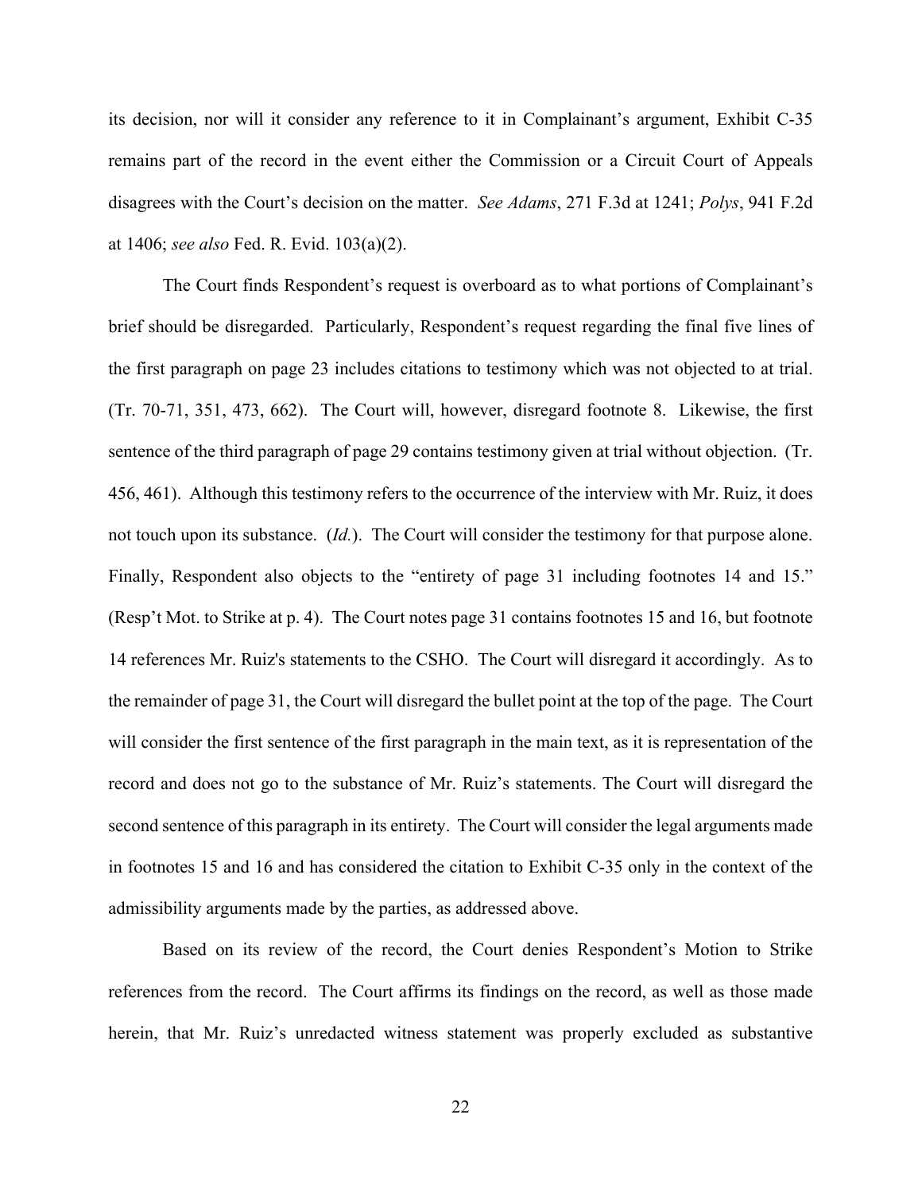its decision, nor will it consider any reference to it in Complainant's argument, Exhibit C-35 remains part of the record in the event either the Commission or a Circuit Court of Appeals disagrees with the Court's decision on the matter. *See Adams*, 271 F.3d at 1241; *Polys*, 941 F.2d at 1406; *see also* Fed. R. Evid. 103(a)(2).

The Court finds Respondent's request is overboard as to what portions of Complainant's brief should be disregarded. Particularly, Respondent's request regarding the final five lines of the first paragraph on page 23 includes citations to testimony which was not objected to at trial. (Tr. 70-71, 351, 473, 662). The Court will, however, disregard footnote 8. Likewise, the first sentence of the third paragraph of page 29 contains testimony given at trial without objection. (Tr. 456, 461). Although this testimony refers to the occurrence of the interview with Mr. Ruiz, it does not touch upon its substance. (*Id.*). The Court will consider the testimony for that purpose alone. Finally, Respondent also objects to the "entirety of page 31 including footnotes 14 and 15." (Resp't Mot. to Strike at p. 4). The Court notes page 31 contains footnotes 15 and 16, but footnote 14 references Mr. Ruiz's statements to the CSHO. The Court will disregard it accordingly. As to the remainder of page 31, the Court will disregard the bullet point at the top of the page. The Court will consider the first sentence of the first paragraph in the main text, as it is representation of the record and does not go to the substance of Mr. Ruiz's statements. The Court will disregard the second sentence of this paragraph in its entirety. The Court will consider the legal arguments made in footnotes 15 and 16 and has considered the citation to Exhibit C-35 only in the context of the admissibility arguments made by the parties, as addressed above.

Based on its review of the record, the Court denies Respondent's Motion to Strike references from the record. The Court affirms its findings on the record, as well as those made herein, that Mr. Ruiz's unredacted witness statement was properly excluded as substantive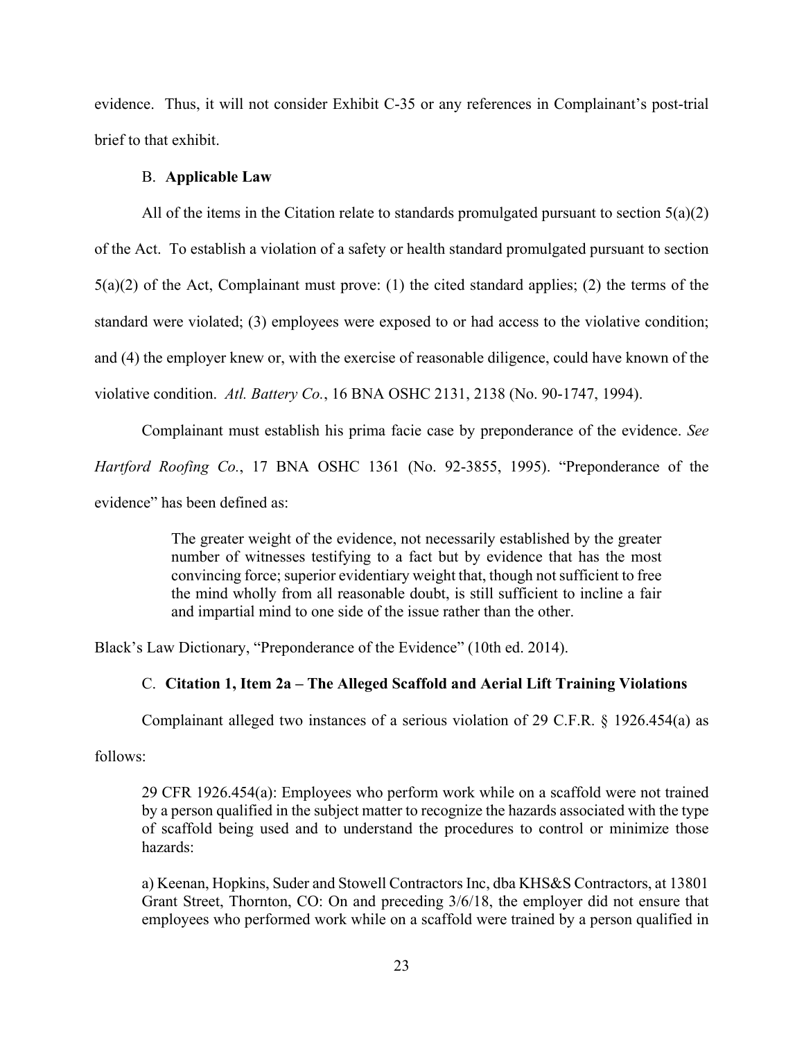evidence. Thus, it will not consider Exhibit C-35 or any references in Complainant's post-trial brief to that exhibit.

### B. **Applicable Law**

All of the items in the Citation relate to standards promulgated pursuant to section 5(a)(2) of the Act. To establish a violation of a safety or health standard promulgated pursuant to section 5(a)(2) of the Act, Complainant must prove: (1) the cited standard applies; (2) the terms of the standard were violated; (3) employees were exposed to or had access to the violative condition; and (4) the employer knew or, with the exercise of reasonable diligence, could have known of the violative condition. *Atl. Battery Co.*, 16 BNA OSHC 2131, 2138 (No. 90-1747, 1994).

Complainant must establish his prima facie case by preponderance of the evidence. *See Hartford Roofing Co.*, 17 BNA OSHC 1361 (No. 92-3855, 1995). "Preponderance of the evidence" has been defined as:

> The greater weight of the evidence, not necessarily established by the greater number of witnesses testifying to a fact but by evidence that has the most convincing force; superior evidentiary weight that, though not sufficient to free the mind wholly from all reasonable doubt, is still sufficient to incline a fair and impartial mind to one side of the issue rather than the other.

Black's Law Dictionary, "Preponderance of the Evidence" (10th ed. 2014).

### C. **Citation 1, Item 2a – The Alleged Scaffold and Aerial Lift Training Violations**

Complainant alleged two instances of a serious violation of 29 C.F.R. § 1926.454(a) as follows:

> 29 CFR 1926.454(a): Employees who perform work while on a scaffold were not trained by a person qualified in the subject matter to recognize the hazards associated with the type of scaffold being used and to understand the procedures to control or minimize those hazards:
>
> a) Keenan, Hopkins, Suder and Stowell Contractors Inc, dba KHS&S Contractors, at 13801 Grant Street, Thornton, CO: On and preceding 3/6/18, the employer did not ensure that employees who performed work while on a scaffold were trained by a person qualified in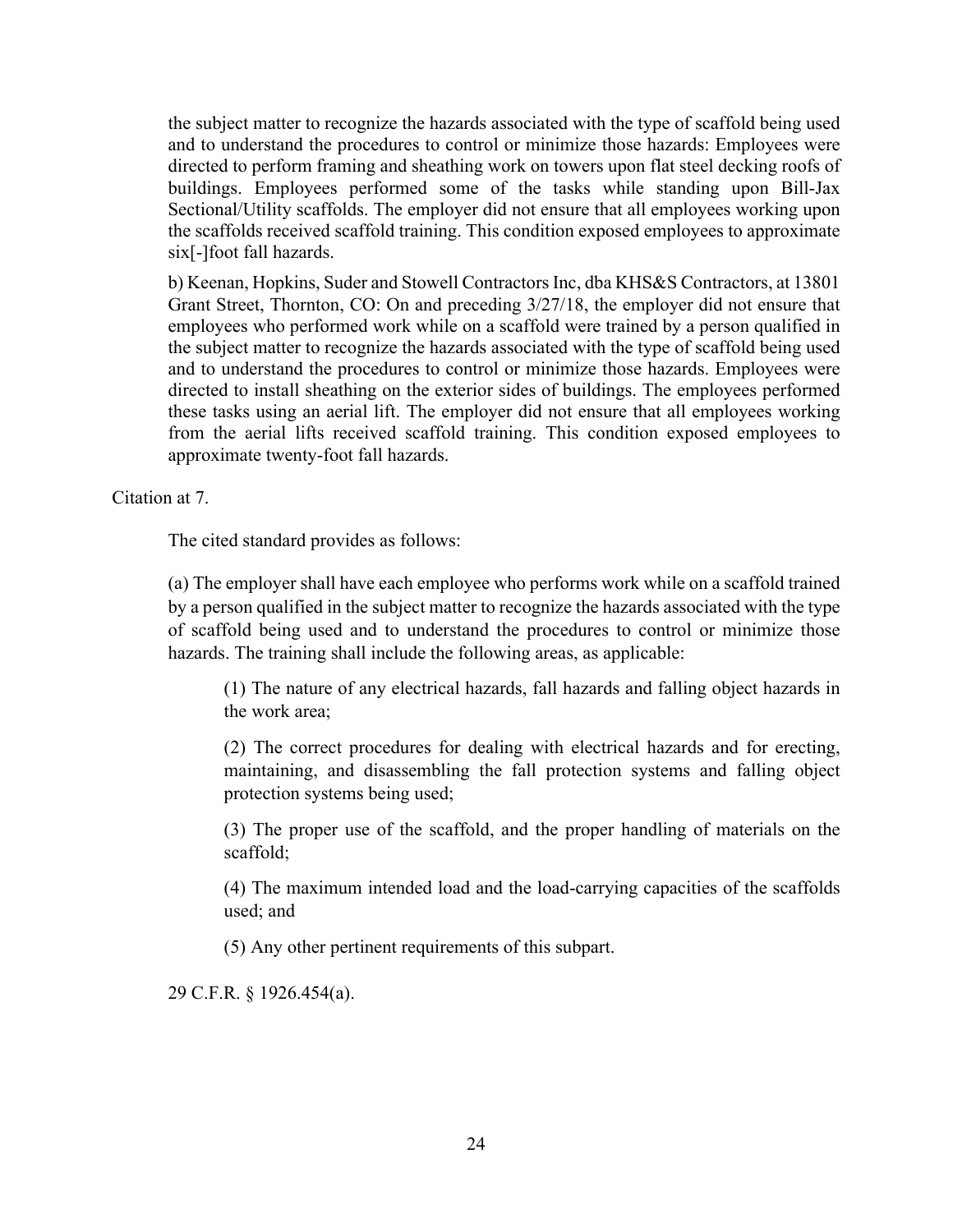the subject matter to recognize the hazards associated with the type of scaffold being used and to understand the procedures to control or minimize those hazards: Employees were directed to perform framing and sheathing work on towers upon flat steel decking roofs of buildings. Employees performed some of the tasks while standing upon Bill-Jax Sectional/Utility scaffolds. The employer did not ensure that all employees working upon the scaffolds received scaffold training. This condition exposed employees to approximate six[-]foot fall hazards.

> b) Keenan, Hopkins, Suder and Stowell Contractors Inc, dba KHS&S Contractors, at 13801 Grant Street, Thornton, CO: On and preceding 3/27/18, the employer did not ensure that employees who performed work while on a scaffold were trained by a person qualified in the subject matter to recognize the hazards associated with the type of scaffold being used and to understand the procedures to control or minimize those hazards. Employees were directed to install sheathing on the exterior sides of buildings. The employees performed these tasks using an aerial lift. The employer did not ensure that all employees working from the aerial lifts received scaffold training. This condition exposed employees to approximate twenty-foot fall hazards.

Citation at 7.

The cited standard provides as follows:

> (a) The employer shall have each employee who performs work while on a scaffold trained by a person qualified in the subject matter to recognize the hazards associated with the type of scaffold being used and to understand the procedures to control or minimize those hazards. The training shall include the following areas, as applicable:
>
> > (1) The nature of any electrical hazards, fall hazards and falling object hazards in the work area;
> >
> > (2) The correct procedures for dealing with electrical hazards and for erecting, maintaining, and disassembling the fall protection systems and falling object protection systems being used;
> >
> > (3) The proper use of the scaffold, and the proper handling of materials on the scaffold;
> >
> > (4) The maximum intended load and the load-carrying capacities of the scaffolds used; and
> >
> > (5) Any other pertinent requirements of this subpart.
>
> 29 C.F.R. § 1926.454(a).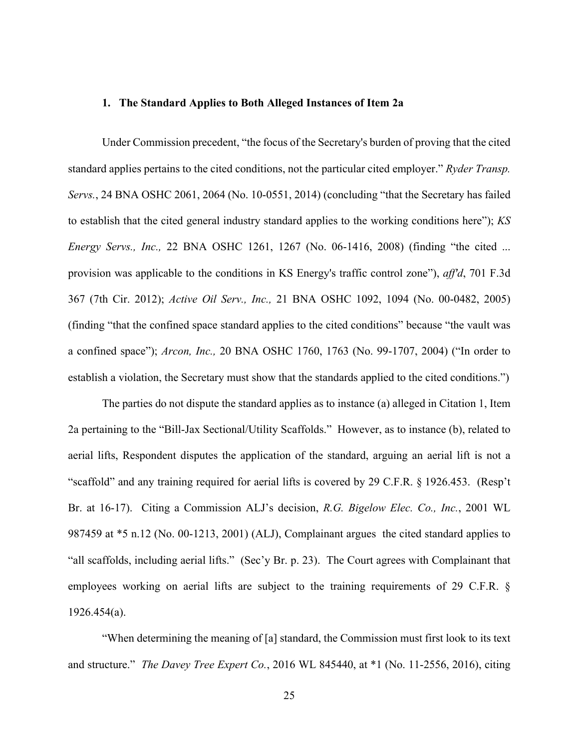### 1. The Standard Applies to Both Alleged Instances of Item 2a

Under Commission precedent, "the focus of the Secretary's burden of proving that the cited standard applies pertains to the cited conditions, not the particular cited employer." *Ryder Transp. Servs.*, 24 BNA OSHC 2061, 2064 (No. 10-0551, 2014) (concluding "that the Secretary has failed to establish that the cited general industry standard applies to the working conditions here"); *KS Energy Servs., Inc.,* 22 BNA OSHC 1261, 1267 (No. 06-1416, 2008) (finding "the cited ... provision was applicable to the conditions in KS Energy's traffic control zone"), *aff'd*, 701 F.3d 367 (7th Cir. 2012); *Active Oil Serv., Inc.,* 21 BNA OSHC 1092, 1094 (No. 00-0482, 2005) (finding "that the confined space standard applies to the cited conditions" because "the vault was a confined space"); *Arcon, Inc.,* 20 BNA OSHC 1760, 1763 (No. 99-1707, 2004) ("In order to establish a violation, the Secretary must show that the standards applied to the cited conditions.")

The parties do not dispute the standard applies as to instance (a) alleged in Citation 1, Item 2a pertaining to the "Bill-Jax Sectional/Utility Scaffolds." However, as to instance (b), related to aerial lifts, Respondent disputes the application of the standard, arguing an aerial lift is not a "scaffold" and any training required for aerial lifts is covered by 29 C.F.R. § 1926.453. (Resp't Br. at 16-17). Citing a Commission ALJ's decision, *R.G. Bigelow Elec. Co., Inc.*, 2001 WL 987459 at *5 n.12 (No. 00-1213, 2001) (ALJ), Complainant argues the cited standard applies to "all scaffolds, including aerial lifts." (Sec'y Br. p. 23). The Court agrees with Complainant that employees working on aerial lifts are subject to the training requirements of 29 C.F.R. § 1926.454(a).

"When determining the meaning of [a] standard, the Commission must first look to its text and structure." *The Davey Tree Expert Co.*, 2016 WL 845440, at *1 (No. 11-2556, 2016), citing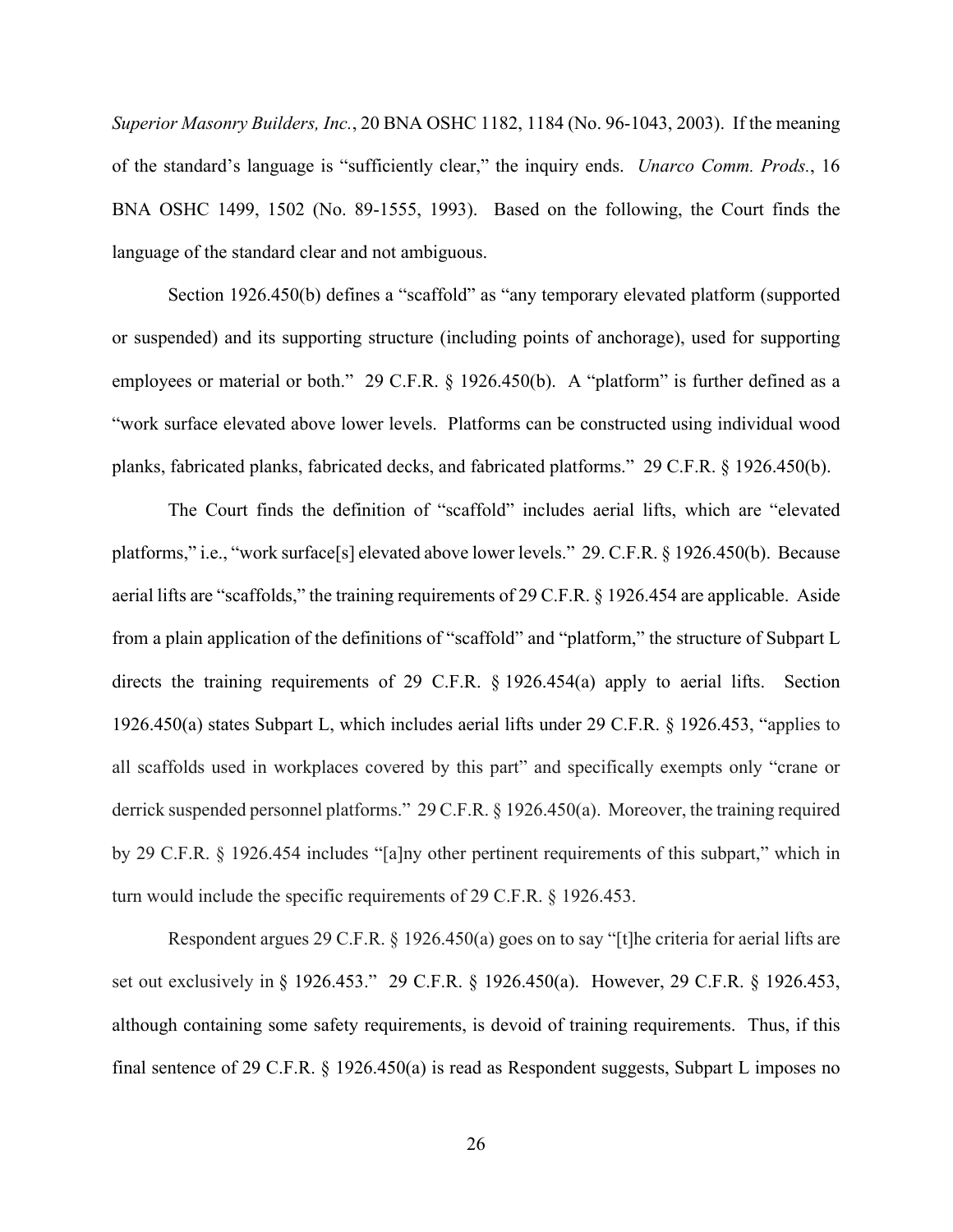*Superior Masonry Builders, Inc.*, 20 BNA OSHC 1182, 1184 (No. 96-1043, 2003). If the meaning of the standard's language is "sufficiently clear," the inquiry ends. *Unarco Comm. Prods.*, 16 BNA OSHC 1499, 1502 (No. 89-1555, 1993). Based on the following, the Court finds the language of the standard clear and not ambiguous.

Section 1926.450(b) defines a "scaffold" as "any temporary elevated platform (supported or suspended) and its supporting structure (including points of anchorage), used for supporting employees or material or both." 29 C.F.R. § 1926.450(b). A "platform" is further defined as a "work surface elevated above lower levels. Platforms can be constructed using individual wood planks, fabricated planks, fabricated decks, and fabricated platforms." 29 C.F.R. § 1926.450(b).

The Court finds the definition of "scaffold" includes aerial lifts, which are "elevated platforms," i.e., "work surface[s] elevated above lower levels." 29. C.F.R. § 1926.450(b). Because aerial lifts are "scaffolds," the training requirements of 29 C.F.R. § 1926.454 are applicable. Aside from a plain application of the definitions of "scaffold" and "platform," the structure of Subpart L directs the training requirements of 29 C.F.R. § 1926.454(a) apply to aerial lifts. Section 1926.450(a) states Subpart L, which includes aerial lifts under 29 C.F.R. § 1926.453, "applies to all scaffolds used in workplaces covered by this part" and specifically exempts only "crane or derrick suspended personnel platforms." 29 C.F.R. § 1926.450(a). Moreover, the training required by 29 C.F.R. § 1926.454 includes "[a]ny other pertinent requirements of this subpart," which in turn would include the specific requirements of 29 C.F.R. § 1926.453.

Respondent argues 29 C.F.R. § 1926.450(a) goes on to say "[t]he criteria for aerial lifts are set out exclusively in § 1926.453." 29 C.F.R. § 1926.450(a). However, 29 C.F.R. § 1926.453, although containing some safety requirements, is devoid of training requirements. Thus, if this final sentence of 29 C.F.R. § 1926.450(a) is read as Respondent suggests, Subpart L imposes no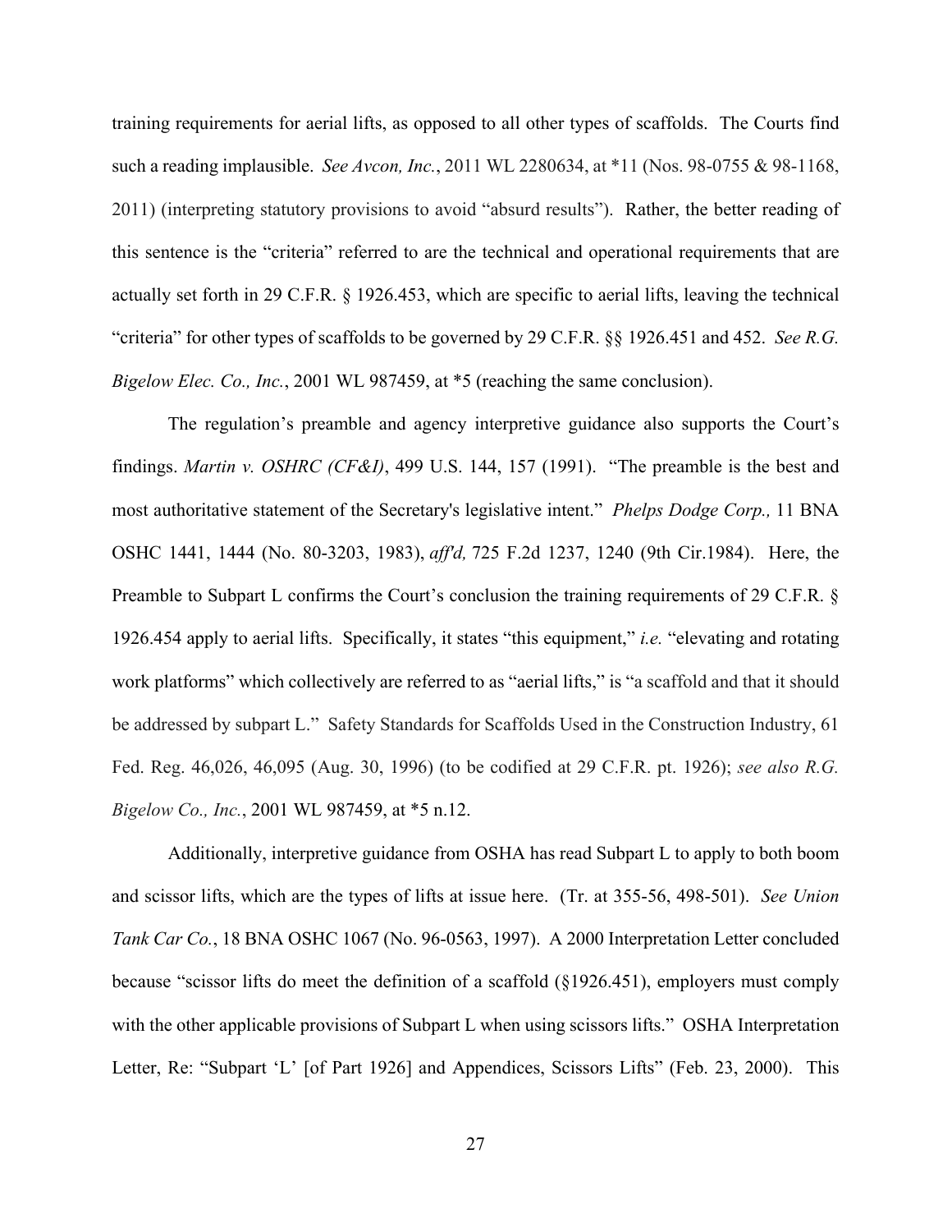training requirements for aerial lifts, as opposed to all other types of scaffolds. The Courts find such a reading implausible. *See Avcon, Inc.*, 2011 WL 2280634, at *11 (Nos. 98-0755 & 98-1168, 2011) (interpreting statutory provisions to avoid "absurd results"). Rather, the better reading of this sentence is the "criteria" referred to are the technical and operational requirements that are actually set forth in 29 C.F.R. § 1926.453, which are specific to aerial lifts, leaving the technical "criteria" for other types of scaffolds to be governed by 29 C.F.R. §§ 1926.451 and 452. *See R.G. Bigelow Elec. Co., Inc.*, 2001 WL 987459, at *5 (reaching the same conclusion).

The regulation's preamble and agency interpretive guidance also supports the Court's findings. *Martin v. OSHRC (CF&I)*, 499 U.S. 144, 157 (1991). "The preamble is the best and most authoritative statement of the Secretary's legislative intent." *Phelps Dodge Corp.,* 11 BNA OSHC 1441, 1444 (No. 80-3203, 1983), *aff'd,* 725 F.2d 1237, 1240 (9th Cir.1984). Here, the Preamble to Subpart L confirms the Court's conclusion the training requirements of 29 C.F.R. § 1926.454 apply to aerial lifts. Specifically, it states "this equipment," *i.e.* "elevating and rotating work platforms" which collectively are referred to as "aerial lifts," is "a scaffold and that it should be addressed by subpart L." Safety Standards for Scaffolds Used in the Construction Industry, 61 Fed. Reg. 46,026, 46,095 (Aug. 30, 1996) (to be codified at 29 C.F.R. pt. 1926); *see also R.G. Bigelow Co., Inc.*, 2001 WL 987459, at *5 n.12.

Additionally, interpretive guidance from OSHA has read Subpart L to apply to both boom and scissor lifts, which are the types of lifts at issue here. (Tr. at 355-56, 498-501). *See Union Tank Car Co.*, 18 BNA OSHC 1067 (No. 96-0563, 1997). A 2000 Interpretation Letter concluded because "scissor lifts do meet the definition of a scaffold (§1926.451), employers must comply with the other applicable provisions of Subpart L when using scissors lifts." OSHA Interpretation Letter, Re: "Subpart 'L' [of Part 1926] and Appendices, Scissors Lifts" (Feb. 23, 2000). This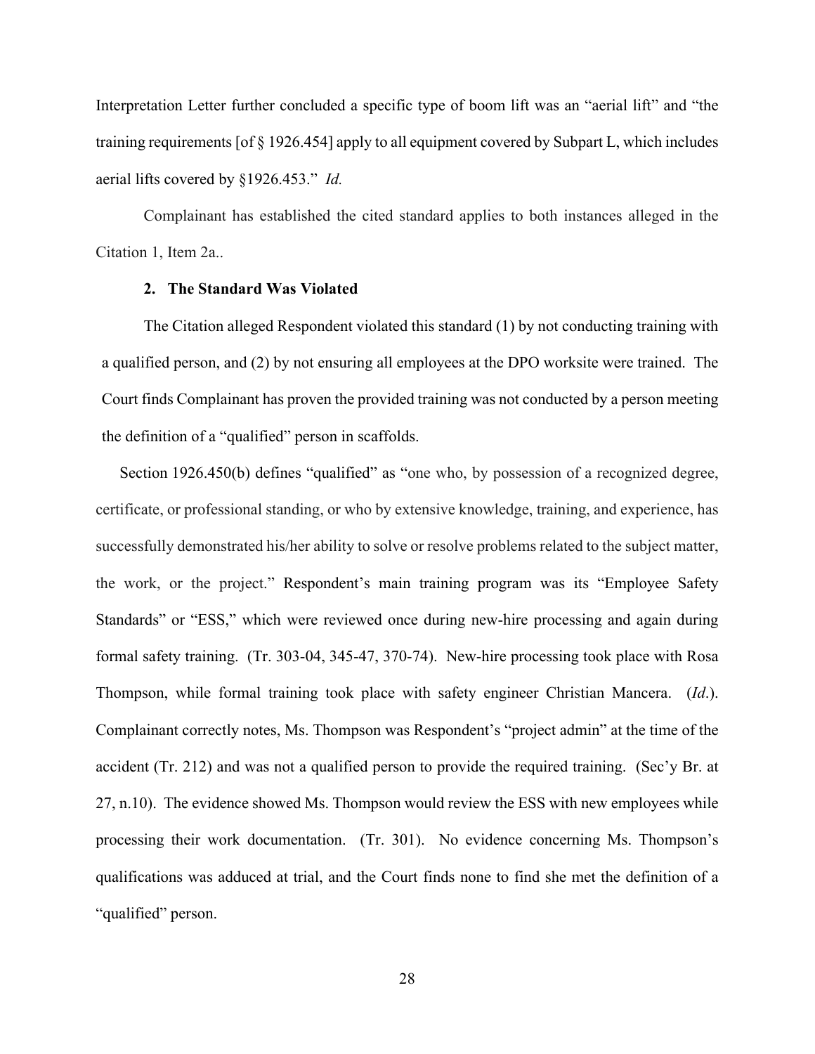Interpretation Letter further concluded a specific type of boom lift was an "aerial lift" and "the training requirements [of § 1926.454] apply to all equipment covered by Subpart L, which includes aerial lifts covered by §1926.453." *Id.*

Complainant has established the cited standard applies to both instances alleged in the Citation 1, Item 2a..

**2. The Standard Was Violated**

The Citation alleged Respondent violated this standard (1) by not conducting training with a qualified person, and (2) by not ensuring all employees at the DPO worksite were trained. The Court finds Complainant has proven the provided training was not conducted by a person meeting the definition of a "qualified" person in scaffolds.

Section 1926.450(b) defines "qualified" as "one who, by possession of a recognized degree, certificate, or professional standing, or who by extensive knowledge, training, and experience, has successfully demonstrated his/her ability to solve or resolve problems related to the subject matter, the work, or the project." Respondent's main training program was its "Employee Safety Standards" or "ESS," which were reviewed once during new-hire processing and again during formal safety training. (Tr. 303-04, 345-47, 370-74). New-hire processing took place with Rosa Thompson, while formal training took place with safety engineer Christian Mancera. (*Id*.). Complainant correctly notes, Ms. Thompson was Respondent's "project admin" at the time of the accident (Tr. 212) and was not a qualified person to provide the required training. (Sec'y Br. at 27, n.10). The evidence showed Ms. Thompson would review the ESS with new employees while processing their work documentation. (Tr. 301). No evidence concerning Ms. Thompson's qualifications was adduced at trial, and the Court finds none to find she met the definition of a "qualified" person.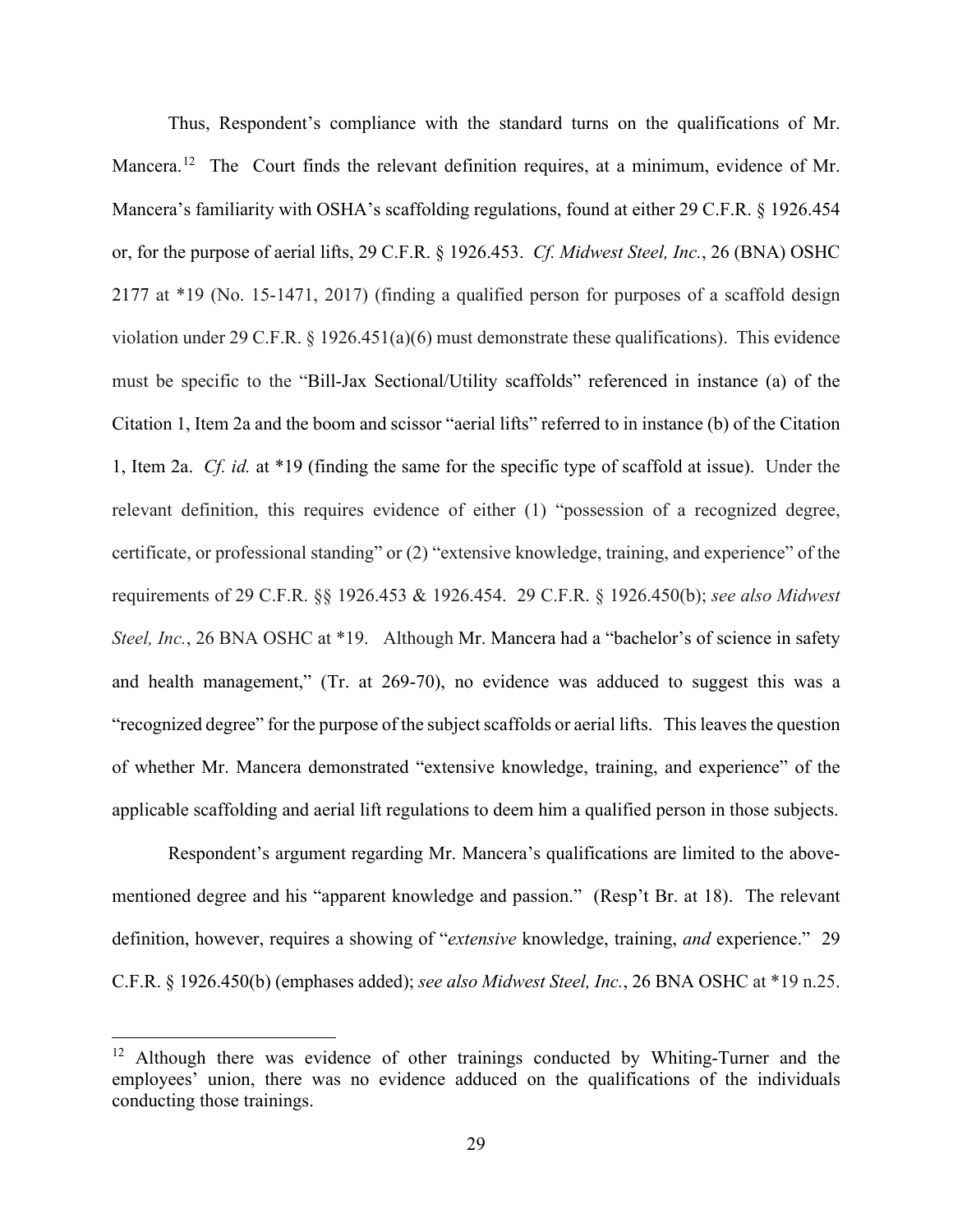Thus, Respondent's compliance with the standard turns on the qualifications of Mr. Mancera.[12] The Court finds the relevant definition requires, at a minimum, evidence of Mr. Mancera's familiarity with OSHA's scaffolding regulations, found at either 29 C.F.R. § 1926.454 or, for the purpose of aerial lifts, 29 C.F.R. § 1926.453. *Cf. Midwest Steel, Inc.*, 26 (BNA) OSHC 2177 at *19 (No. 15-1471, 2017) (finding a qualified person for purposes of a scaffold design violation under 29 C.F.R. § 1926.451(a)(6) must demonstrate these qualifications). This evidence must be specific to the "Bill-Jax Sectional/Utility scaffolds" referenced in instance (a) of the Citation 1, Item 2a and the boom and scissor "aerial lifts" referred to in instance (b) of the Citation 1, Item 2a. *Cf. id.* at *19 (finding the same for the specific type of scaffold at issue). Under the relevant definition, this requires evidence of either (1) "possession of a recognized degree, certificate, or professional standing" or (2) "extensive knowledge, training, and experience" of the requirements of 29 C.F.R. §§ 1926.453 & 1926.454. 29 C.F.R. § 1926.450(b); *see also Midwest Steel, Inc.*, 26 BNA OSHC at *19. Although Mr. Mancera had a "bachelor's of science in safety and health management," (Tr. at 269-70), no evidence was adduced to suggest this was a "recognized degree" for the purpose of the subject scaffolds or aerial lifts. This leaves the question of whether Mr. Mancera demonstrated "extensive knowledge, training, and experience" of the applicable scaffolding and aerial lift regulations to deem him a qualified person in those subjects.

Respondent's argument regarding Mr. Mancera's qualifications are limited to the above-mentioned degree and his "apparent knowledge and passion." (Resp't Br. at 18). The relevant definition, however, requires a showing of "*extensive* knowledge, training, *and* experience." 29 C.F.R. § 1926.450(b) (emphases added); *see also Midwest Steel, Inc.*, 26 BNA OSHC at *19 n.25.

[12] Although there was evidence of other trainings conducted by Whiting-Turner and the employees' union, there was no evidence adduced on the qualifications of the individuals conducting those trainings.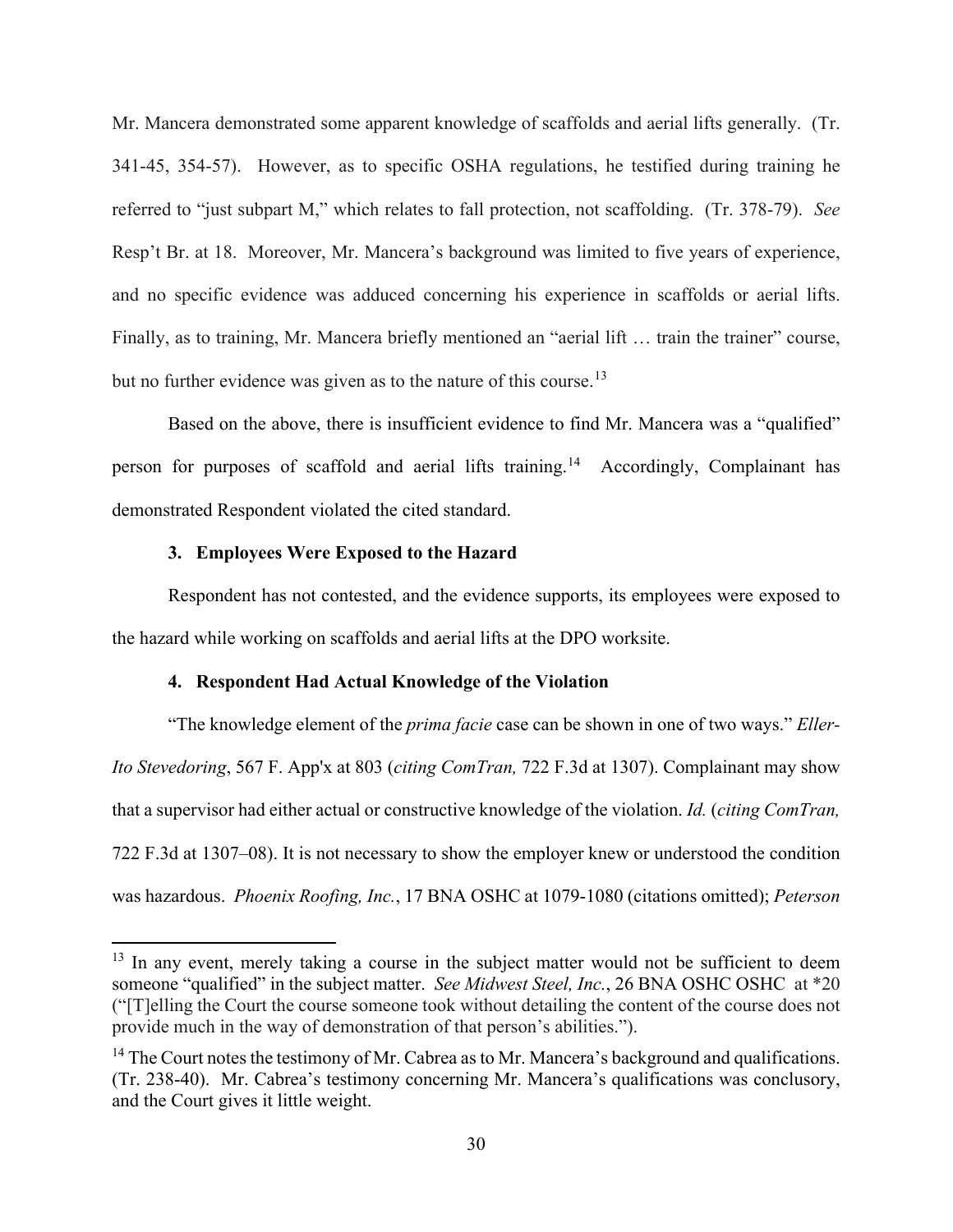Mr. Mancera demonstrated some apparent knowledge of scaffolds and aerial lifts generally. (Tr. 341-45, 354-57). However, as to specific OSHA regulations, he testified during training he referred to "just subpart M," which relates to fall protection, not scaffolding. (Tr. 378-79). *See* Resp't Br. at 18. Moreover, Mr. Mancera's background was limited to five years of experience, and no specific evidence was adduced concerning his experience in scaffolds or aerial lifts. Finally, as to training, Mr. Mancera briefly mentioned an "aerial lift … train the trainer" course, but no further evidence was given as to the nature of this course.[13]

Based on the above, there is insufficient evidence to find Mr. Mancera was a "qualified" person for purposes of scaffold and aerial lifts training.[14] Accordingly, Complainant has demonstrated Respondent violated the cited standard.

### 3. Employees Were Exposed to the Hazard

Respondent has not contested, and the evidence supports, its employees were exposed to the hazard while working on scaffolds and aerial lifts at the DPO worksite.

### 4. Respondent Had Actual Knowledge of the Violation

"The knowledge element of the *prima facie* case can be shown in one of two ways." *Eller-Ito Stevedoring*, 567 F. App'x at 803 (*citing ComTran,* 722 F.3d at 1307). Complainant may show that a supervisor had either actual or constructive knowledge of the violation. *Id.* (*citing ComTran,* 722 F.3d at 1307–08). It is not necessary to show the employer knew or understood the condition was hazardous. *Phoenix Roofing, Inc.*, 17 BNA OSHC at 1079-1080 (citations omitted); *Peterson*

---

[13] In any event, merely taking a course in the subject matter would not be sufficient to deem someone "qualified" in the subject matter. *See Midwest Steel, Inc.*, 26 BNA OSHC OSHC at *20 ("[T]elling the Court the course someone took without detailing the content of the course does not provide much in the way of demonstration of that person's abilities.").

[14] The Court notes the testimony of Mr. Cabrea as to Mr. Mancera's background and qualifications. (Tr. 238-40). Mr. Cabrea's testimony concerning Mr. Mancera's qualifications was conclusory, and the Court gives it little weight.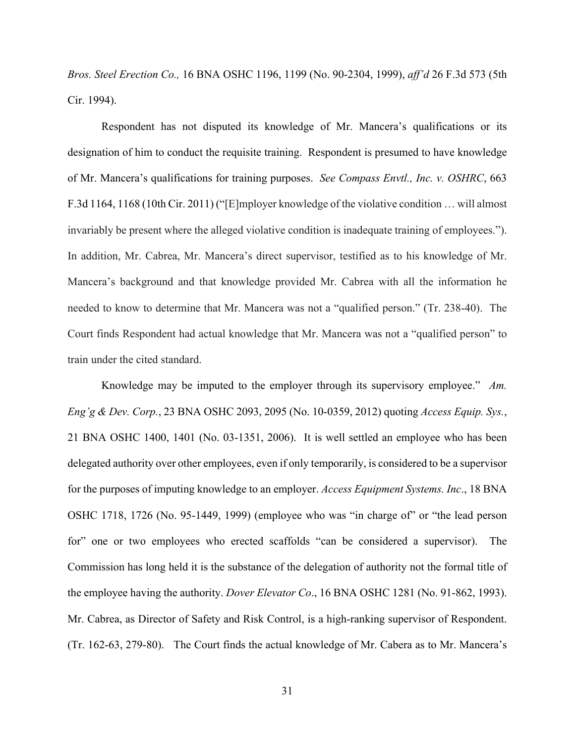*Bros. Steel Erection Co.,* 16 BNA OSHC 1196, 1199 (No. 90-2304, 1999), *aff'd* 26 F.3d 573 (5th Cir. 1994).

Respondent has not disputed its knowledge of Mr. Mancera's qualifications or its designation of him to conduct the requisite training. Respondent is presumed to have knowledge of Mr. Mancera's qualifications for training purposes. *See Compass Envtl., Inc. v. OSHRC*, 663 F.3d 1164, 1168 (10th Cir. 2011) ("[E]mployer knowledge of the violative condition … will almost invariably be present where the alleged violative condition is inadequate training of employees."). In addition, Mr. Cabrea, Mr. Mancera's direct supervisor, testified as to his knowledge of Mr. Mancera's background and that knowledge provided Mr. Cabrea with all the information he needed to know to determine that Mr. Mancera was not a "qualified person." (Tr. 238-40). The Court finds Respondent had actual knowledge that Mr. Mancera was not a "qualified person" to train under the cited standard.

Knowledge may be imputed to the employer through its supervisory employee." *Am. Eng'g & Dev. Corp.*, 23 BNA OSHC 2093, 2095 (No. 10-0359, 2012) quoting *Access Equip. Sys.*, 21 BNA OSHC 1400, 1401 (No. 03-1351, 2006). It is well settled an employee who has been delegated authority over other employees, even if only temporarily, is considered to be a supervisor for the purposes of imputing knowledge to an employer. *Access Equipment Systems. Inc*., 18 BNA OSHC 1718, 1726 (No. 95-1449, 1999) (employee who was "in charge of" or "the lead person for" one or two employees who erected scaffolds "can be considered a supervisor). The Commission has long held it is the substance of the delegation of authority not the formal title of the employee having the authority. *Dover Elevator Co*., 16 BNA OSHC 1281 (No. 91-862, 1993). Mr. Cabrea, as Director of Safety and Risk Control, is a high-ranking supervisor of Respondent. (Tr. 162-63, 279-80). The Court finds the actual knowledge of Mr. Cabera as to Mr. Mancera's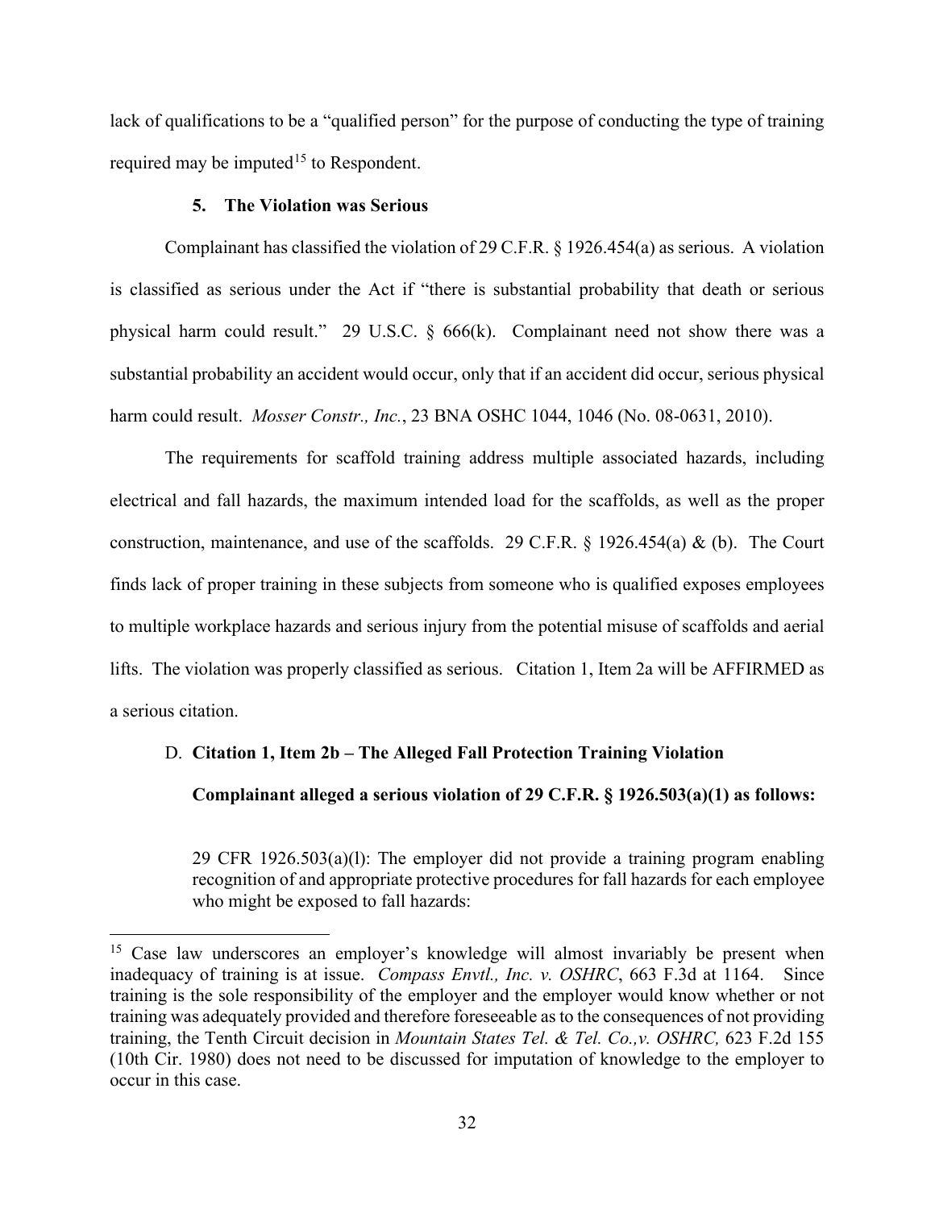lack of qualifications to be a "qualified person" for the purpose of conducting the type of training required may be imputed[15] to Respondent.

### 5. The Violation was Serious

Complainant has classified the violation of 29 C.F.R. § 1926.454(a) as serious. A violation is classified as serious under the Act if "there is substantial probability that death or serious physical harm could result." 29 U.S.C. § 666(k). Complainant need not show there was a substantial probability an accident would occur, only that if an accident did occur, serious physical harm could result. *Mosser Constr., Inc.*, 23 BNA OSHC 1044, 1046 (No. 08-0631, 2010).

The requirements for scaffold training address multiple associated hazards, including electrical and fall hazards, the maximum intended load for the scaffolds, as well as the proper construction, maintenance, and use of the scaffolds. 29 C.F.R. § 1926.454(a) & (b). The Court finds lack of proper training in these subjects from someone who is qualified exposes employees to multiple workplace hazards and serious injury from the potential misuse of scaffolds and aerial lifts. The violation was properly classified as serious. Citation 1, Item 2a will be AFFIRMED as a serious citation.

## D. Citation 1, Item 2b – The Alleged Fall Protection Training Violation

**Complainant alleged a serious violation of 29 C.F.R. § 1926.503(a)(1) as follows:**

> 29 CFR 1926.503(a)(l): The employer did not provide a training program enabling recognition of and appropriate protective procedures for fall hazards for each employee who might be exposed to fall hazards:

---

[15] Case law underscores an employer's knowledge will almost invariably be present when inadequacy of training is at issue. *Compass Envtl., Inc. v. OSHRC*, 663 F.3d at 1164. Since training is the sole responsibility of the employer and the employer would know whether or not training was adequately provided and therefore foreseeable as to the consequences of not providing training, the Tenth Circuit decision in *Mountain States Tel. & Tel. Co.,v. OSHRC,* 623 F.2d 155 (10th Cir. 1980) does not need to be discussed for imputation of knowledge to the employer to occur in this case.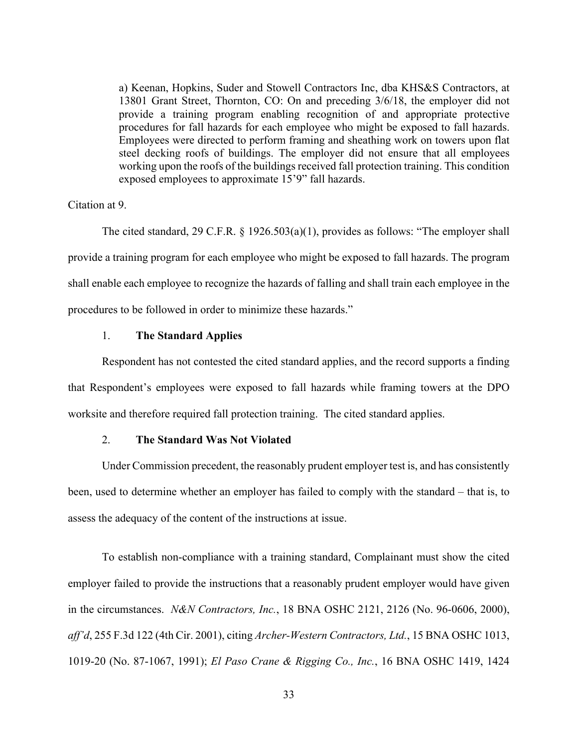> a) Keenan, Hopkins, Suder and Stowell Contractors Inc, dba KHS&S Contractors, at 13801 Grant Street, Thornton, CO: On and preceding 3/6/18, the employer did not provide a training program enabling recognition of and appropriate protective procedures for fall hazards for each employee who might be exposed to fall hazards. Employees were directed to perform framing and sheathing work on towers upon flat steel decking roofs of buildings. The employer did not ensure that all employees working upon the roofs of the buildings received fall protection training. This condition exposed employees to approximate 15'9" fall hazards.

Citation at 9.

The cited standard, 29 C.F.R. § 1926.503(a)(1), provides as follows: "The employer shall provide a training program for each employee who might be exposed to fall hazards. The program shall enable each employee to recognize the hazards of falling and shall train each employee in the procedures to be followed in order to minimize these hazards."

### 1. **The Standard Applies**

Respondent has not contested the cited standard applies, and the record supports a finding that Respondent's employees were exposed to fall hazards while framing towers at the DPO worksite and therefore required fall protection training. The cited standard applies.

### 2. **The Standard Was Not Violated**

Under Commission precedent, the reasonably prudent employer test is, and has consistently been, used to determine whether an employer has failed to comply with the standard – that is, to assess the adequacy of the content of the instructions at issue.

To establish non-compliance with a training standard, Complainant must show the cited employer failed to provide the instructions that a reasonably prudent employer would have given in the circumstances. *N&N Contractors, Inc.*, 18 BNA OSHC 2121, 2126 (No. 96-0606, 2000), *aff'd*, 255 F.3d 122 (4th Cir. 2001), citing *Archer-Western Contractors, Ltd.*, 15 BNA OSHC 1013, 1019-20 (No. 87-1067, 1991); *El Paso Crane & Rigging Co., Inc.*, 16 BNA OSHC 1419, 1424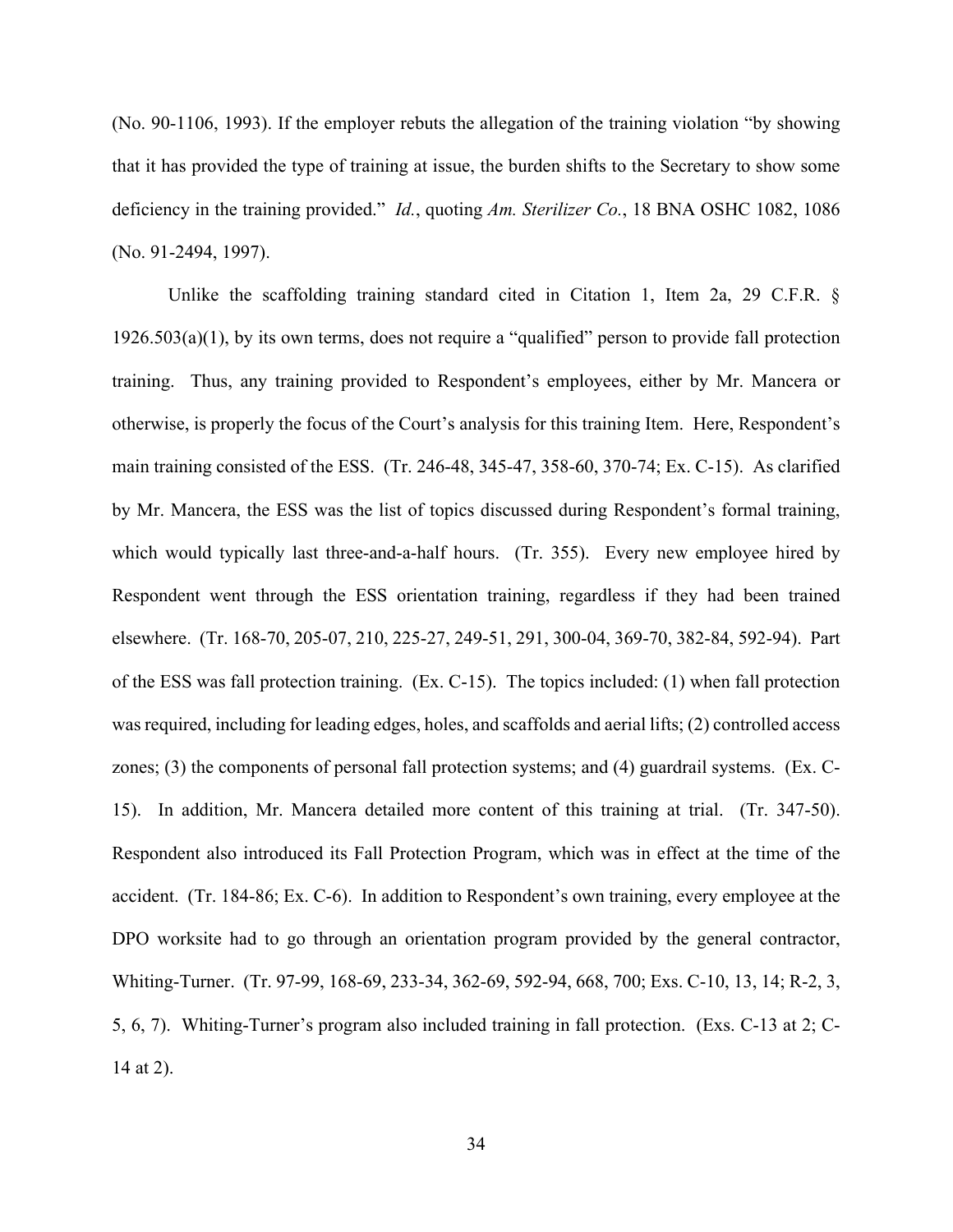(No. 90-1106, 1993). If the employer rebuts the allegation of the training violation "by showing that it has provided the type of training at issue, the burden shifts to the Secretary to show some deficiency in the training provided." *Id.*, quoting *Am. Sterilizer Co.*, 18 BNA OSHC 1082, 1086 (No. 91-2494, 1997).

Unlike the scaffolding training standard cited in Citation 1, Item 2a, 29 C.F.R. § 1926.503(a)(1), by its own terms, does not require a "qualified" person to provide fall protection training. Thus, any training provided to Respondent's employees, either by Mr. Mancera or otherwise, is properly the focus of the Court's analysis for this training Item. Here, Respondent's main training consisted of the ESS. (Tr. 246-48, 345-47, 358-60, 370-74; Ex. C-15). As clarified by Mr. Mancera, the ESS was the list of topics discussed during Respondent's formal training, which would typically last three-and-a-half hours. (Tr. 355). Every new employee hired by Respondent went through the ESS orientation training, regardless if they had been trained elsewhere. (Tr. 168-70, 205-07, 210, 225-27, 249-51, 291, 300-04, 369-70, 382-84, 592-94). Part of the ESS was fall protection training. (Ex. C-15). The topics included: (1) when fall protection was required, including for leading edges, holes, and scaffolds and aerial lifts; (2) controlled access zones; (3) the components of personal fall protection systems; and (4) guardrail systems. (Ex. C-15). In addition, Mr. Mancera detailed more content of this training at trial. (Tr. 347-50). Respondent also introduced its Fall Protection Program, which was in effect at the time of the accident. (Tr. 184-86; Ex. C-6). In addition to Respondent's own training, every employee at the DPO worksite had to go through an orientation program provided by the general contractor, Whiting-Turner. (Tr. 97-99, 168-69, 233-34, 362-69, 592-94, 668, 700; Exs. C-10, 13, 14; R-2, 3, 5, 6, 7). Whiting-Turner's program also included training in fall protection. (Exs. C-13 at 2; C-14 at 2).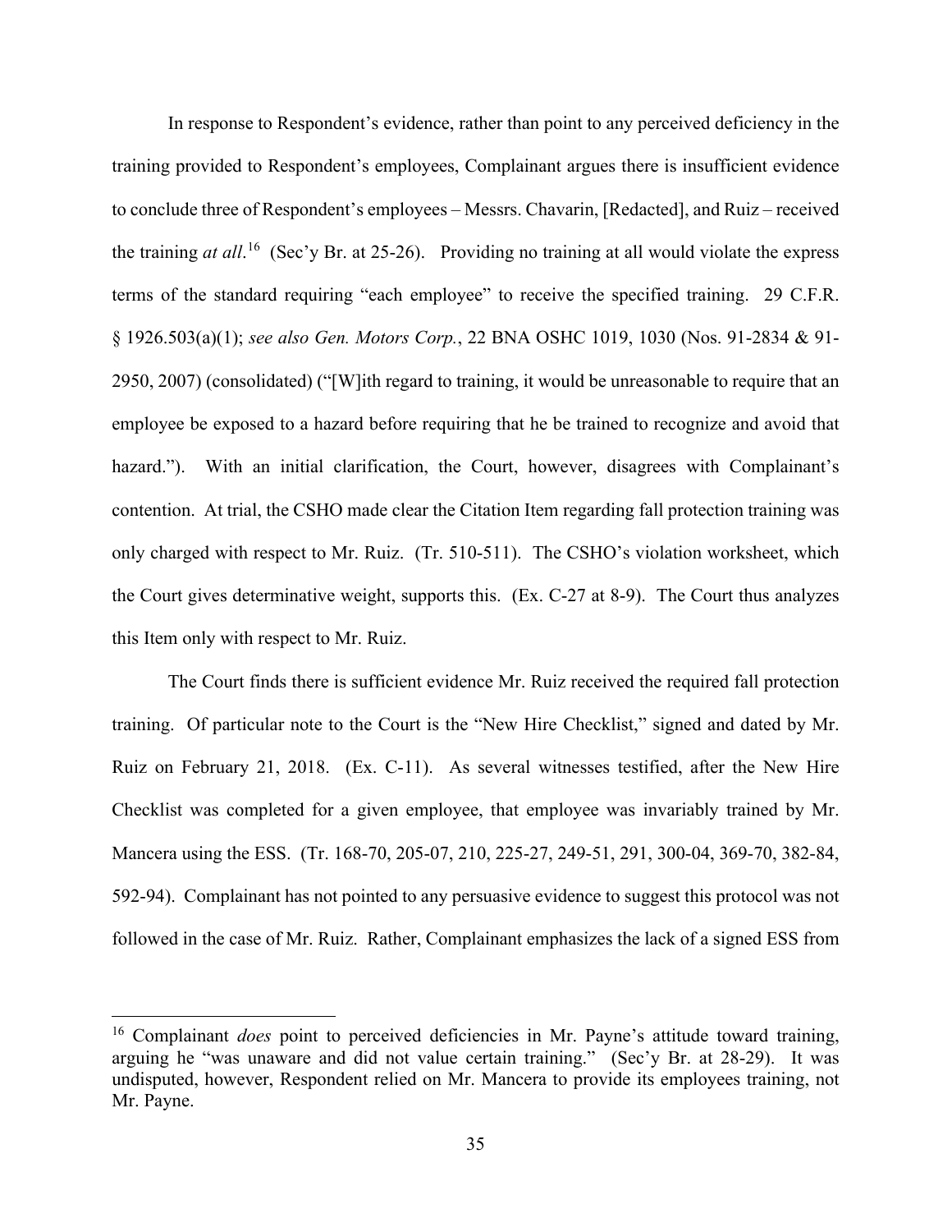In response to Respondent's evidence, rather than point to any perceived deficiency in the training provided to Respondent's employees, Complainant argues there is insufficient evidence to conclude three of Respondent's employees – Messrs. Chavarin, [Redacted], and Ruiz – received the training *at all*.[16] (Sec'y Br. at 25-26). Providing no training at all would violate the express terms of the standard requiring "each employee" to receive the specified training. 29 C.F.R. § 1926.503(a)(1); *see also Gen. Motors Corp.*, 22 BNA OSHC 1019, 1030 (Nos. 91-2834 & 91-2950, 2007) (consolidated) ("[W]ith regard to training, it would be unreasonable to require that an employee be exposed to a hazard before requiring that he be trained to recognize and avoid that hazard."). With an initial clarification, the Court, however, disagrees with Complainant's contention. At trial, the CSHO made clear the Citation Item regarding fall protection training was only charged with respect to Mr. Ruiz. (Tr. 510-511). The CSHO's violation worksheet, which the Court gives determinative weight, supports this. (Ex. C-27 at 8-9). The Court thus analyzes this Item only with respect to Mr. Ruiz.

The Court finds there is sufficient evidence Mr. Ruiz received the required fall protection training. Of particular note to the Court is the "New Hire Checklist," signed and dated by Mr. Ruiz on February 21, 2018. (Ex. C-11). As several witnesses testified, after the New Hire Checklist was completed for a given employee, that employee was invariably trained by Mr. Mancera using the ESS. (Tr. 168-70, 205-07, 210, 225-27, 249-51, 291, 300-04, 369-70, 382-84, 592-94). Complainant has not pointed to any persuasive evidence to suggest this protocol was not followed in the case of Mr. Ruiz. Rather, Complainant emphasizes the lack of a signed ESS from

---

[16] Complainant *does* point to perceived deficiencies in Mr. Payne's attitude toward training, arguing he "was unaware and did not value certain training." (Sec'y Br. at 28-29). It was undisputed, however, Respondent relied on Mr. Mancera to provide its employees training, not Mr. Payne.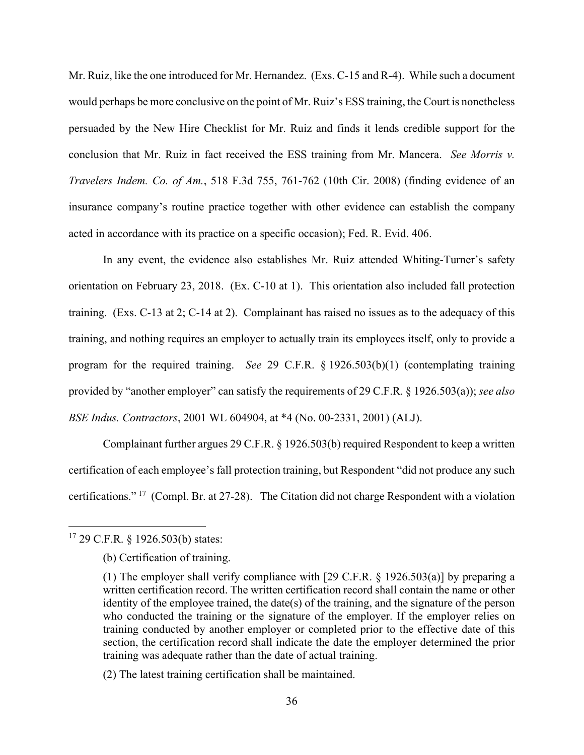Mr. Ruiz, like the one introduced for Mr. Hernandez. (Exs. C-15 and R-4). While such a document would perhaps be more conclusive on the point of Mr. Ruiz's ESS training, the Court is nonetheless persuaded by the New Hire Checklist for Mr. Ruiz and finds it lends credible support for the conclusion that Mr. Ruiz in fact received the ESS training from Mr. Mancera. *See Morris v. Travelers Indem. Co. of Am.*, 518 F.3d 755, 761-762 (10th Cir. 2008) (finding evidence of an insurance company's routine practice together with other evidence can establish the company acted in accordance with its practice on a specific occasion); Fed. R. Evid. 406.

In any event, the evidence also establishes Mr. Ruiz attended Whiting-Turner's safety orientation on February 23, 2018. (Ex. C-10 at 1). This orientation also included fall protection training. (Exs. C-13 at 2; C-14 at 2). Complainant has raised no issues as to the adequacy of this training, and nothing requires an employer to actually train its employees itself, only to provide a program for the required training. *See* 29 C.F.R. § 1926.503(b)(1) (contemplating training provided by "another employer" can satisfy the requirements of 29 C.F.R. § 1926.503(a)); *see also BSE Indus. Contractors*, 2001 WL 604904, at *4 (No. 00-2331, 2001) (ALJ).

Complainant further argues 29 C.F.R. § 1926.503(b) required Respondent to keep a written certification of each employee's fall protection training, but Respondent "did not produce any such certifications." [17] (Compl. Br. at 27-28). The Citation did not charge Respondent with a violation

---

[17] 29 C.F.R. § 1926.503(b) states:

> (b) Certification of training.
>
> (1) The employer shall verify compliance with [29 C.F.R. § 1926.503(a)] by preparing a written certification record. The written certification record shall contain the name or other identity of the employee trained, the date(s) of the training, and the signature of the person who conducted the training or the signature of the employer. If the employer relies on training conducted by another employer or completed prior to the effective date of this section, the certification record shall indicate the date the employer determined the prior training was adequate rather than the date of actual training.
>
> (2) The latest training certification shall be maintained.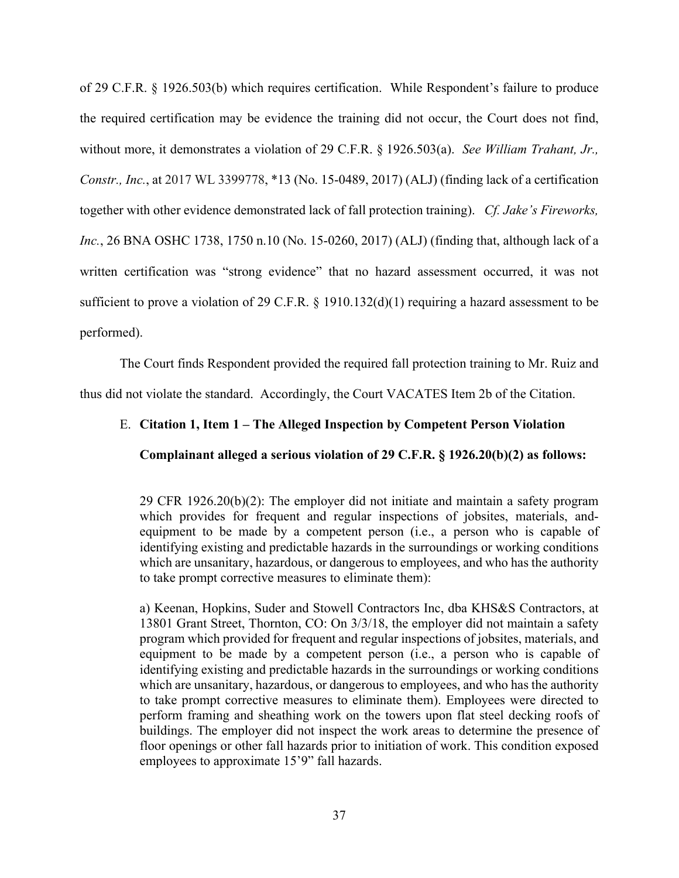of 29 C.F.R. § 1926.503(b) which requires certification. While Respondent's failure to produce the required certification may be evidence the training did not occur, the Court does not find, without more, it demonstrates a violation of 29 C.F.R. § 1926.503(a). *See William Trahant, Jr., Constr., Inc.*, at 2017 WL 3399778, *13 (No. 15-0489, 2017) (ALJ) (finding lack of a certification together with other evidence demonstrated lack of fall protection training). *Cf. Jake's Fireworks, Inc.*, 26 BNA OSHC 1738, 1750 n.10 (No. 15-0260, 2017) (ALJ) (finding that, although lack of a written certification was "strong evidence" that no hazard assessment occurred, it was not sufficient to prove a violation of 29 C.F.R. § 1910.132(d)(1) requiring a hazard assessment to be performed).

The Court finds Respondent provided the required fall protection training to Mr. Ruiz and thus did not violate the standard. Accordingly, the Court VACATES Item 2b of the Citation.

### E. Citation 1, Item 1 – The Alleged Inspection by Competent Person Violation

**Complainant alleged a serious violation of 29 C.F.R. § 1926.20(b)(2) as follows:**

> 29 CFR 1926.20(b)(2): The employer did not initiate and maintain a safety program which provides for frequent and regular inspections of jobsites, materials, and-equipment to be made by a competent person (i.e., a person who is capable of identifying existing and predictable hazards in the surroundings or working conditions which are unsanitary, hazardous, or dangerous to employees, and who has the authority to take prompt corrective measures to eliminate them):
>
> a) Keenan, Hopkins, Suder and Stowell Contractors Inc, dba KHS&S Contractors, at 13801 Grant Street, Thornton, CO: On 3/3/18, the employer did not maintain a safety program which provided for frequent and regular inspections of jobsites, materials, and equipment to be made by a competent person (i.e., a person who is capable of identifying existing and predictable hazards in the surroundings or working conditions which are unsanitary, hazardous, or dangerous to employees, and who has the authority to take prompt corrective measures to eliminate them). Employees were directed to perform framing and sheathing work on the towers upon flat steel decking roofs of buildings. The employer did not inspect the work areas to determine the presence of floor openings or other fall hazards prior to initiation of work. This condition exposed employees to approximate 15'9" fall hazards.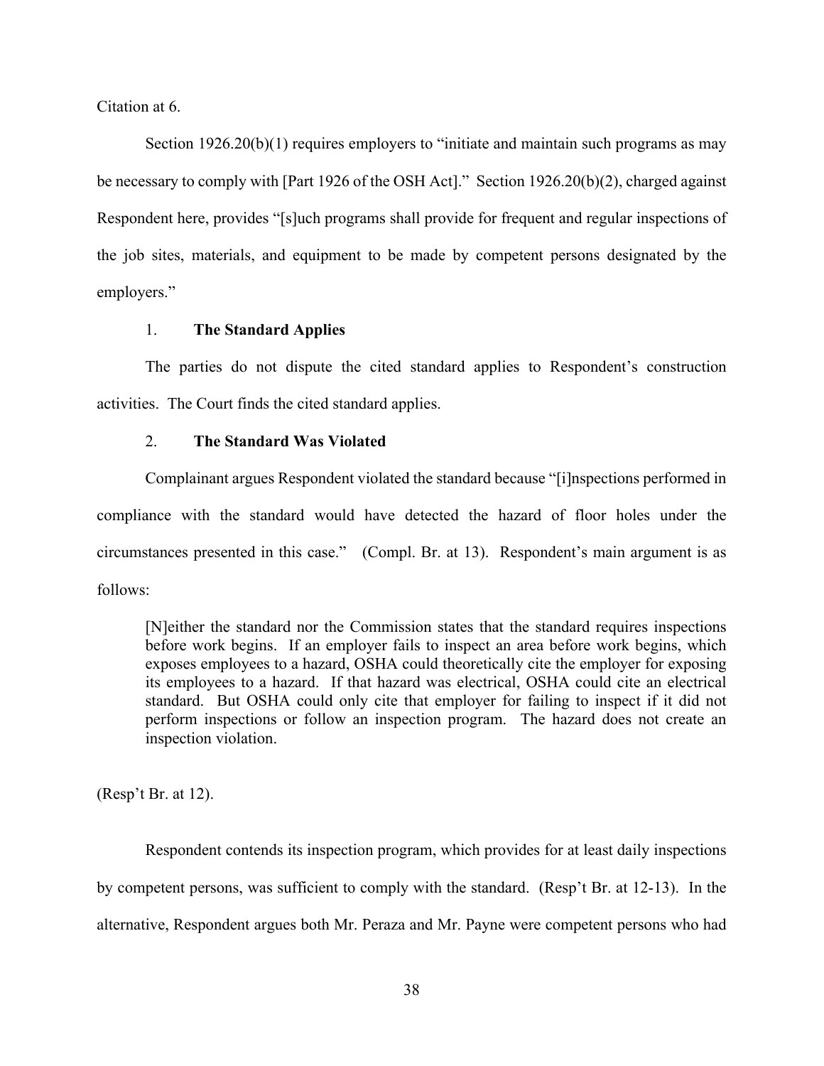Citation at 6.

Section 1926.20(b)(1) requires employers to "initiate and maintain such programs as may be necessary to comply with [Part 1926 of the OSH Act]." Section 1926.20(b)(2), charged against Respondent here, provides "[s]uch programs shall provide for frequent and regular inspections of the job sites, materials, and equipment to be made by competent persons designated by the employers."

1. **The Standard Applies**

The parties do not dispute the cited standard applies to Respondent's construction activities. The Court finds the cited standard applies.

2. **The Standard Was Violated**

Complainant argues Respondent violated the standard because "[i]nspections performed in compliance with the standard would have detected the hazard of floor holes under the circumstances presented in this case." (Compl. Br. at 13). Respondent's main argument is as follows:

> [N]either the standard nor the Commission states that the standard requires inspections before work begins. If an employer fails to inspect an area before work begins, which exposes employees to a hazard, OSHA could theoretically cite the employer for exposing its employees to a hazard. If that hazard was electrical, OSHA could cite an electrical standard. But OSHA could only cite that employer for failing to inspect if it did not perform inspections or follow an inspection program. The hazard does not create an inspection violation.

(Resp't Br. at 12).

Respondent contends its inspection program, which provides for at least daily inspections by competent persons, was sufficient to comply with the standard. (Resp't Br. at 12-13). In the alternative, Respondent argues both Mr. Peraza and Mr. Payne were competent persons who had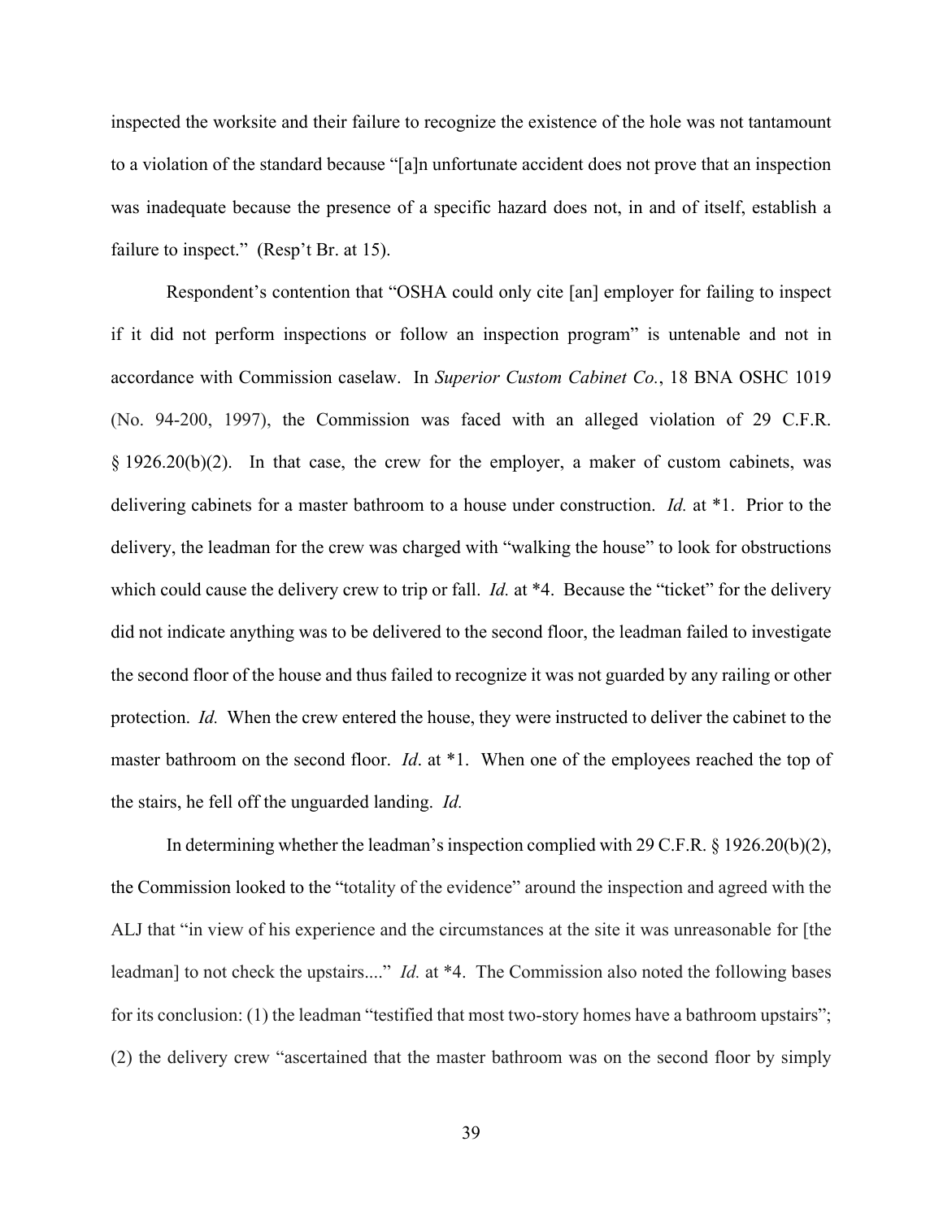inspected the worksite and their failure to recognize the existence of the hole was not tantamount to a violation of the standard because "[a]n unfortunate accident does not prove that an inspection was inadequate because the presence of a specific hazard does not, in and of itself, establish a failure to inspect." (Resp't Br. at 15).

Respondent's contention that "OSHA could only cite [an] employer for failing to inspect if it did not perform inspections or follow an inspection program" is untenable and not in accordance with Commission caselaw. In *Superior Custom Cabinet Co.*, 18 BNA OSHC 1019 (No. 94-200, 1997), the Commission was faced with an alleged violation of 29 C.F.R. § 1926.20(b)(2). In that case, the crew for the employer, a maker of custom cabinets, was delivering cabinets for a master bathroom to a house under construction. *Id.* at *1. Prior to the delivery, the leadman for the crew was charged with "walking the house" to look for obstructions which could cause the delivery crew to trip or fall. *Id.* at *4. Because the "ticket" for the delivery did not indicate anything was to be delivered to the second floor, the leadman failed to investigate the second floor of the house and thus failed to recognize it was not guarded by any railing or other protection. *Id.* When the crew entered the house, they were instructed to deliver the cabinet to the master bathroom on the second floor. *Id*. at *1. When one of the employees reached the top of the stairs, he fell off the unguarded landing. *Id.*

In determining whether the leadman's inspection complied with 29 C.F.R. § 1926.20(b)(2), the Commission looked to the "totality of the evidence" around the inspection and agreed with the ALJ that "in view of his experience and the circumstances at the site it was unreasonable for [the leadman] to not check the upstairs...." *Id.* at *4. The Commission also noted the following bases for its conclusion: (1) the leadman "testified that most two-story homes have a bathroom upstairs"; (2) the delivery crew "ascertained that the master bathroom was on the second floor by simply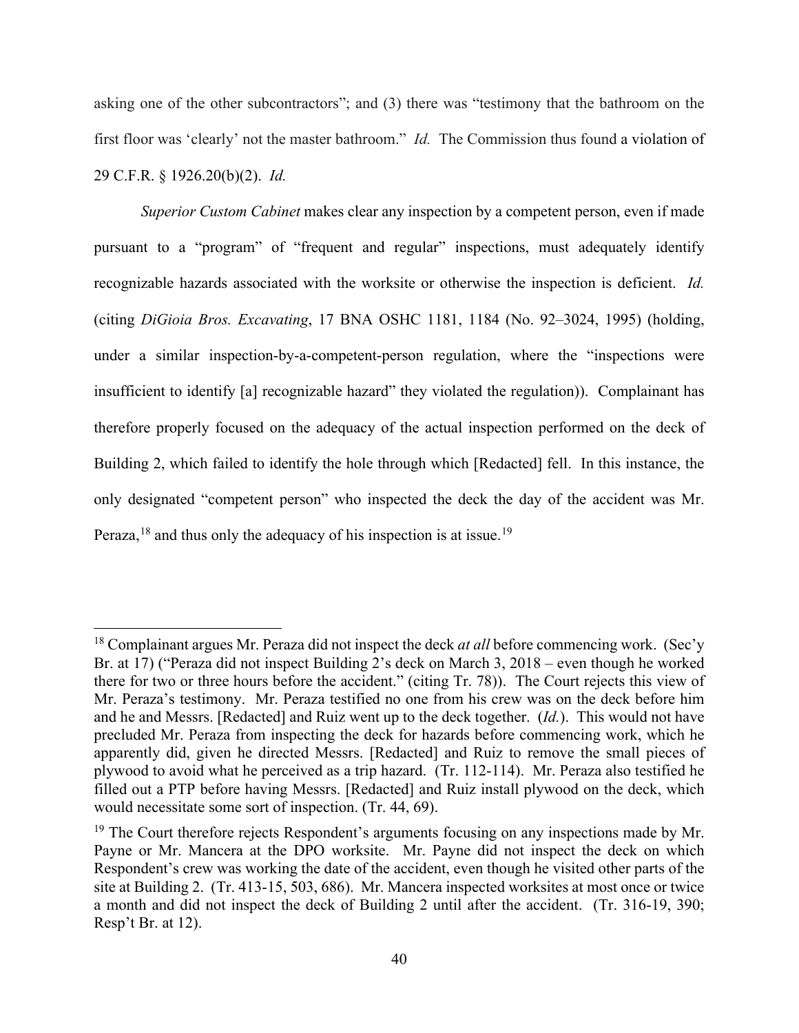asking one of the other subcontractors"; and (3) there was "testimony that the bathroom on the first floor was 'clearly' not the master bathroom." *Id.* The Commission thus found a violation of 29 C.F.R. § 1926.20(b)(2). *Id.*

*Superior Custom Cabinet* makes clear any inspection by a competent person, even if made pursuant to a "program" of "frequent and regular" inspections, must adequately identify recognizable hazards associated with the worksite or otherwise the inspection is deficient. *Id.* (citing *DiGioia Bros. Excavating*, 17 BNA OSHC 1181, 1184 (No. 92–3024, 1995) (holding, under a similar inspection-by-a-competent-person regulation, where the "inspections were insufficient to identify [a] recognizable hazard" they violated the regulation)). Complainant has therefore properly focused on the adequacy of the actual inspection performed on the deck of Building 2, which failed to identify the hole through which [Redacted] fell. In this instance, the only designated "competent person" who inspected the deck the day of the accident was Mr. Peraza,[18] and thus only the adequacy of his inspection is at issue.[19]

---

[18] Complainant argues Mr. Peraza did not inspect the deck *at all* before commencing work. (Sec'y Br. at 17) ("Peraza did not inspect Building 2's deck on March 3, 2018 – even though he worked there for two or three hours before the accident." (citing Tr. 78)). The Court rejects this view of Mr. Peraza's testimony. Mr. Peraza testified no one from his crew was on the deck before him and he and Messrs. [Redacted] and Ruiz went up to the deck together. (*Id.*). This would not have precluded Mr. Peraza from inspecting the deck for hazards before commencing work, which he apparently did, given he directed Messrs. [Redacted] and Ruiz to remove the small pieces of plywood to avoid what he perceived as a trip hazard. (Tr. 112-114). Mr. Peraza also testified he filled out a PTP before having Messrs. [Redacted] and Ruiz install plywood on the deck, which would necessitate some sort of inspection. (Tr. 44, 69).

[19] The Court therefore rejects Respondent's arguments focusing on any inspections made by Mr. Payne or Mr. Mancera at the DPO worksite. Mr. Payne did not inspect the deck on which Respondent's crew was working the date of the accident, even though he visited other parts of the site at Building 2. (Tr. 413-15, 503, 686). Mr. Mancera inspected worksites at most once or twice a month and did not inspect the deck of Building 2 until after the accident. (Tr. 316-19, 390; Resp't Br. at 12).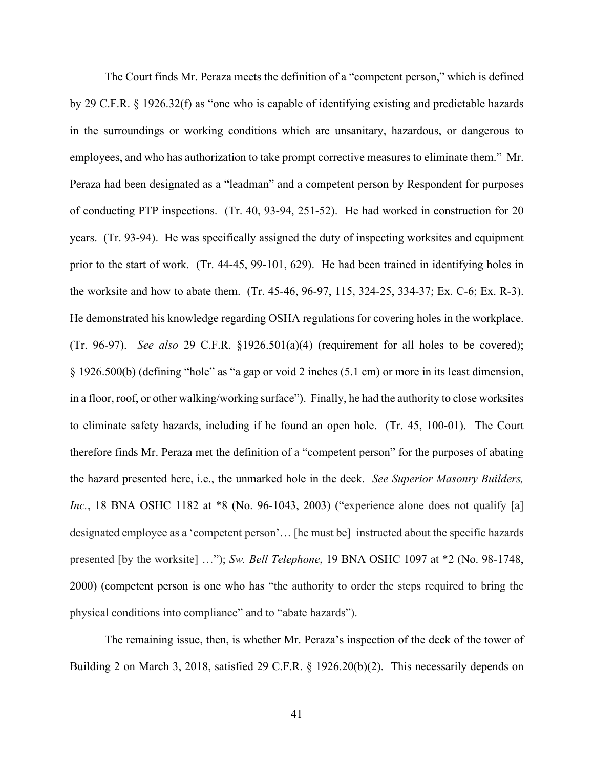The Court finds Mr. Peraza meets the definition of a "competent person," which is defined by 29 C.F.R. § 1926.32(f) as "one who is capable of identifying existing and predictable hazards in the surroundings or working conditions which are unsanitary, hazardous, or dangerous to employees, and who has authorization to take prompt corrective measures to eliminate them." Mr. Peraza had been designated as a "leadman" and a competent person by Respondent for purposes of conducting PTP inspections. (Tr. 40, 93-94, 251-52). He had worked in construction for 20 years. (Tr. 93-94). He was specifically assigned the duty of inspecting worksites and equipment prior to the start of work. (Tr. 44-45, 99-101, 629). He had been trained in identifying holes in the worksite and how to abate them. (Tr. 45-46, 96-97, 115, 324-25, 334-37; Ex. C-6; Ex. R-3). He demonstrated his knowledge regarding OSHA regulations for covering holes in the workplace. (Tr. 96-97). *See also* 29 C.F.R. §1926.501(a)(4) (requirement for all holes to be covered); § 1926.500(b) (defining "hole" as "a gap or void 2 inches (5.1 cm) or more in its least dimension, in a floor, roof, or other walking/working surface"). Finally, he had the authority to close worksites to eliminate safety hazards, including if he found an open hole. (Tr. 45, 100-01). The Court therefore finds Mr. Peraza met the definition of a "competent person" for the purposes of abating the hazard presented here, i.e., the unmarked hole in the deck. *See Superior Masonry Builders, Inc.*, 18 BNA OSHC 1182 at *8 (No. 96-1043, 2003) ("experience alone does not qualify [a] designated employee as a 'competent person'… [he must be] instructed about the specific hazards presented [by the worksite] …"); *Sw. Bell Telephone*, 19 BNA OSHC 1097 at *2 (No. 98-1748, 2000) (competent person is one who has "the authority to order the steps required to bring the physical conditions into compliance" and to "abate hazards").

The remaining issue, then, is whether Mr. Peraza's inspection of the deck of the tower of Building 2 on March 3, 2018, satisfied 29 C.F.R. § 1926.20(b)(2). This necessarily depends on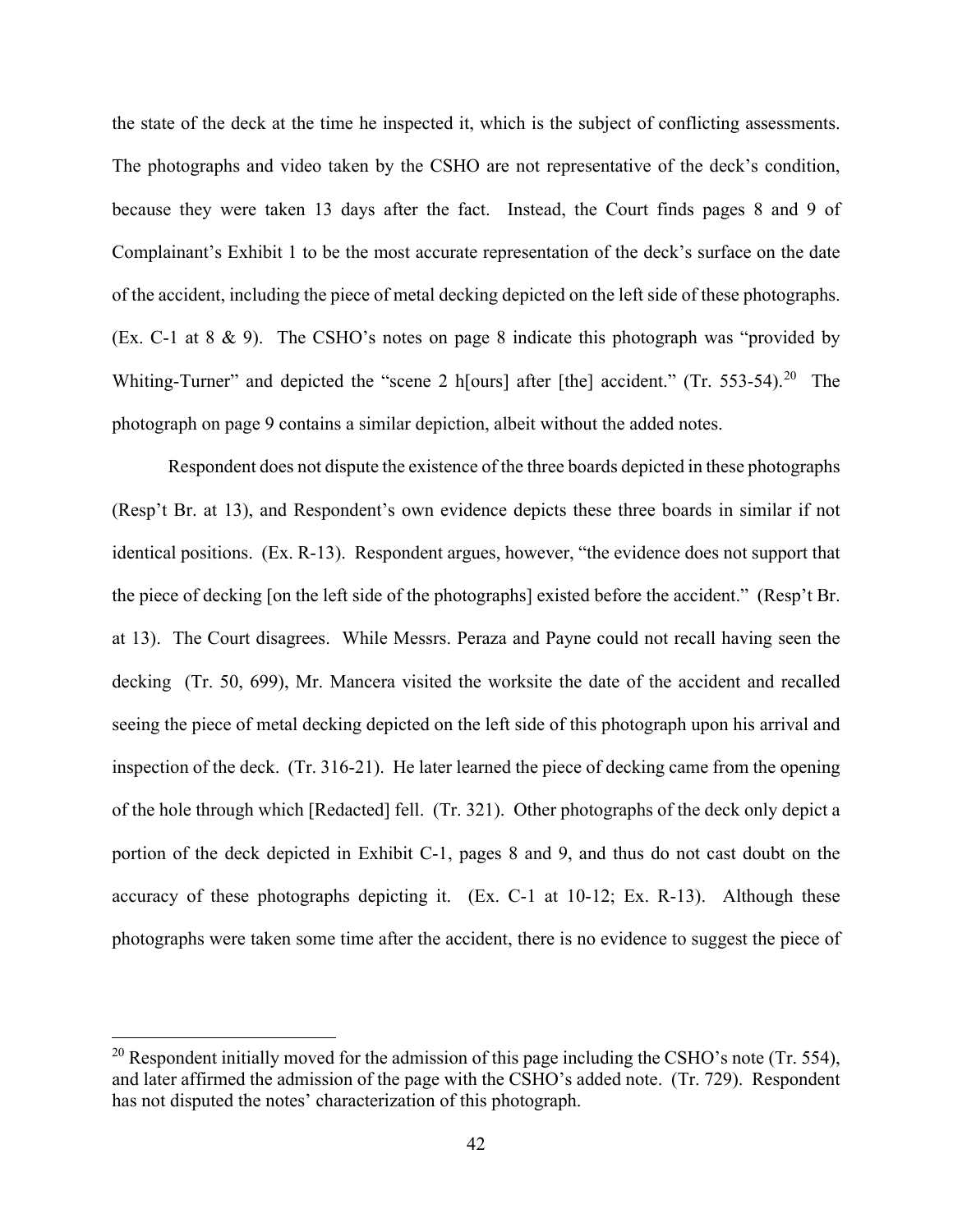the state of the deck at the time he inspected it, which is the subject of conflicting assessments. The photographs and video taken by the CSHO are not representative of the deck's condition, because they were taken 13 days after the fact. Instead, the Court finds pages 8 and 9 of Complainant's Exhibit 1 to be the most accurate representation of the deck's surface on the date of the accident, including the piece of metal decking depicted on the left side of these photographs. (Ex. C-1 at 8 & 9). The CSHO's notes on page 8 indicate this photograph was "provided by Whiting-Turner" and depicted the "scene 2 h[ours] after [the] accident." (Tr. 553-54).[20] The photograph on page 9 contains a similar depiction, albeit without the added notes.

Respondent does not dispute the existence of the three boards depicted in these photographs (Resp't Br. at 13), and Respondent's own evidence depicts these three boards in similar if not identical positions. (Ex. R-13). Respondent argues, however, "the evidence does not support that the piece of decking [on the left side of the photographs] existed before the accident." (Resp't Br. at 13). The Court disagrees. While Messrs. Peraza and Payne could not recall having seen the decking (Tr. 50, 699), Mr. Mancera visited the worksite the date of the accident and recalled seeing the piece of metal decking depicted on the left side of this photograph upon his arrival and inspection of the deck. (Tr. 316-21). He later learned the piece of decking came from the opening of the hole through which [Redacted] fell. (Tr. 321). Other photographs of the deck only depict a portion of the deck depicted in Exhibit C-1, pages 8 and 9, and thus do not cast doubt on the accuracy of these photographs depicting it. (Ex. C-1 at 10-12; Ex. R-13). Although these photographs were taken some time after the accident, there is no evidence to suggest the piece of

[20] Respondent initially moved for the admission of this page including the CSHO's note (Tr. 554), and later affirmed the admission of the page with the CSHO's added note. (Tr. 729). Respondent has not disputed the notes' characterization of this photograph.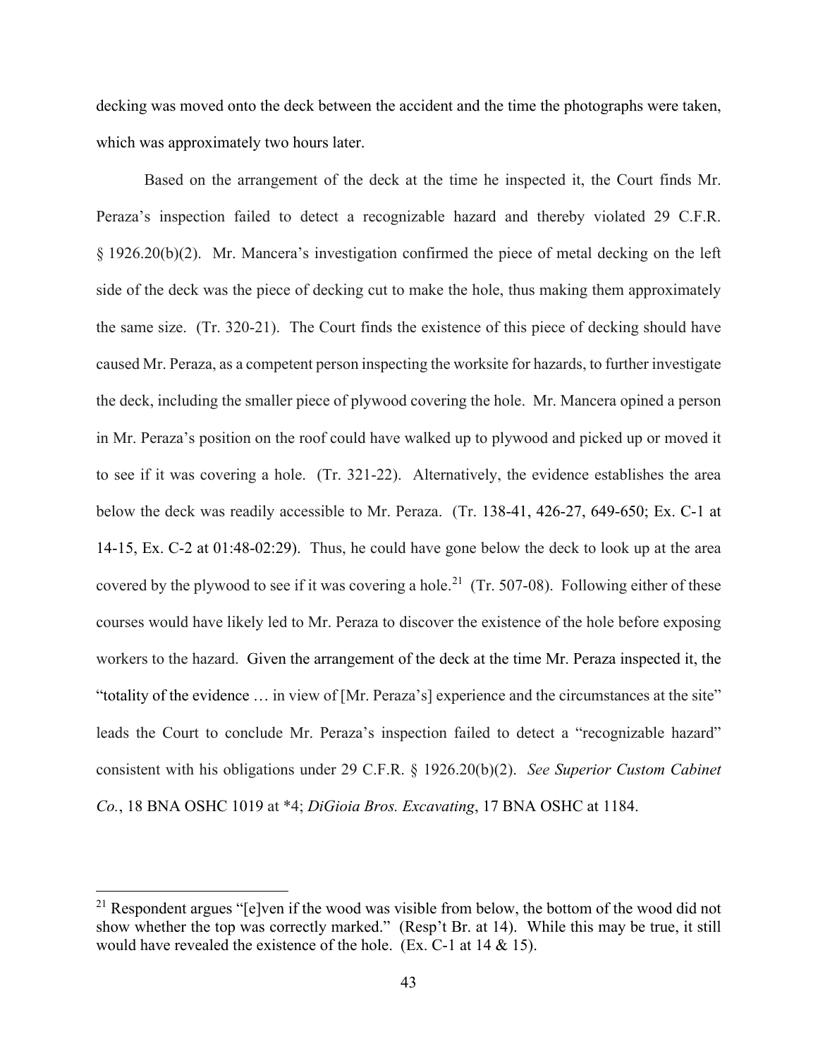decking was moved onto the deck between the accident and the time the photographs were taken, which was approximately two hours later.

Based on the arrangement of the deck at the time he inspected it, the Court finds Mr. Peraza's inspection failed to detect a recognizable hazard and thereby violated 29 C.F.R. § 1926.20(b)(2). Mr. Mancera's investigation confirmed the piece of metal decking on the left side of the deck was the piece of decking cut to make the hole, thus making them approximately the same size. (Tr. 320-21). The Court finds the existence of this piece of decking should have caused Mr. Peraza, as a competent person inspecting the worksite for hazards, to further investigate the deck, including the smaller piece of plywood covering the hole. Mr. Mancera opined a person in Mr. Peraza's position on the roof could have walked up to plywood and picked up or moved it to see if it was covering a hole. (Tr. 321-22). Alternatively, the evidence establishes the area below the deck was readily accessible to Mr. Peraza. (Tr. 138-41, 426-27, 649-650; Ex. C-1 at 14-15, Ex. C-2 at 01:48-02:29). Thus, he could have gone below the deck to look up at the area covered by the plywood to see if it was covering a hole.[21] (Tr. 507-08). Following either of these courses would have likely led to Mr. Peraza to discover the existence of the hole before exposing workers to the hazard. Given the arrangement of the deck at the time Mr. Peraza inspected it, the "totality of the evidence … in view of [Mr. Peraza's] experience and the circumstances at the site" leads the Court to conclude Mr. Peraza's inspection failed to detect a "recognizable hazard" consistent with his obligations under 29 C.F.R. § 1926.20(b)(2). *See Superior Custom Cabinet Co.*, 18 BNA OSHC 1019 at *4; *DiGioia Bros. Excavating*, 17 BNA OSHC at 1184.

---

[21] Respondent argues "[e]ven if the wood was visible from below, the bottom of the wood did not show whether the top was correctly marked." (Resp't Br. at 14). While this may be true, it still would have revealed the existence of the hole. (Ex. C-1 at 14 & 15).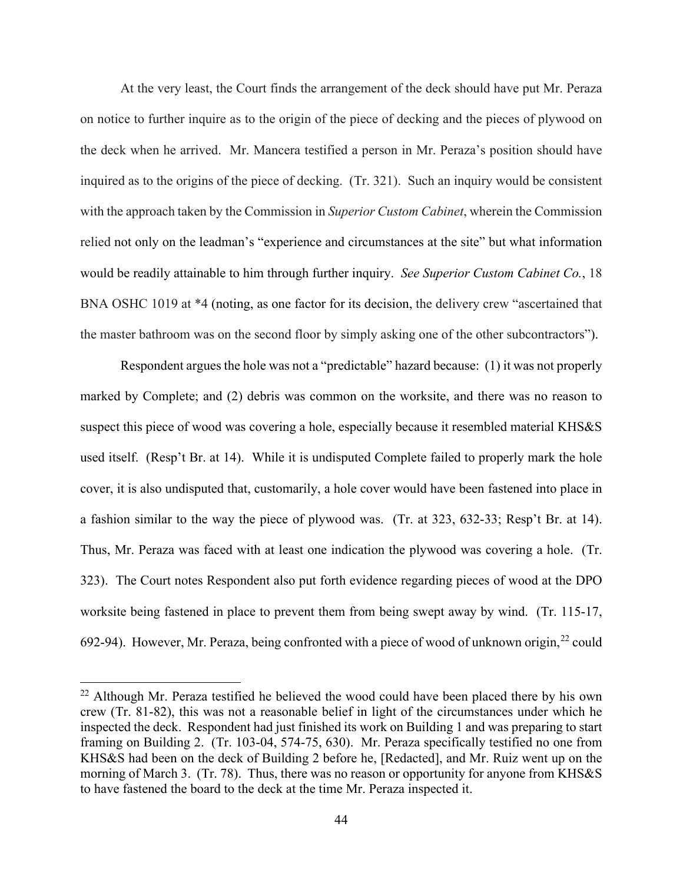At the very least, the Court finds the arrangement of the deck should have put Mr. Peraza on notice to further inquire as to the origin of the piece of decking and the pieces of plywood on the deck when he arrived. Mr. Mancera testified a person in Mr. Peraza's position should have inquired as to the origins of the piece of decking. (Tr. 321). Such an inquiry would be consistent with the approach taken by the Commission in *Superior Custom Cabinet*, wherein the Commission relied not only on the leadman's "experience and circumstances at the site" but what information would be readily attainable to him through further inquiry. *See Superior Custom Cabinet Co.*, 18 BNA OSHC 1019 at *4 (noting, as one factor for its decision, the delivery crew "ascertained that the master bathroom was on the second floor by simply asking one of the other subcontractors").

Respondent argues the hole was not a "predictable" hazard because: (1) it was not properly marked by Complete; and (2) debris was common on the worksite, and there was no reason to suspect this piece of wood was covering a hole, especially because it resembled material KHS&S used itself. (Resp't Br. at 14). While it is undisputed Complete failed to properly mark the hole cover, it is also undisputed that, customarily, a hole cover would have been fastened into place in a fashion similar to the way the piece of plywood was. (Tr. at 323, 632-33; Resp't Br. at 14). Thus, Mr. Peraza was faced with at least one indication the plywood was covering a hole. (Tr. 323). The Court notes Respondent also put forth evidence regarding pieces of wood at the DPO worksite being fastened in place to prevent them from being swept away by wind. (Tr. 115-17, 692-94). However, Mr. Peraza, being confronted with a piece of wood of unknown origin,[22] could

[22] Although Mr. Peraza testified he believed the wood could have been placed there by his own crew (Tr. 81-82), this was not a reasonable belief in light of the circumstances under which he inspected the deck. Respondent had just finished its work on Building 1 and was preparing to start framing on Building 2. (Tr. 103-04, 574-75, 630). Mr. Peraza specifically testified no one from KHS&S had been on the deck of Building 2 before he, [Redacted], and Mr. Ruiz went up on the morning of March 3. (Tr. 78). Thus, there was no reason or opportunity for anyone from KHS&S to have fastened the board to the deck at the time Mr. Peraza inspected it.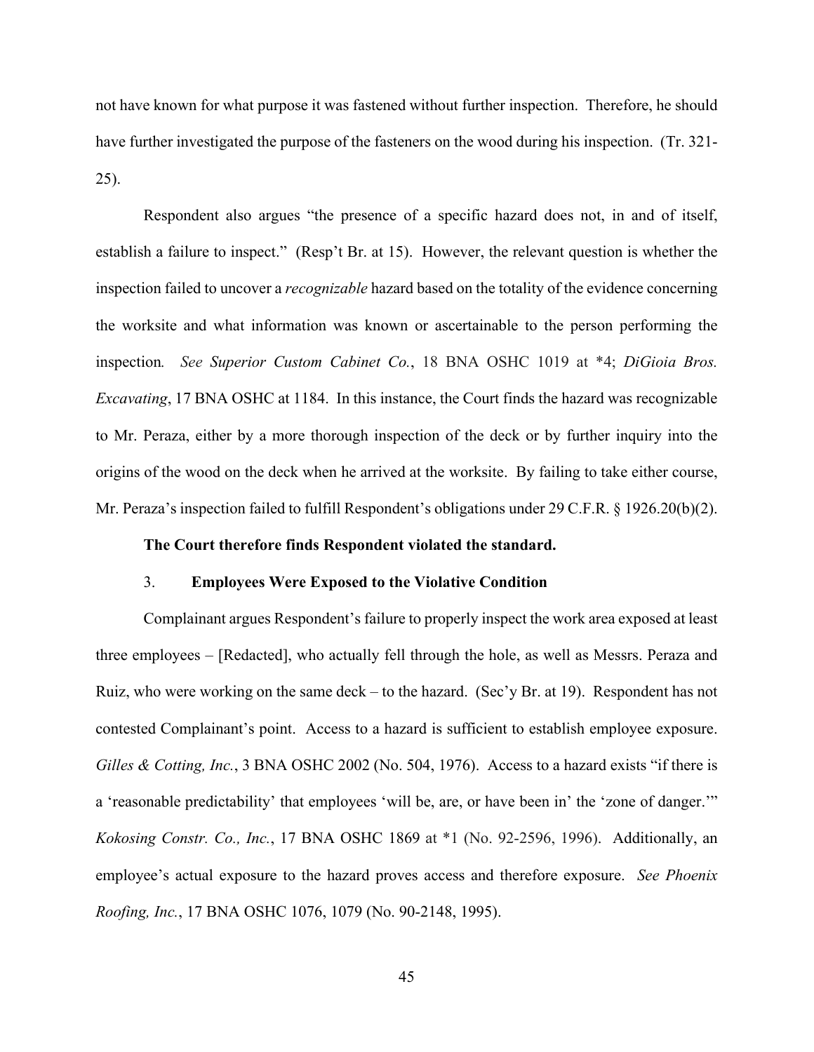not have known for what purpose it was fastened without further inspection. Therefore, he should have further investigated the purpose of the fasteners on the wood during his inspection. (Tr. 321-25).

Respondent also argues "the presence of a specific hazard does not, in and of itself, establish a failure to inspect." (Resp't Br. at 15). However, the relevant question is whether the inspection failed to uncover a *recognizable* hazard based on the totality of the evidence concerning the worksite and what information was known or ascertainable to the person performing the inspection*. See Superior Custom Cabinet Co.*, 18 BNA OSHC 1019 at *4; *DiGioia Bros. Excavating*, 17 BNA OSHC at 1184. In this instance, the Court finds the hazard was recognizable to Mr. Peraza, either by a more thorough inspection of the deck or by further inquiry into the origins of the wood on the deck when he arrived at the worksite. By failing to take either course, Mr. Peraza's inspection failed to fulfill Respondent's obligations under 29 C.F.R. § 1926.20(b)(2).

**The Court therefore finds Respondent violated the standard.**

### 3. Employees Were Exposed to the Violative Condition

Complainant argues Respondent's failure to properly inspect the work area exposed at least three employees – [Redacted], who actually fell through the hole, as well as Messrs. Peraza and Ruiz, who were working on the same deck – to the hazard. (Sec'y Br. at 19). Respondent has not contested Complainant's point. Access to a hazard is sufficient to establish employee exposure. *Gilles & Cotting, Inc.*, 3 BNA OSHC 2002 (No. 504, 1976). Access to a hazard exists "if there is a 'reasonable predictability' that employees 'will be, are, or have been in' the 'zone of danger.'" *Kokosing Constr. Co., Inc.*, 17 BNA OSHC 1869 at *1 (No. 92-2596, 1996). Additionally, an employee's actual exposure to the hazard proves access and therefore exposure. *See Phoenix Roofing, Inc.*, 17 BNA OSHC 1076, 1079 (No. 90-2148, 1995).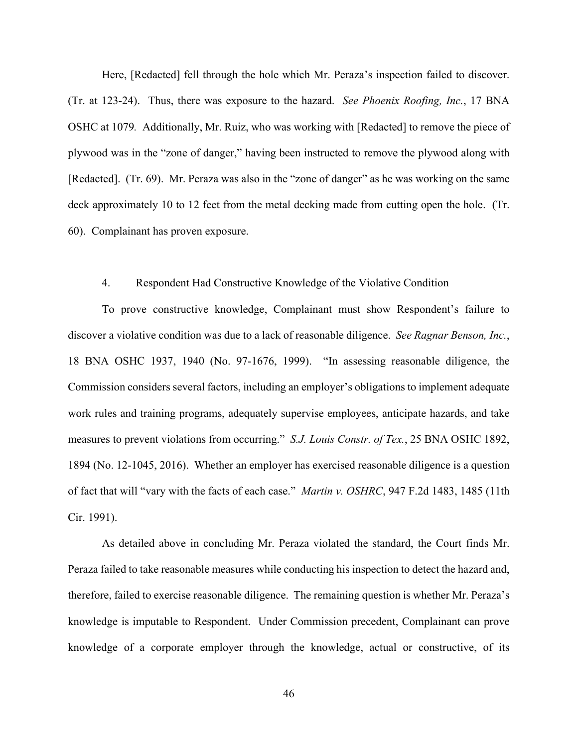Here, [Redacted] fell through the hole which Mr. Peraza's inspection failed to discover. (Tr. at 123-24). Thus, there was exposure to the hazard. *See Phoenix Roofing, Inc.*, 17 BNA OSHC at 1079. Additionally, Mr. Ruiz, who was working with [Redacted] to remove the piece of plywood was in the "zone of danger," having been instructed to remove the plywood along with [Redacted]. (Tr. 69). Mr. Peraza was also in the "zone of danger" as he was working on the same deck approximately 10 to 12 feet from the metal decking made from cutting open the hole. (Tr. 60). Complainant has proven exposure.

#### 4. Respondent Had Constructive Knowledge of the Violative Condition

To prove constructive knowledge, Complainant must show Respondent's failure to discover a violative condition was due to a lack of reasonable diligence. *See Ragnar Benson, Inc.*, 18 BNA OSHC 1937, 1940 (No. 97-1676, 1999). "In assessing reasonable diligence, the Commission considers several factors, including an employer's obligations to implement adequate work rules and training programs, adequately supervise employees, anticipate hazards, and take measures to prevent violations from occurring." *S.J. Louis Constr. of Tex.*, 25 BNA OSHC 1892, 1894 (No. 12-1045, 2016). Whether an employer has exercised reasonable diligence is a question of fact that will "vary with the facts of each case." *Martin v. OSHRC*, 947 F.2d 1483, 1485 (11th Cir. 1991).

As detailed above in concluding Mr. Peraza violated the standard, the Court finds Mr. Peraza failed to take reasonable measures while conducting his inspection to detect the hazard and, therefore, failed to exercise reasonable diligence. The remaining question is whether Mr. Peraza's knowledge is imputable to Respondent. Under Commission precedent, Complainant can prove knowledge of a corporate employer through the knowledge, actual or constructive, of its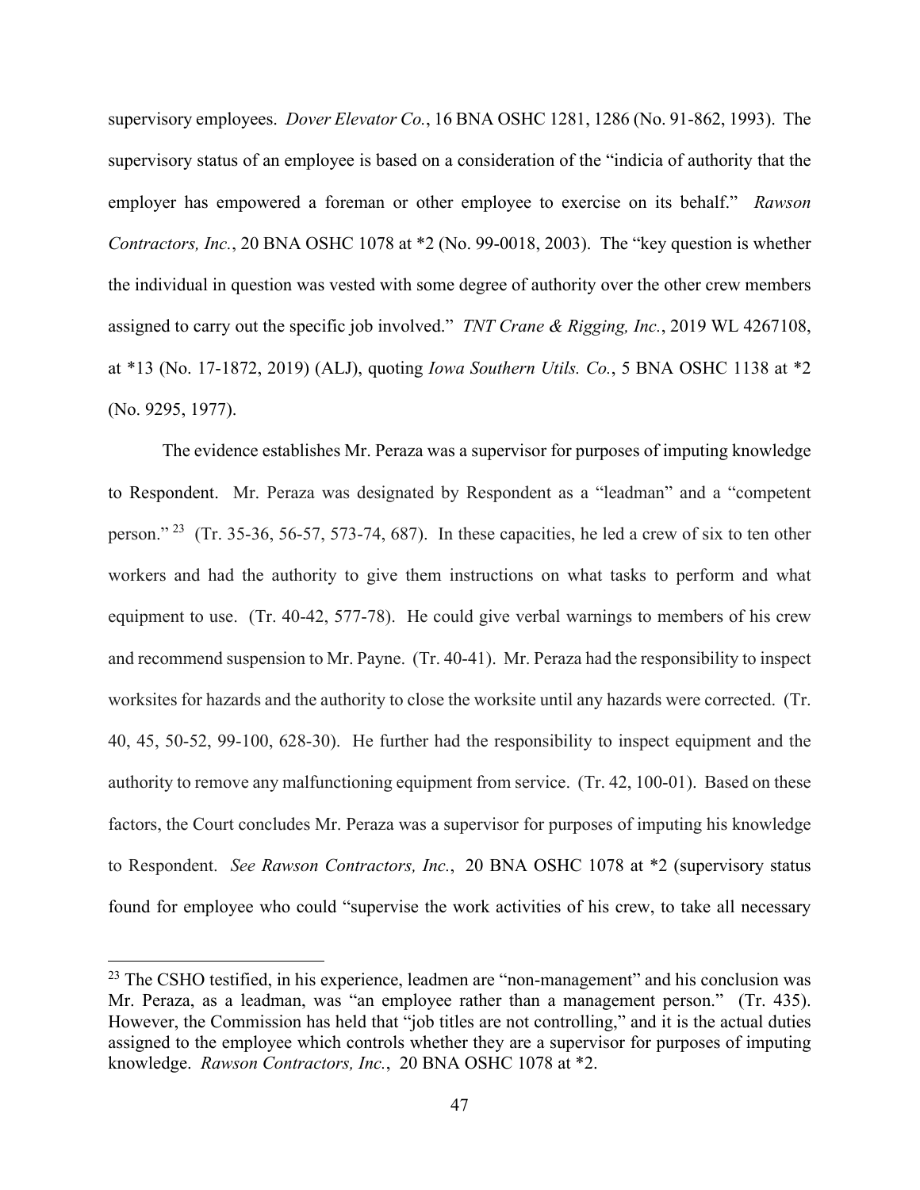supervisory employees. *Dover Elevator Co.*, 16 BNA OSHC 1281, 1286 (No. 91-862, 1993). The supervisory status of an employee is based on a consideration of the "indicia of authority that the employer has empowered a foreman or other employee to exercise on its behalf." *Rawson Contractors, Inc.*, 20 BNA OSHC 1078 at *2 (No. 99-0018, 2003). The "key question is whether the individual in question was vested with some degree of authority over the other crew members assigned to carry out the specific job involved." *TNT Crane & Rigging, Inc.*, 2019 WL 4267108, at *13 (No. 17-1872, 2019) (ALJ), quoting *Iowa Southern Utils. Co.*, 5 BNA OSHC 1138 at *2 (No. 9295, 1977).

The evidence establishes Mr. Peraza was a supervisor for purposes of imputing knowledge to Respondent. Mr. Peraza was designated by Respondent as a "leadman" and a "competent person."[23] (Tr. 35-36, 56-57, 573-74, 687). In these capacities, he led a crew of six to ten other workers and had the authority to give them instructions on what tasks to perform and what equipment to use. (Tr. 40-42, 577-78). He could give verbal warnings to members of his crew and recommend suspension to Mr. Payne. (Tr. 40-41). Mr. Peraza had the responsibility to inspect worksites for hazards and the authority to close the worksite until any hazards were corrected. (Tr. 40, 45, 50-52, 99-100, 628-30). He further had the responsibility to inspect equipment and the authority to remove any malfunctioning equipment from service. (Tr. 42, 100-01). Based on these factors, the Court concludes Mr. Peraza was a supervisor for purposes of imputing his knowledge to Respondent. *See Rawson Contractors, Inc.*, 20 BNA OSHC 1078 at *2 (supervisory status found for employee who could "supervise the work activities of his crew, to take all necessary

[23] The CSHO testified, in his experience, leadmen are "non-management" and his conclusion was Mr. Peraza, as a leadman, was "an employee rather than a management person." (Tr. 435). However, the Commission has held that "job titles are not controlling," and it is the actual duties assigned to the employee which controls whether they are a supervisor for purposes of imputing knowledge. *Rawson Contractors, Inc.*, 20 BNA OSHC 1078 at *2.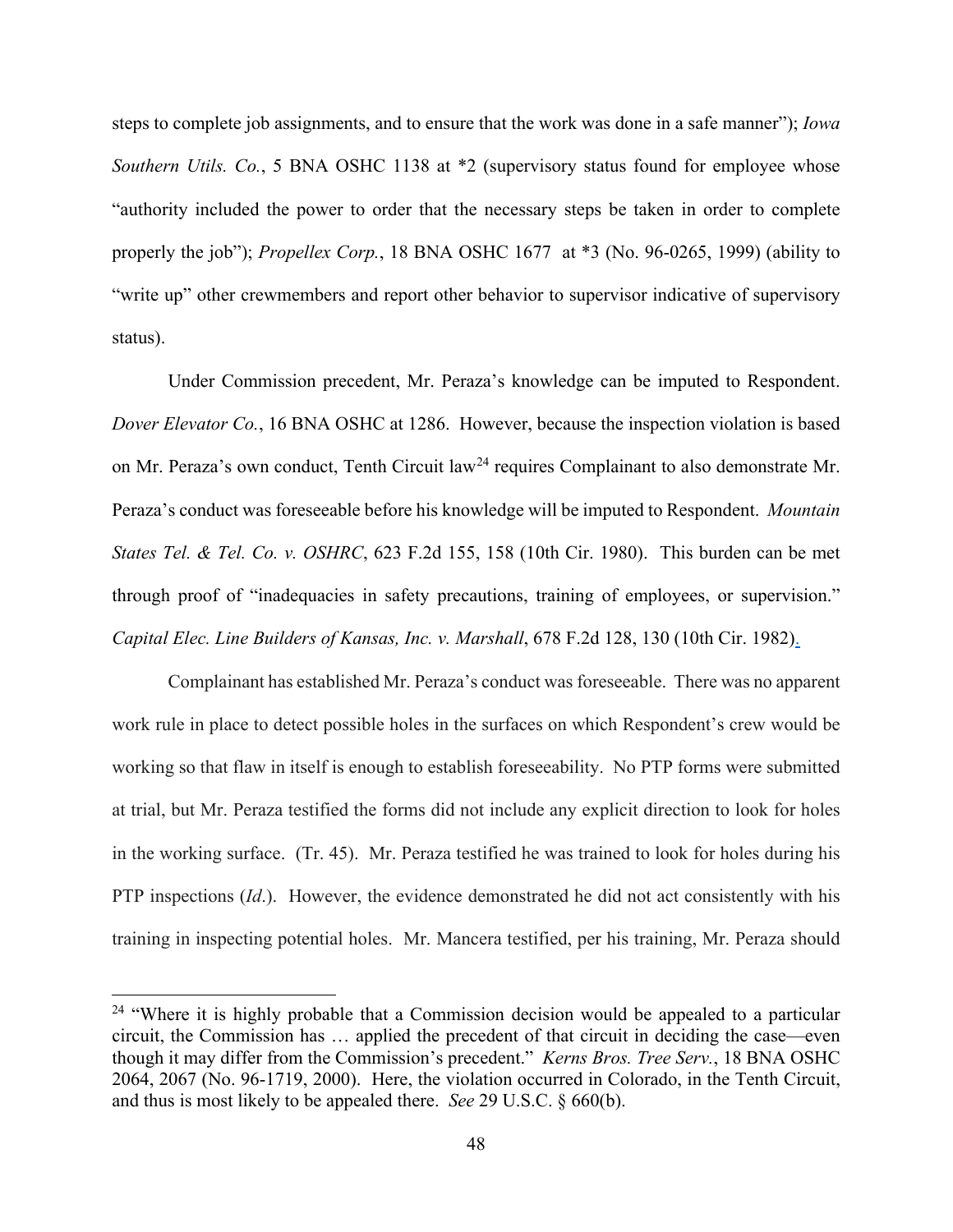steps to complete job assignments, and to ensure that the work was done in a safe manner"); *Iowa Southern Utils. Co.*, 5 BNA OSHC 1138 at *2 (supervisory status found for employee whose "authority included the power to order that the necessary steps be taken in order to complete properly the job"); *Propellex Corp.*, 18 BNA OSHC 1677 at *3 (No. 96-0265, 1999) (ability to "write up" other crewmembers and report other behavior to supervisor indicative of supervisory status).

Under Commission precedent, Mr. Peraza's knowledge can be imputed to Respondent. *Dover Elevator Co.*, 16 BNA OSHC at 1286. However, because the inspection violation is based on Mr. Peraza's own conduct, Tenth Circuit law[24] requires Complainant to also demonstrate Mr. Peraza's conduct was foreseeable before his knowledge will be imputed to Respondent. *Mountain States Tel. & Tel. Co. v. OSHRC*, 623 F.2d 155, 158 (10th Cir. 1980). This burden can be met through proof of "inadequacies in safety precautions, training of employees, or supervision." *Capital Elec. Line Builders of Kansas, Inc. v. Marshall*, 678 F.2d 128, 130 (10th Cir. 1982).

Complainant has established Mr. Peraza's conduct was foreseeable. There was no apparent work rule in place to detect possible holes in the surfaces on which Respondent's crew would be working so that flaw in itself is enough to establish foreseeability. No PTP forms were submitted at trial, but Mr. Peraza testified the forms did not include any explicit direction to look for holes in the working surface. (Tr. 45). Mr. Peraza testified he was trained to look for holes during his PTP inspections (*Id*.). However, the evidence demonstrated he did not act consistently with his training in inspecting potential holes. Mr. Mancera testified, per his training, Mr. Peraza should

---

[24] "Where it is highly probable that a Commission decision would be appealed to a particular circuit, the Commission has … applied the precedent of that circuit in deciding the case—even though it may differ from the Commission's precedent." *Kerns Bros. Tree Serv.*, 18 BNA OSHC 2064, 2067 (No. 96-1719, 2000). Here, the violation occurred in Colorado, in the Tenth Circuit, and thus is most likely to be appealed there. *See* 29 U.S.C. § 660(b).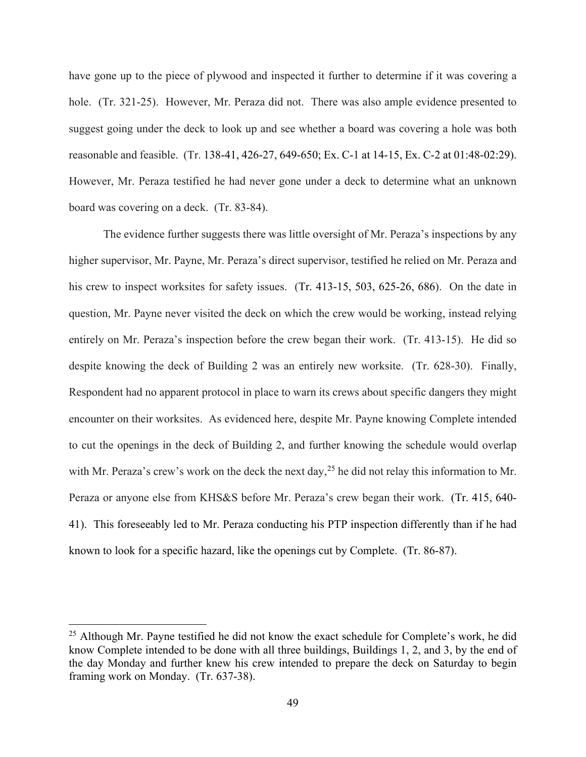have gone up to the piece of plywood and inspected it further to determine if it was covering a hole. (Tr. 321-25). However, Mr. Peraza did not. There was also ample evidence presented to suggest going under the deck to look up and see whether a board was covering a hole was both reasonable and feasible. (Tr. 138-41, 426-27, 649-650; Ex. C-1 at 14-15, Ex. C-2 at 01:48-02:29). However, Mr. Peraza testified he had never gone under a deck to determine what an unknown board was covering on a deck. (Tr. 83-84).

The evidence further suggests there was little oversight of Mr. Peraza's inspections by any higher supervisor, Mr. Payne, Mr. Peraza's direct supervisor, testified he relied on Mr. Peraza and his crew to inspect worksites for safety issues. (Tr. 413-15, 503, 625-26, 686). On the date in question, Mr. Payne never visited the deck on which the crew would be working, instead relying entirely on Mr. Peraza's inspection before the crew began their work. (Tr. 413-15). He did so despite knowing the deck of Building 2 was an entirely new worksite. (Tr. 628-30). Finally, Respondent had no apparent protocol in place to warn its crews about specific dangers they might encounter on their worksites. As evidenced here, despite Mr. Payne knowing Complete intended to cut the openings in the deck of Building 2, and further knowing the schedule would overlap with Mr. Peraza's crew's work on the deck the next day,[25] he did not relay this information to Mr. Peraza or anyone else from KHS&S before Mr. Peraza's crew began their work. (Tr. 415, 640-41). This foreseeably led to Mr. Peraza conducting his PTP inspection differently than if he had known to look for a specific hazard, like the openings cut by Complete. (Tr. 86-87).

[25] Although Mr. Payne testified he did not know the exact schedule for Complete's work, he did know Complete intended to be done with all three buildings, Buildings 1, 2, and 3, by the end of the day Monday and further knew his crew intended to prepare the deck on Saturday to begin framing work on Monday. (Tr. 637-38).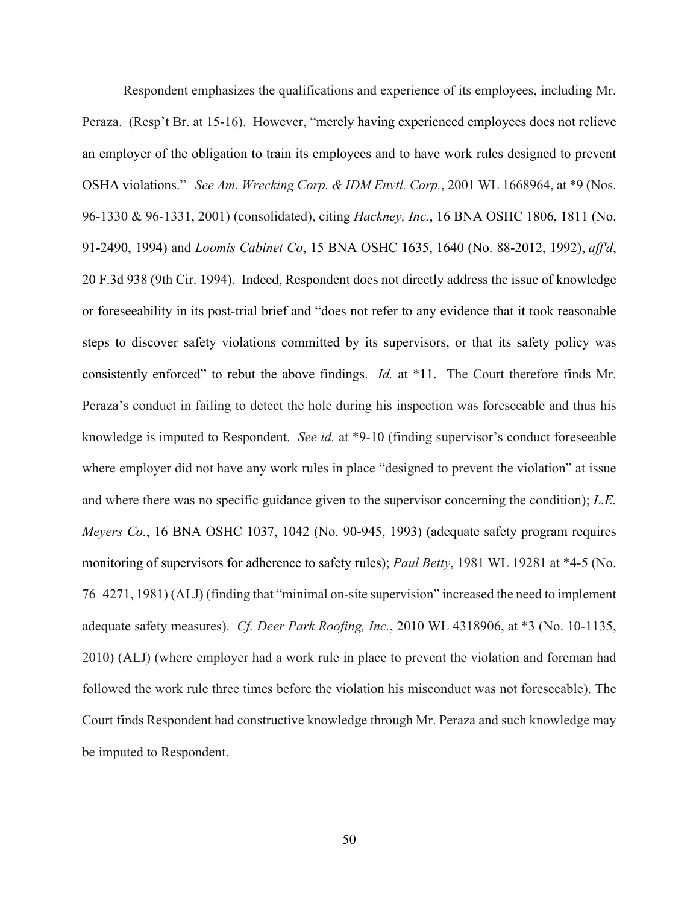Respondent emphasizes the qualifications and experience of its employees, including Mr. Peraza. (Resp't Br. at 15-16). However, "merely having experienced employees does not relieve an employer of the obligation to train its employees and to have work rules designed to prevent OSHA violations." *See Am. Wrecking Corp. & IDM Envtl. Corp.*, 2001 WL 1668964, at *9 (Nos. 96-1330 & 96-1331, 2001) (consolidated), citing *Hackney, Inc.*, 16 BNA OSHC 1806, 1811 (No. 91-2490, 1994) and *Loomis Cabinet Co*, 15 BNA OSHC 1635, 1640 (No. 88-2012, 1992), *aff'd*, 20 F.3d 938 (9th Cir. 1994). Indeed, Respondent does not directly address the issue of knowledge or foreseeability in its post-trial brief and "does not refer to any evidence that it took reasonable steps to discover safety violations committed by its supervisors, or that its safety policy was consistently enforced" to rebut the above findings. *Id.* at *11. The Court therefore finds Mr. Peraza's conduct in failing to detect the hole during his inspection was foreseeable and thus his knowledge is imputed to Respondent. *See id.* at *9-10 (finding supervisor's conduct foreseeable where employer did not have any work rules in place "designed to prevent the violation" at issue and where there was no specific guidance given to the supervisor concerning the condition); *L.E. Meyers Co.*, 16 BNA OSHC 1037, 1042 (No. 90-945, 1993) (adequate safety program requires monitoring of supervisors for adherence to safety rules); *Paul Betty*, 1981 WL 19281 at *4-5 (No. 76–4271, 1981) (ALJ) (finding that "minimal on-site supervision" increased the need to implement adequate safety measures). *Cf. Deer Park Roofing, Inc.*, 2010 WL 4318906, at *3 (No. 10-1135, 2010) (ALJ) (where employer had a work rule in place to prevent the violation and foreman had followed the work rule three times before the violation his misconduct was not foreseeable). The Court finds Respondent had constructive knowledge through Mr. Peraza and such knowledge may be imputed to Respondent.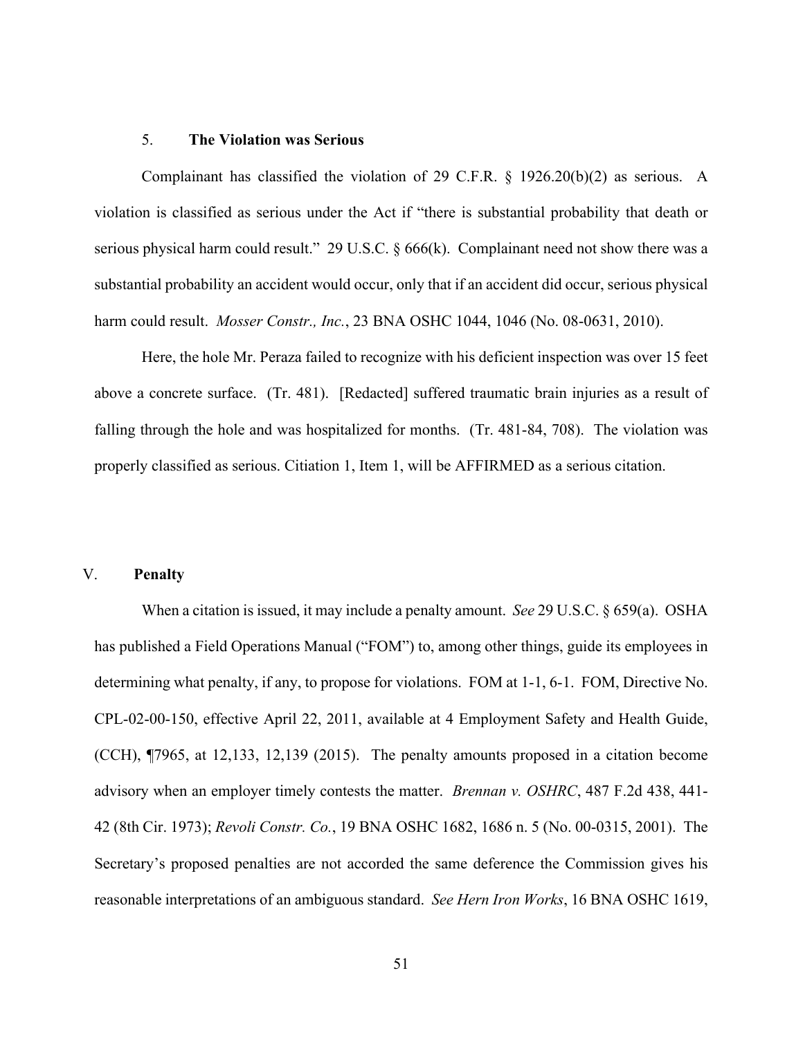### 5. **The Violation was Serious**

Complainant has classified the violation of 29 C.F.R. § 1926.20(b)(2) as serious. A violation is classified as serious under the Act if "there is substantial probability that death or serious physical harm could result." 29 U.S.C. § 666(k). Complainant need not show there was a substantial probability an accident would occur, only that if an accident did occur, serious physical harm could result. *Mosser Constr., Inc.*, 23 BNA OSHC 1044, 1046 (No. 08-0631, 2010).

Here, the hole Mr. Peraza failed to recognize with his deficient inspection was over 15 feet above a concrete surface. (Tr. 481). [Redacted] suffered traumatic brain injuries as a result of falling through the hole and was hospitalized for months. (Tr. 481-84, 708). The violation was properly classified as serious. Citiation 1, Item 1, will be AFFIRMED as a serious citation.

## V. **Penalty**

When a citation is issued, it may include a penalty amount. *See* 29 U.S.C. § 659(a). OSHA has published a Field Operations Manual ("FOM") to, among other things, guide its employees in determining what penalty, if any, to propose for violations. FOM at 1-1, 6-1. FOM, Directive No. CPL-02-00-150, effective April 22, 2011, available at 4 Employment Safety and Health Guide, (CCH), ¶7965, at 12,133, 12,139 (2015). The penalty amounts proposed in a citation become advisory when an employer timely contests the matter. *Brennan v. OSHRC*, 487 F.2d 438, 441-42 (8th Cir. 1973); *Revoli Constr. Co.*, 19 BNA OSHC 1682, 1686 n. 5 (No. 00-0315, 2001). The Secretary's proposed penalties are not accorded the same deference the Commission gives his reasonable interpretations of an ambiguous standard. *See Hern Iron Works*, 16 BNA OSHC 1619,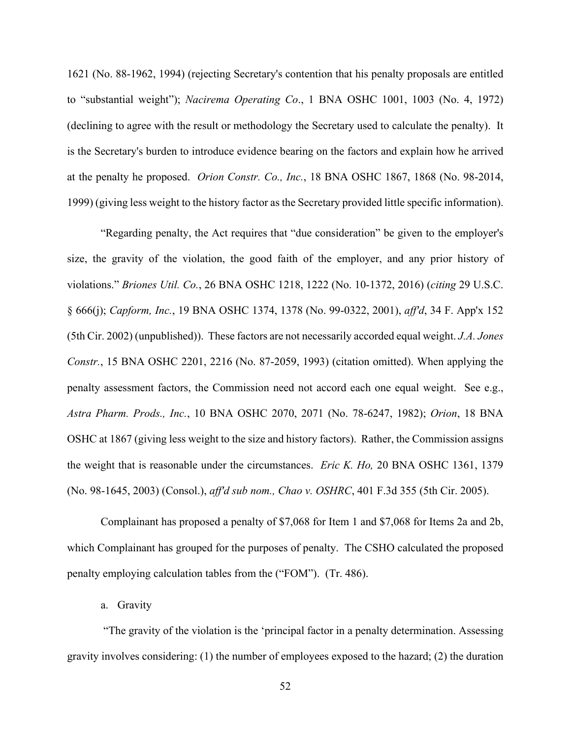1621 (No. 88-1962, 1994) (rejecting Secretary's contention that his penalty proposals are entitled to "substantial weight"); *Nacirema Operating Co*., 1 BNA OSHC 1001, 1003 (No. 4, 1972) (declining to agree with the result or methodology the Secretary used to calculate the penalty). It is the Secretary's burden to introduce evidence bearing on the factors and explain how he arrived at the penalty he proposed. *Orion Constr. Co., Inc.*, 18 BNA OSHC 1867, 1868 (No. 98-2014, 1999) (giving less weight to the history factor as the Secretary provided little specific information).

"Regarding penalty, the Act requires that "due consideration" be given to the employer's size, the gravity of the violation, the good faith of the employer, and any prior history of violations." *Briones Util. Co.*, 26 BNA OSHC 1218, 1222 (No. 10-1372, 2016) (*citing* 29 U.S.C. § 666(j); *Capform, Inc.*, 19 BNA OSHC 1374, 1378 (No. 99-0322, 2001), *aff'd*, 34 F. App'x 152 (5th Cir. 2002) (unpublished)). These factors are not necessarily accorded equal weight. *J.A. Jones Constr.*, 15 BNA OSHC 2201, 2216 (No. 87-2059, 1993) (citation omitted). When applying the penalty assessment factors, the Commission need not accord each one equal weight. See e.g., *Astra Pharm. Prods., Inc.*, 10 BNA OSHC 2070, 2071 (No. 78-6247, 1982); *Orion*, 18 BNA OSHC at 1867 (giving less weight to the size and history factors). Rather, the Commission assigns the weight that is reasonable under the circumstances. *Eric K. Ho,* 20 BNA OSHC 1361, 1379 (No. 98-1645, 2003) (Consol.), *aff'd sub nom., Chao v. OSHRC*, 401 F.3d 355 (5th Cir. 2005).

Complainant has proposed a penalty of $7,068 for Item 1 and $7,068 for Items 2a and 2b, which Complainant has grouped for the purposes of penalty. The CSHO calculated the proposed penalty employing calculation tables from the ("FOM"). (Tr. 486).

a. Gravity

"The gravity of the violation is the 'principal factor in a penalty determination. Assessing gravity involves considering: (1) the number of employees exposed to the hazard; (2) the duration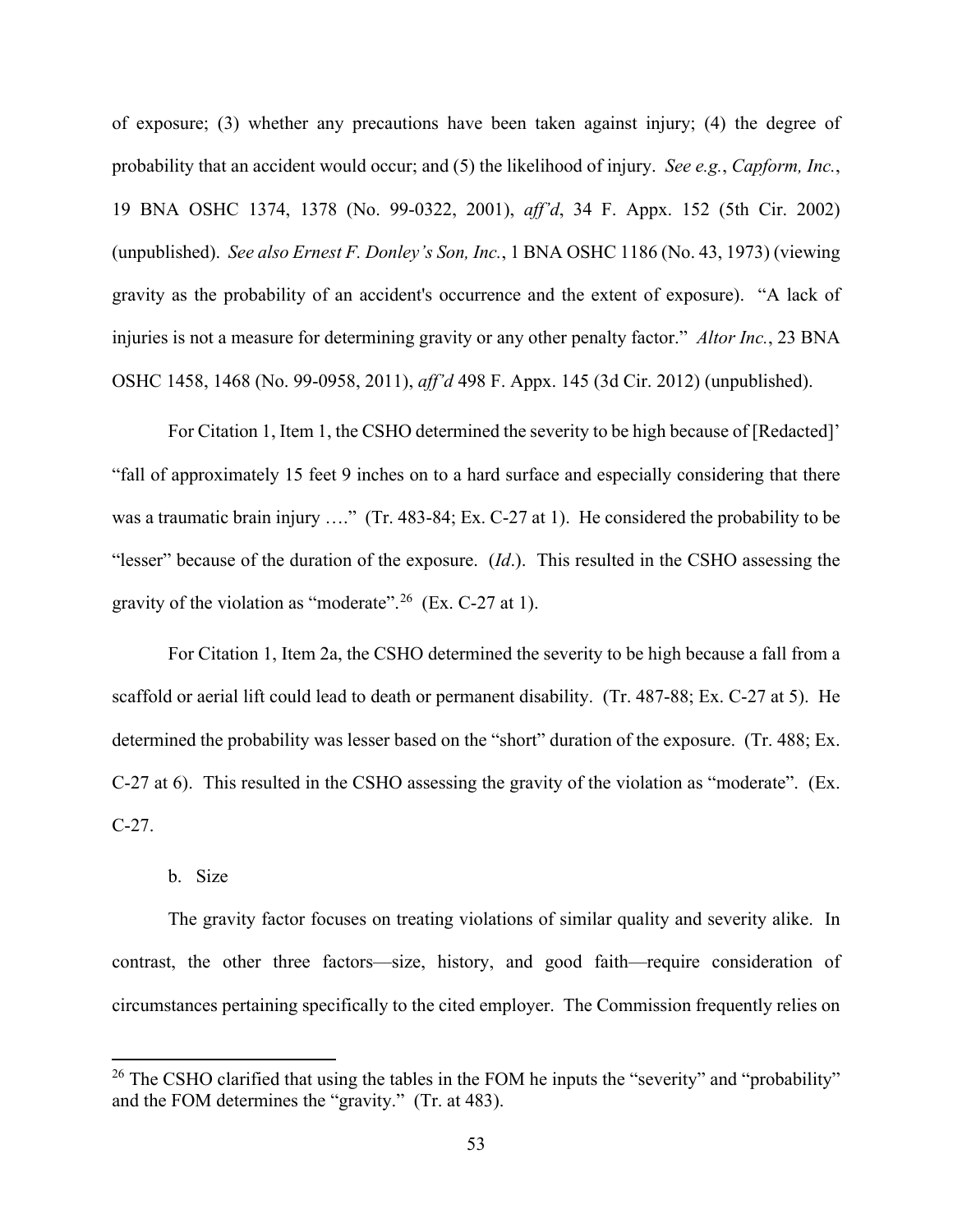of exposure; (3) whether any precautions have been taken against injury; (4) the degree of probability that an accident would occur; and (5) the likelihood of injury. *See e.g.*, *Capform, Inc.*, 19 BNA OSHC 1374, 1378 (No. 99-0322, 2001), *aff'd*, 34 F. Appx. 152 (5th Cir. 2002) (unpublished). *See also Ernest F. Donley's Son, Inc.*, 1 BNA OSHC 1186 (No. 43, 1973) (viewing gravity as the probability of an accident's occurrence and the extent of exposure). "A lack of injuries is not a measure for determining gravity or any other penalty factor." *Altor Inc.*, 23 BNA OSHC 1458, 1468 (No. 99-0958, 2011), *aff'd* 498 F. Appx. 145 (3d Cir. 2012) (unpublished).

For Citation 1, Item 1, the CSHO determined the severity to be high because of [Redacted]' "fall of approximately 15 feet 9 inches on to a hard surface and especially considering that there was a traumatic brain injury …." (Tr. 483-84; Ex. C-27 at 1). He considered the probability to be "lesser" because of the duration of the exposure. (*Id*.). This resulted in the CSHO assessing the gravity of the violation as "moderate".[26] (Ex. C-27 at 1).

For Citation 1, Item 2a, the CSHO determined the severity to be high because a fall from a scaffold or aerial lift could lead to death or permanent disability. (Tr. 487-88; Ex. C-27 at 5). He determined the probability was lesser based on the "short" duration of the exposure. (Tr. 488; Ex. C-27 at 6). This resulted in the CSHO assessing the gravity of the violation as "moderate". (Ex. C-27.

b. Size

The gravity factor focuses on treating violations of similar quality and severity alike. In contrast, the other three factors—size, history, and good faith—require consideration of circumstances pertaining specifically to the cited employer. The Commission frequently relies on

---

[26] The CSHO clarified that using the tables in the FOM he inputs the "severity" and "probability" and the FOM determines the "gravity." (Tr. at 483).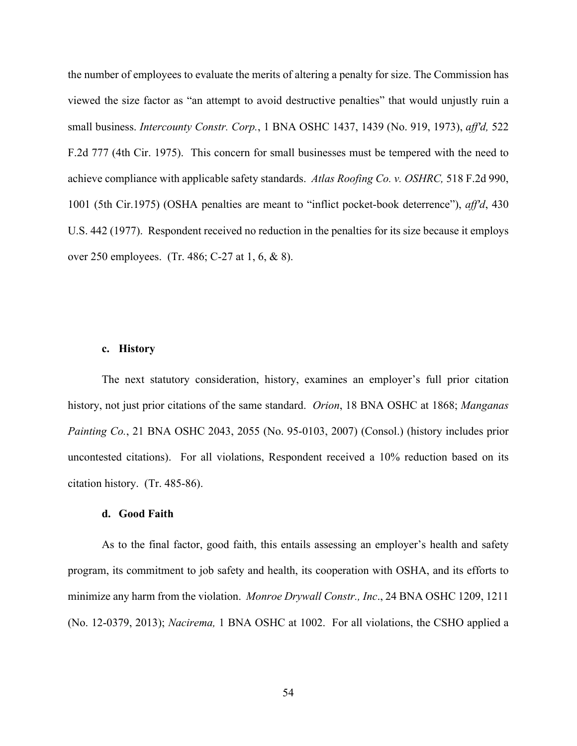the number of employees to evaluate the merits of altering a penalty for size. The Commission has viewed the size factor as "an attempt to avoid destructive penalties" that would unjustly ruin a small business. *Intercounty Constr. Corp.*, 1 BNA OSHC 1437, 1439 (No. 919, 1973), *aff'd,* 522 F.2d 777 (4th Cir. 1975). This concern for small businesses must be tempered with the need to achieve compliance with applicable safety standards. *Atlas Roofing Co. v. OSHRC,* 518 F.2d 990, 1001 (5th Cir.1975) (OSHA penalties are meant to "inflict pocket-book deterrence"), *aff'd*, 430 U.S. 442 (1977). Respondent received no reduction in the penalties for its size because it employs over 250 employees. (Tr. 486; C-27 at 1, 6, & 8).

#### c. History

The next statutory consideration, history, examines an employer's full prior citation history, not just prior citations of the same standard. *Orion*, 18 BNA OSHC at 1868; *Manganas Painting Co.*, 21 BNA OSHC 2043, 2055 (No. 95-0103, 2007) (Consol.) (history includes prior uncontested citations). For all violations, Respondent received a 10% reduction based on its citation history. (Tr. 485-86).

#### d. Good Faith

As to the final factor, good faith, this entails assessing an employer's health and safety program, its commitment to job safety and health, its cooperation with OSHA, and its efforts to minimize any harm from the violation. *Monroe Drywall Constr., Inc*., 24 BNA OSHC 1209, 1211 (No. 12-0379, 2013); *Nacirema,* 1 BNA OSHC at 1002. For all violations, the CSHO applied a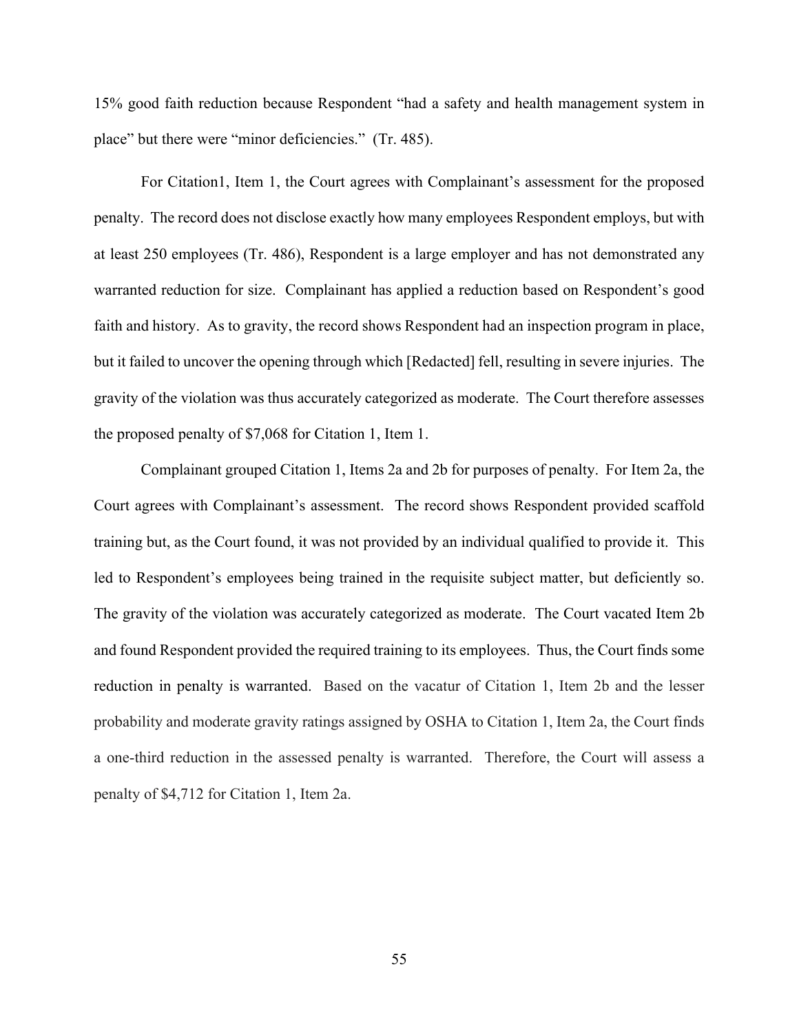15% good faith reduction because Respondent "had a safety and health management system in place" but there were "minor deficiencies." (Tr. 485).

For Citation1, Item 1, the Court agrees with Complainant's assessment for the proposed penalty. The record does not disclose exactly how many employees Respondent employs, but with at least 250 employees (Tr. 486), Respondent is a large employer and has not demonstrated any warranted reduction for size. Complainant has applied a reduction based on Respondent's good faith and history. As to gravity, the record shows Respondent had an inspection program in place, but it failed to uncover the opening through which [Redacted] fell, resulting in severe injuries. The gravity of the violation was thus accurately categorized as moderate. The Court therefore assesses the proposed penalty of $7,068 for Citation 1, Item 1.

Complainant grouped Citation 1, Items 2a and 2b for purposes of penalty. For Item 2a, the Court agrees with Complainant's assessment. The record shows Respondent provided scaffold training but, as the Court found, it was not provided by an individual qualified to provide it. This led to Respondent's employees being trained in the requisite subject matter, but deficiently so. The gravity of the violation was accurately categorized as moderate. The Court vacated Item 2b and found Respondent provided the required training to its employees. Thus, the Court finds some reduction in penalty is warranted. Based on the vacatur of Citation 1, Item 2b and the lesser probability and moderate gravity ratings assigned by OSHA to Citation 1, Item 2a, the Court finds a one-third reduction in the assessed penalty is warranted. Therefore, the Court will assess a penalty of $4,712 for Citation 1, Item 2a.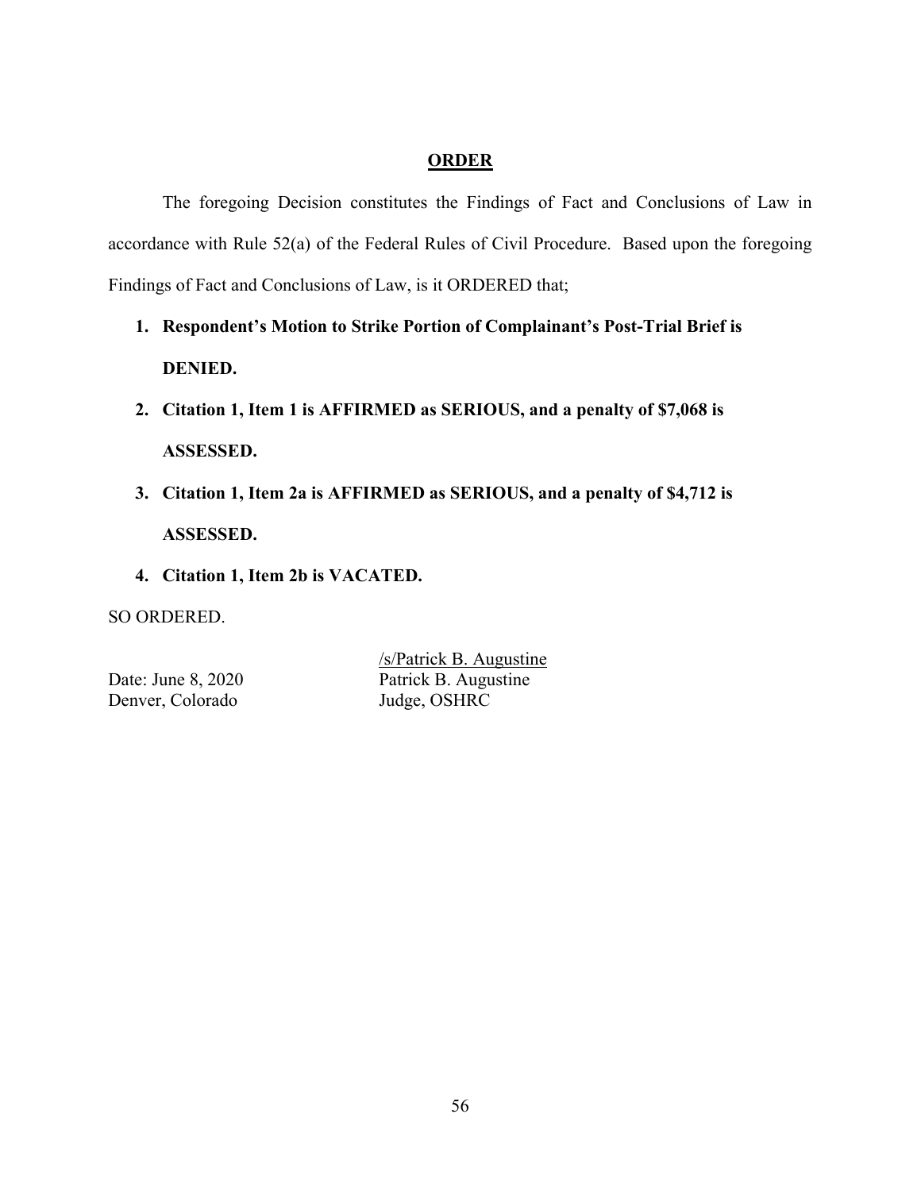## ORDER

The foregoing Decision constitutes the Findings of Fact and Conclusions of Law in accordance with Rule 52(a) of the Federal Rules of Civil Procedure. Based upon the foregoing Findings of Fact and Conclusions of Law, is it ORDERED that;

1. **Respondent's Motion to Strike Portion of Complainant's Post-Trial Brief is DENIED.**
2. **Citation 1, Item 1 is AFFIRMED as SERIOUS, and a penalty of $7,068 is ASSESSED.**
3. **Citation 1, Item 2a is AFFIRMED as SERIOUS, and a penalty of $4,712 is ASSESSED.**
4. **Citation 1, Item 2b is VACATED.**

SO ORDERED.

/s/Patrick B. Augustine
Patrick B. Augustine
Judge, OSHRC

Date: June 8, 2020
Denver, Colorado